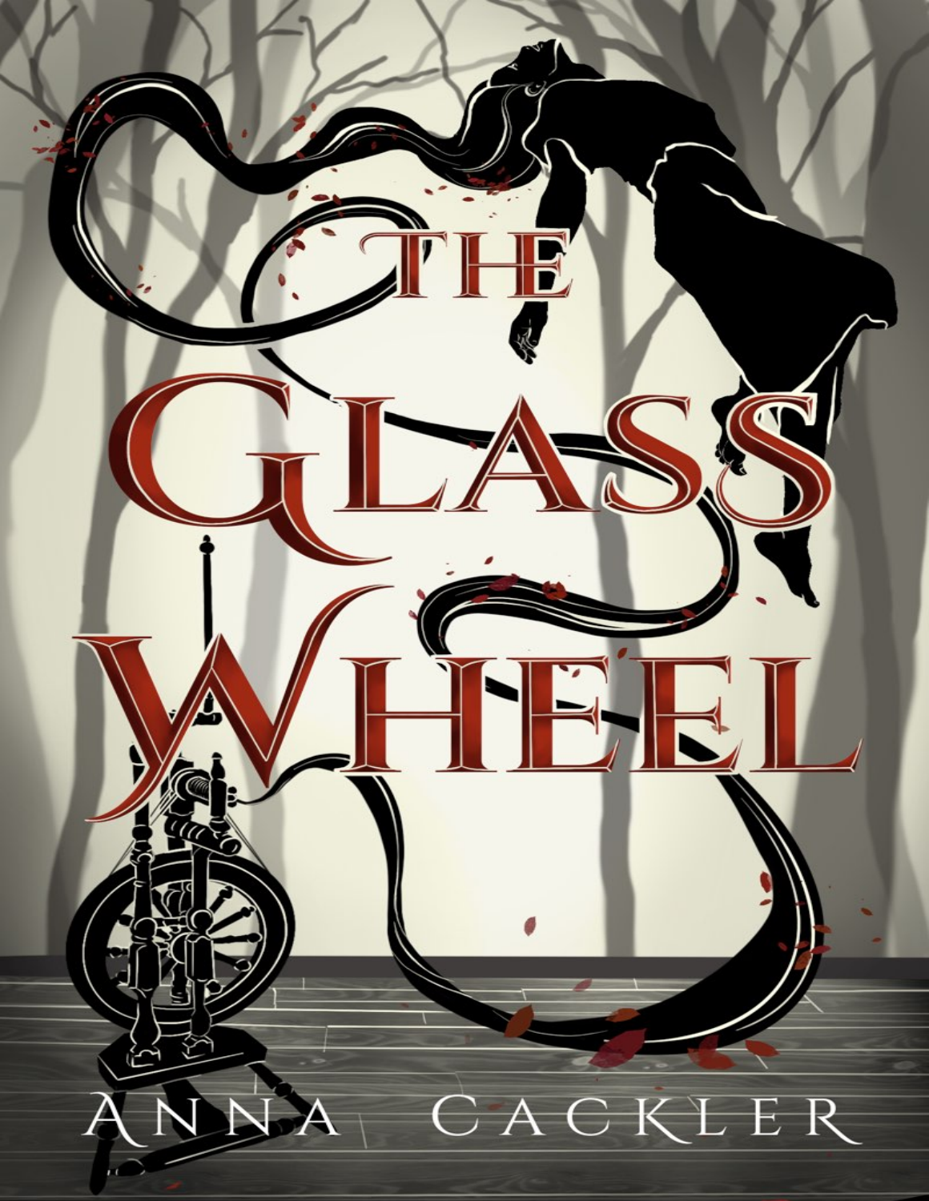# The Glass Wheel

Anna Cackler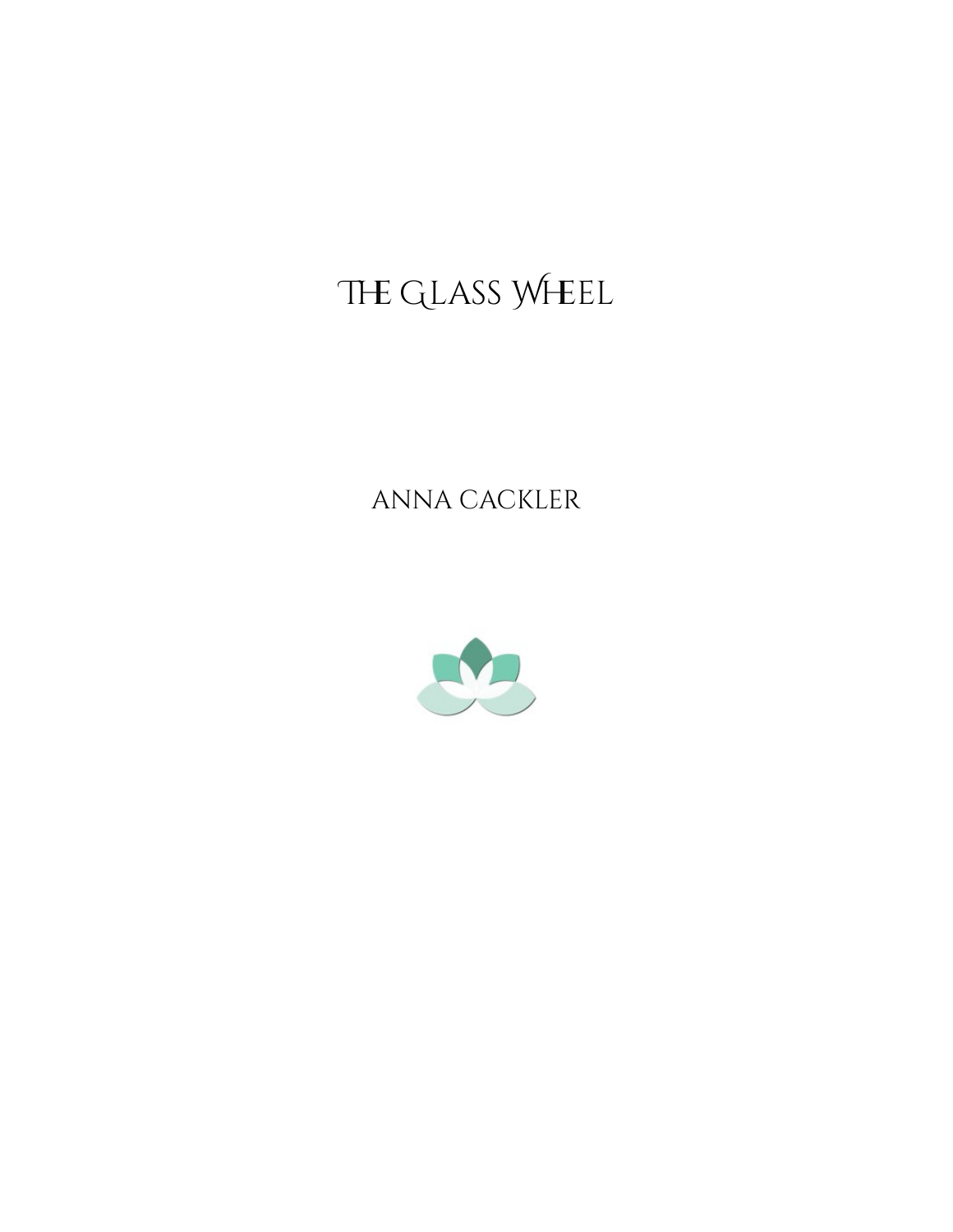# The Glass Wheel

Anna Cackler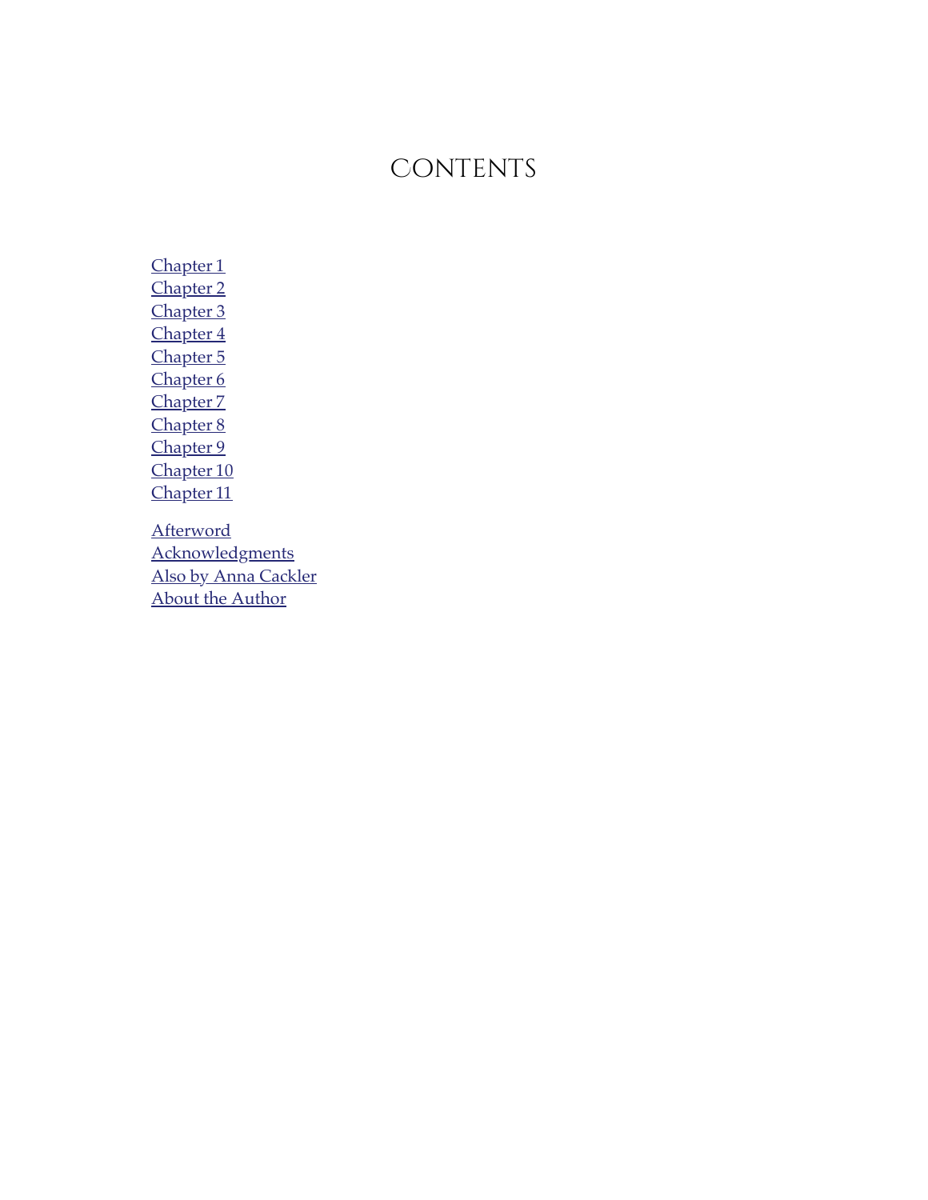# Contents

- Chapter 1
- Chapter 2
- Chapter 3
- Chapter 4
- Chapter 5
- Chapter 6
- Chapter 7
- Chapter 8
- Chapter 9
- Chapter 10
- Chapter 11

- Afterword
- Acknowledgments
- Also by Anna Cackler
- About the Author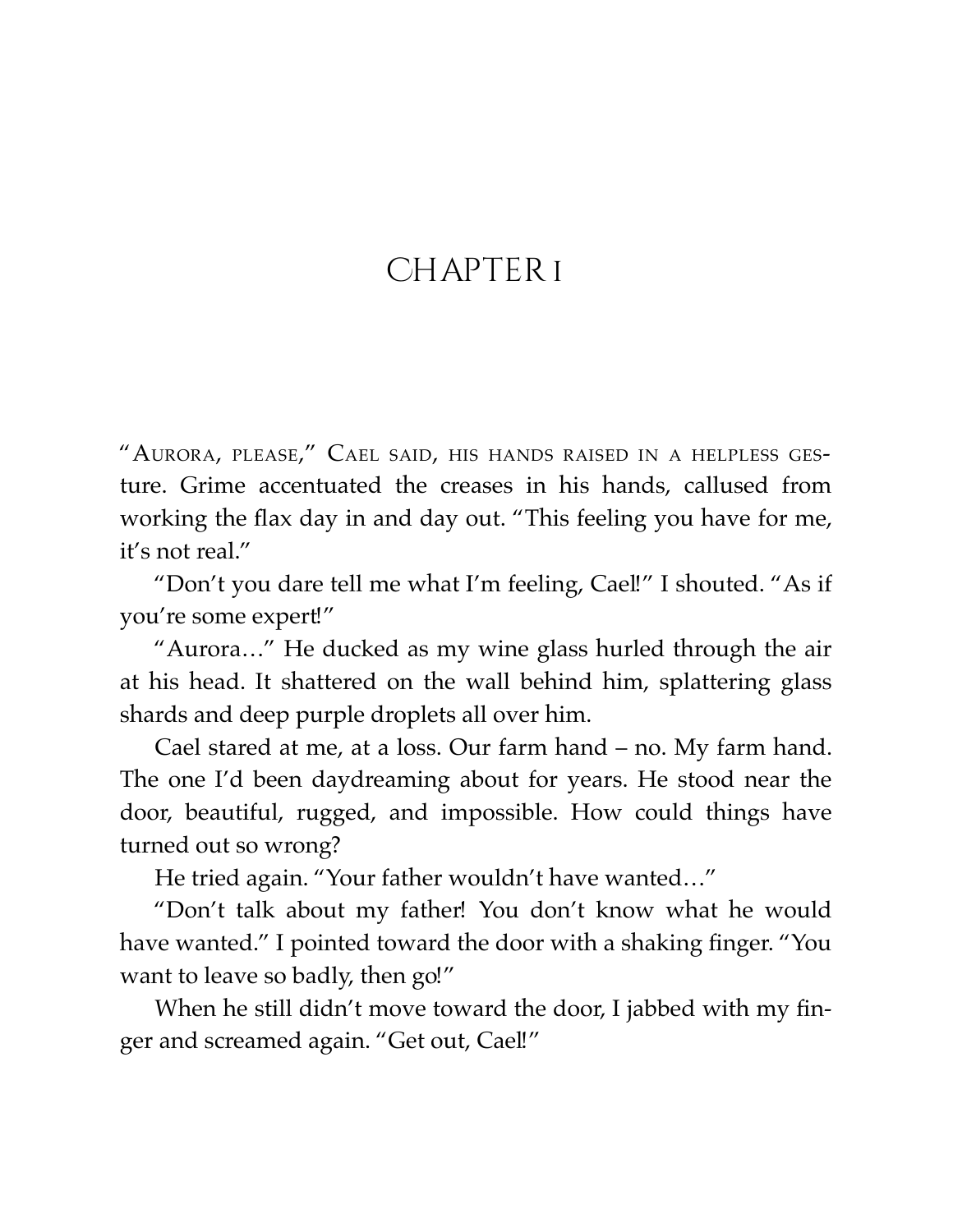# Chapter 1

"Aurora, please," Cael said, his hands raised in a helpless gesture. Grime accentuated the creases in his hands, callused from working the flax day in and day out. "This feeling you have for me, it's not real."

"Don't you dare tell me what I'm feeling, Cael!" I shouted. "As if you're some expert!"

"Aurora…" He ducked as my wine glass hurled through the air at his head. It shattered on the wall behind him, splattering glass shards and deep purple droplets all over him.

Cael stared at me, at a loss. Our farm hand – no. My farm hand. The one I'd been daydreaming about for years. He stood near the door, beautiful, rugged, and impossible. How could things have turned out so wrong?

He tried again. "Your father wouldn't have wanted…"

"Don't talk about my father! You don't know what he would have wanted." I pointed toward the door with a shaking finger. "You want to leave so badly, then go!"

When he still didn't move toward the door, I jabbed with my finger and screamed again. "Get out, Cael!"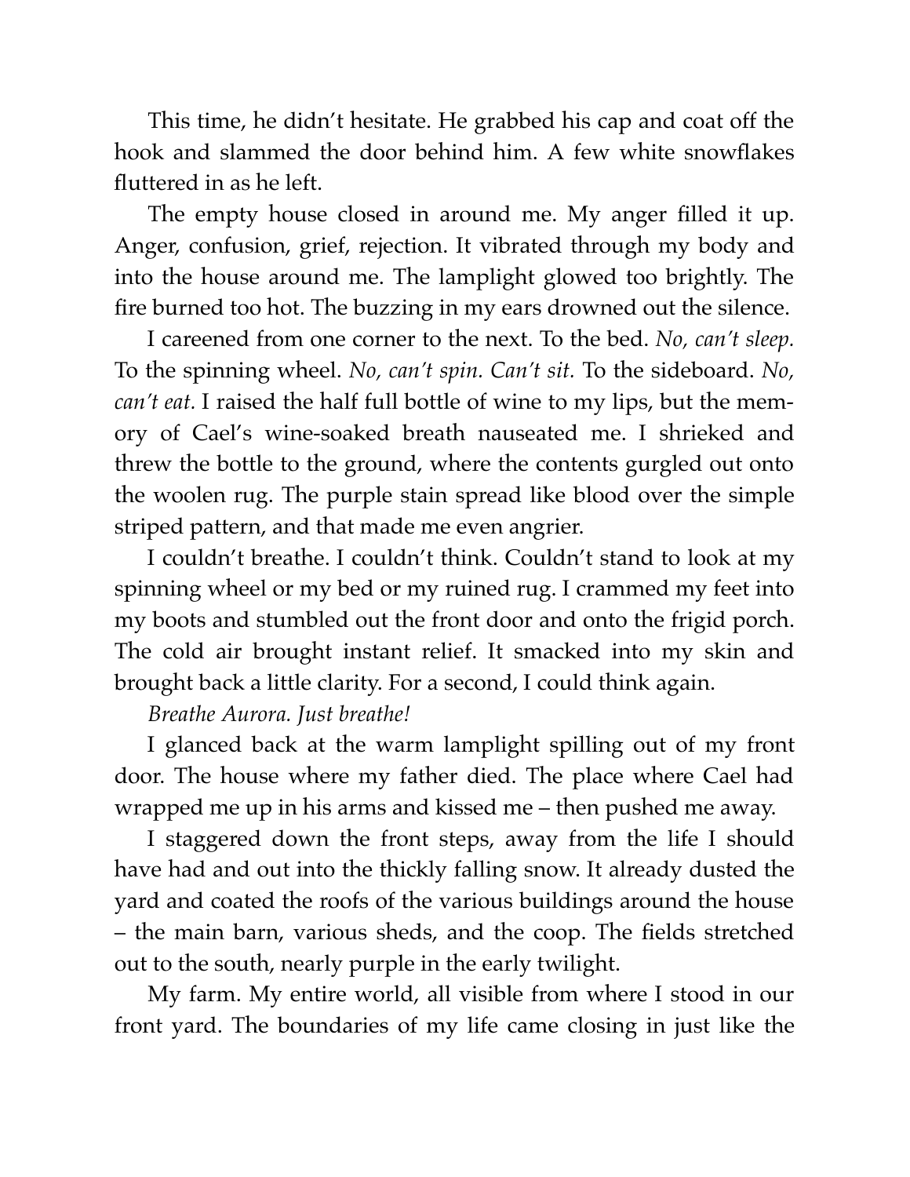This time, he didn't hesitate. He grabbed his cap and coat off the hook and slammed the door behind him. A few white snowflakes fluttered in as he left.

The empty house closed in around me. My anger filled it up. Anger, confusion, grief, rejection. It vibrated through my body and into the house around me. The lamplight glowed too brightly. The fire burned too hot. The buzzing in my ears drowned out the silence.

I careened from one corner to the next. To the bed. *No, can't sleep.* To the spinning wheel. *No, can't spin. Can't sit.* To the sideboard. *No, can't eat.* I raised the half full bottle of wine to my lips, but the memory of Cael's wine-soaked breath nauseated me. I shrieked and threw the bottle to the ground, where the contents gurgled out onto the woolen rug. The purple stain spread like blood over the simple striped pattern, and that made me even angrier.

I couldn't breathe. I couldn't think. Couldn't stand to look at my spinning wheel or my bed or my ruined rug. I crammed my feet into my boots and stumbled out the front door and onto the frigid porch. The cold air brought instant relief. It smacked into my skin and brought back a little clarity. For a second, I could think again.

*Breathe Aurora. Just breathe!*

I glanced back at the warm lamplight spilling out of my front door. The house where my father died. The place where Cael had wrapped me up in his arms and kissed me – then pushed me away.

I staggered down the front steps, away from the life I should have had and out into the thickly falling snow. It already dusted the yard and coated the roofs of the various buildings around the house – the main barn, various sheds, and the coop. The fields stretched out to the south, nearly purple in the early twilight.

My farm. My entire world, all visible from where I stood in our front yard. The boundaries of my life came closing in just like the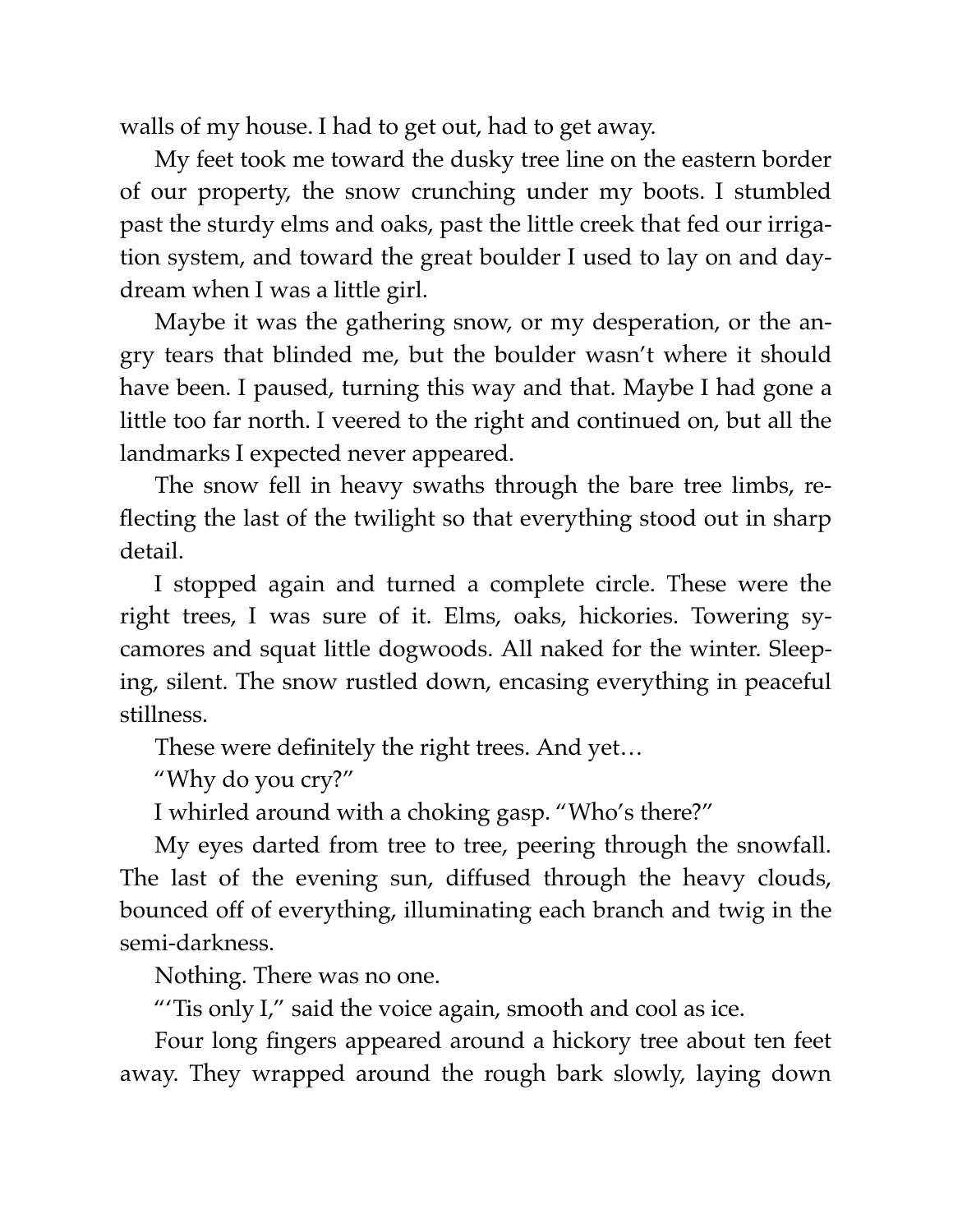walls of my house. I had to get out, had to get away.

My feet took me toward the dusky tree line on the eastern border of our property, the snow crunching under my boots. I stumbled past the sturdy elms and oaks, past the little creek that fed our irrigation system, and toward the great boulder I used to lay on and daydream when I was a little girl.

Maybe it was the gathering snow, or my desperation, or the angry tears that blinded me, but the boulder wasn't where it should have been. I paused, turning this way and that. Maybe I had gone a little too far north. I veered to the right and continued on, but all the landmarks I expected never appeared.

The snow fell in heavy swaths through the bare tree limbs, reflecting the last of the twilight so that everything stood out in sharp detail.

I stopped again and turned a complete circle. These were the right trees, I was sure of it. Elms, oaks, hickories. Towering sycamores and squat little dogwoods. All naked for the winter. Sleeping, silent. The snow rustled down, encasing everything in peaceful stillness.

These were definitely the right trees. And yet…

"Why do you cry?"

I whirled around with a choking gasp. "Who's there?"

My eyes darted from tree to tree, peering through the snowfall. The last of the evening sun, diffused through the heavy clouds, bounced off of everything, illuminating each branch and twig in the semi-darkness.

Nothing. There was no one.

"'Tis only I," said the voice again, smooth and cool as ice.

Four long fingers appeared around a hickory tree about ten feet away. They wrapped around the rough bark slowly, laying down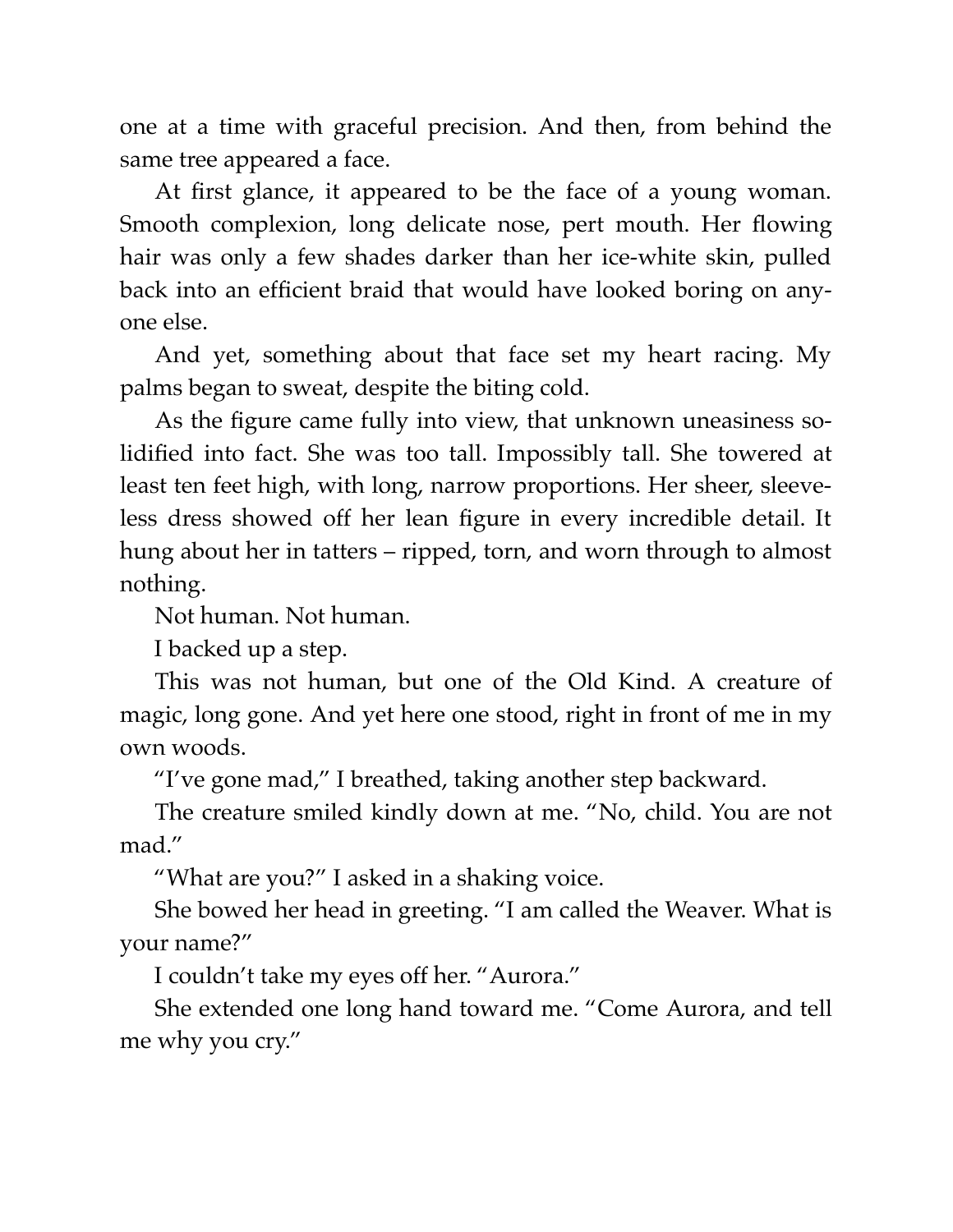one at a time with graceful precision. And then, from behind the same tree appeared a face.

At first glance, it appeared to be the face of a young woman. Smooth complexion, long delicate nose, pert mouth. Her flowing hair was only a few shades darker than her ice-white skin, pulled back into an efficient braid that would have looked boring on anyone else.

And yet, something about that face set my heart racing. My palms began to sweat, despite the biting cold.

As the figure came fully into view, that unknown uneasiness solidified into fact. She was too tall. Impossibly tall. She towered at least ten feet high, with long, narrow proportions. Her sheer, sleeveless dress showed off her lean figure in every incredible detail. It hung about her in tatters – ripped, torn, and worn through to almost nothing.

Not human. Not human.

I backed up a step.

This was not human, but one of the Old Kind. A creature of magic, long gone. And yet here one stood, right in front of me in my own woods.

"I've gone mad," I breathed, taking another step backward.

The creature smiled kindly down at me. "No, child. You are not mad."

"What are you?" I asked in a shaking voice.

She bowed her head in greeting. "I am called the Weaver. What is your name?"

I couldn't take my eyes off her. "Aurora."

She extended one long hand toward me. "Come Aurora, and tell me why you cry."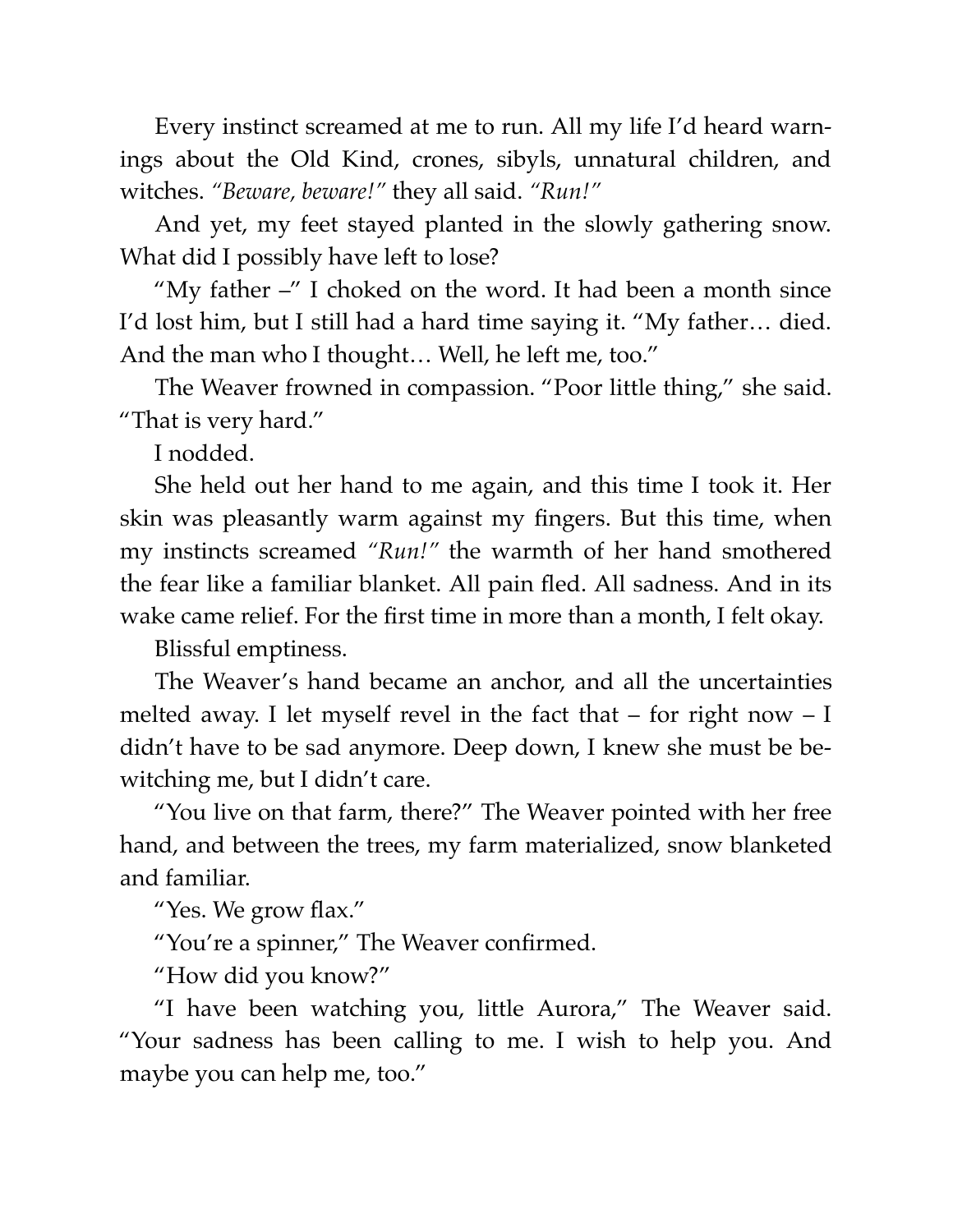Every instinct screamed at me to run. All my life I'd heard warnings about the Old Kind, crones, sibyls, unnatural children, and witches. *"Beware, beware!"* they all said. *"Run!"*

And yet, my feet stayed planted in the slowly gathering snow. What did I possibly have left to lose?

"My father –" I choked on the word. It had been a month since I'd lost him, but I still had a hard time saying it. "My father… died. And the man who I thought… Well, he left me, too."

The Weaver frowned in compassion. "Poor little thing," she said. "That is very hard."

I nodded.

She held out her hand to me again, and this time I took it. Her skin was pleasantly warm against my fingers. But this time, when my instincts screamed *"Run!"* the warmth of her hand smothered the fear like a familiar blanket. All pain fled. All sadness. And in its wake came relief. For the first time in more than a month, I felt okay.

Blissful emptiness.

The Weaver's hand became an anchor, and all the uncertainties melted away. I let myself revel in the fact that – for right now – I didn't have to be sad anymore. Deep down, I knew she must be bewitching me, but I didn't care.

"You live on that farm, there?" The Weaver pointed with her free hand, and between the trees, my farm materialized, snow blanketed and familiar.

"Yes. We grow flax."

"You're a spinner," The Weaver confirmed.

"How did you know?"

"I have been watching you, little Aurora," The Weaver said. "Your sadness has been calling to me. I wish to help you. And maybe you can help me, too."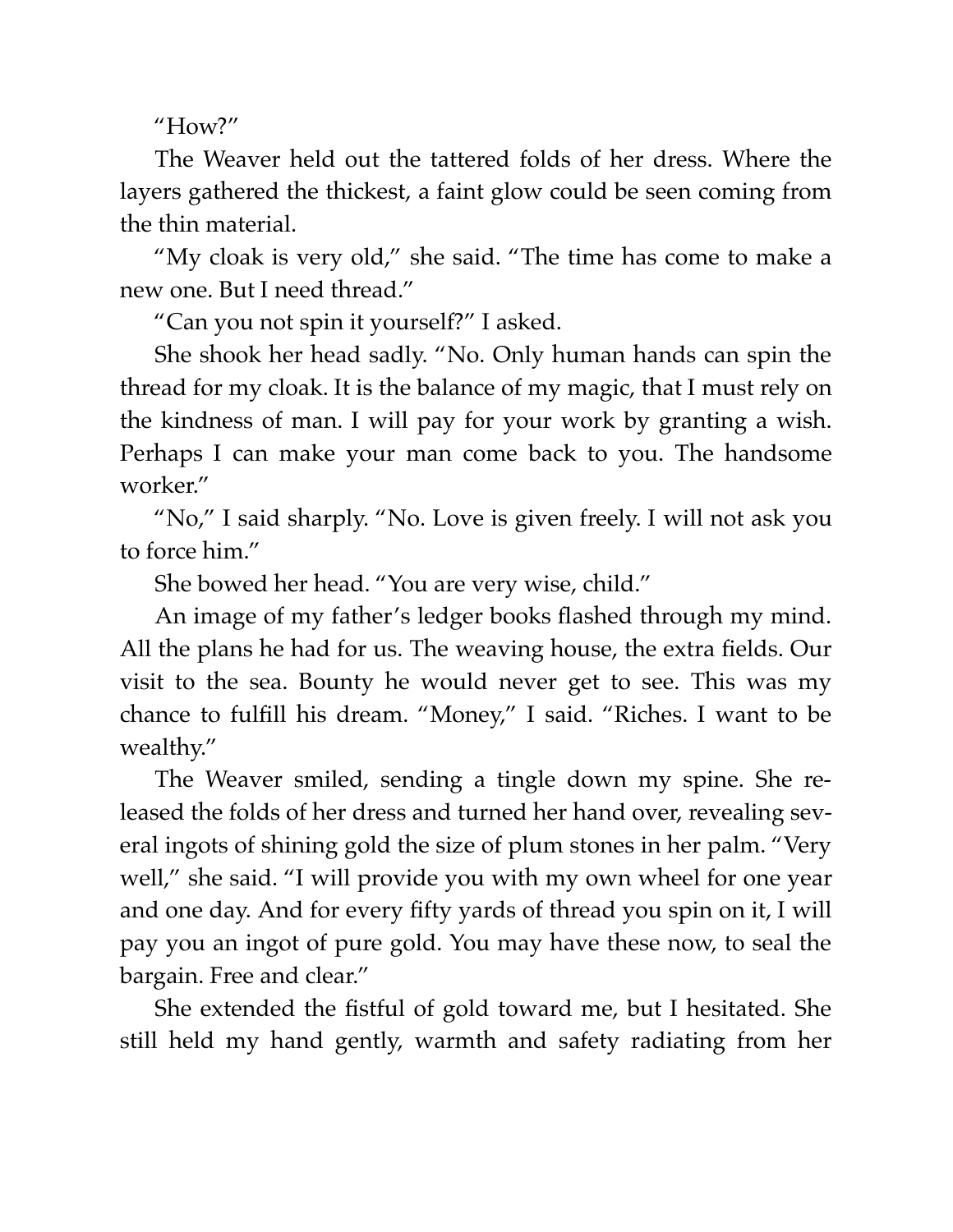"How?"

The Weaver held out the tattered folds of her dress. Where the layers gathered the thickest, a faint glow could be seen coming from the thin material.

"My cloak is very old," she said. "The time has come to make a new one. But I need thread."

"Can you not spin it yourself?" I asked.

She shook her head sadly. "No. Only human hands can spin the thread for my cloak. It is the balance of my magic, that I must rely on the kindness of man. I will pay for your work by granting a wish. Perhaps I can make your man come back to you. The handsome worker."

"No," I said sharply. "No. Love is given freely. I will not ask you to force him."

She bowed her head. "You are very wise, child."

An image of my father's ledger books flashed through my mind. All the plans he had for us. The weaving house, the extra fields. Our visit to the sea. Bounty he would never get to see. This was my chance to fulfill his dream. "Money," I said. "Riches. I want to be wealthy."

The Weaver smiled, sending a tingle down my spine. She released the folds of her dress and turned her hand over, revealing several ingots of shining gold the size of plum stones in her palm. "Very well," she said. "I will provide you with my own wheel for one year and one day. And for every fifty yards of thread you spin on it, I will pay you an ingot of pure gold. You may have these now, to seal the bargain. Free and clear."

She extended the fistful of gold toward me, but I hesitated. She still held my hand gently, warmth and safety radiating from her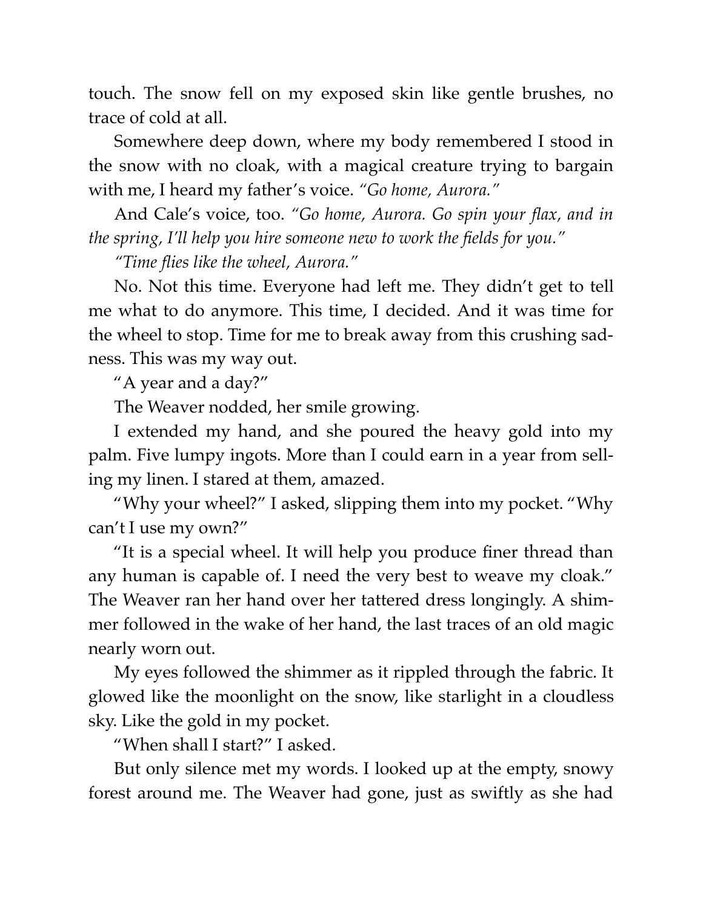touch. The snow fell on my exposed skin like gentle brushes, no trace of cold at all.

Somewhere deep down, where my body remembered I stood in the snow with no cloak, with a magical creature trying to bargain with me, I heard my father's voice. *"Go home, Aurora."*

And Cale's voice, too. *"Go home, Aurora. Go spin your flax, and in the spring, I'll help you hire someone new to work the fields for you."*

*"Time flies like the wheel, Aurora."*

No. Not this time. Everyone had left me. They didn't get to tell me what to do anymore. This time, I decided. And it was time for the wheel to stop. Time for me to break away from this crushing sadness. This was my way out.

"A year and a day?"

The Weaver nodded, her smile growing.

I extended my hand, and she poured the heavy gold into my palm. Five lumpy ingots. More than I could earn in a year from selling my linen. I stared at them, amazed.

"Why your wheel?" I asked, slipping them into my pocket. "Why can't I use my own?"

"It is a special wheel. It will help you produce finer thread than any human is capable of. I need the very best to weave my cloak." The Weaver ran her hand over her tattered dress longingly. A shimmer followed in the wake of her hand, the last traces of an old magic nearly worn out.

My eyes followed the shimmer as it rippled through the fabric. It glowed like the moonlight on the snow, like starlight in a cloudless sky. Like the gold in my pocket.

"When shall I start?" I asked.

But only silence met my words. I looked up at the empty, snowy forest around me. The Weaver had gone, just as swiftly as she had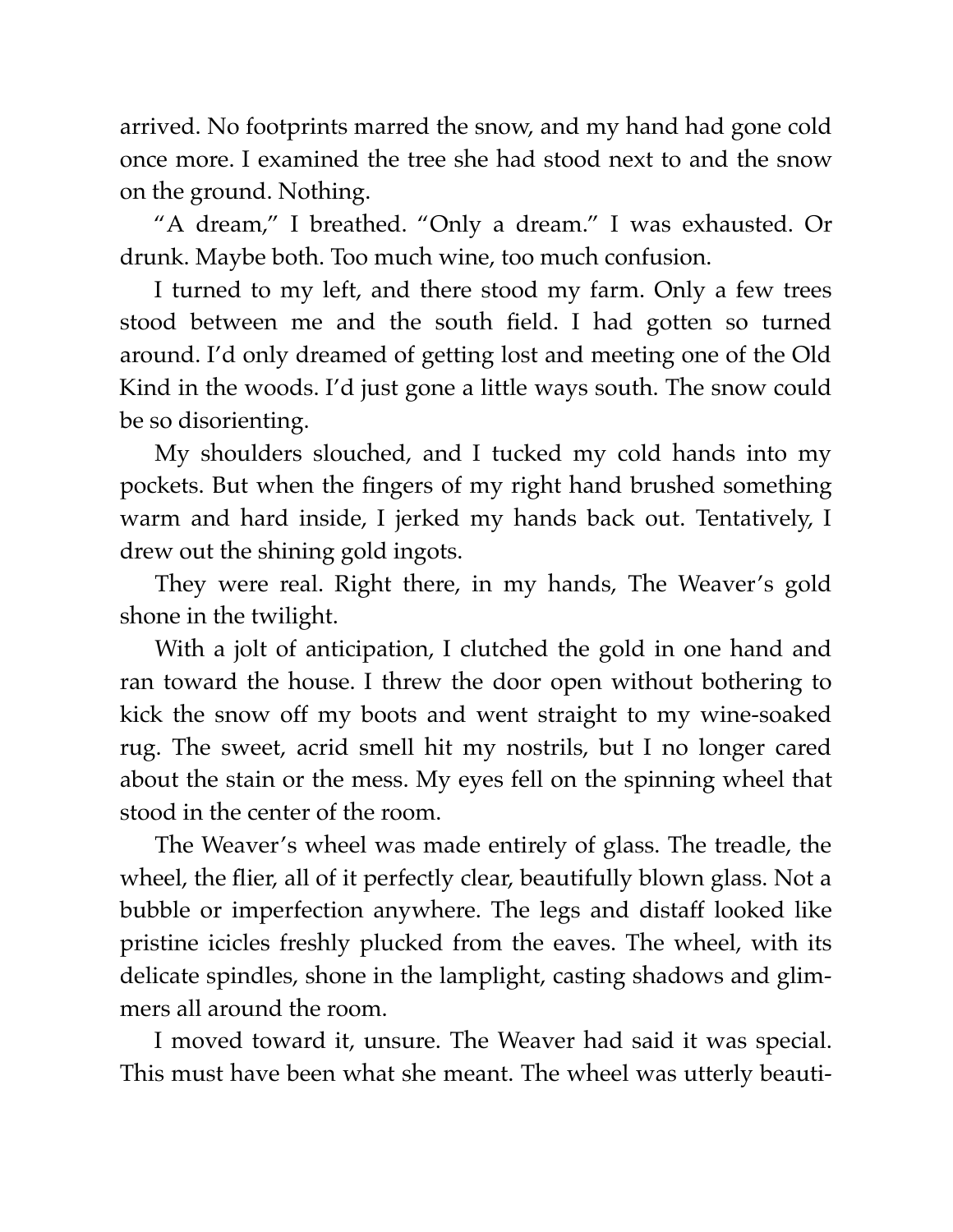arrived. No footprints marred the snow, and my hand had gone cold once more. I examined the tree she had stood next to and the snow on the ground. Nothing.

"A dream," I breathed. "Only a dream." I was exhausted. Or drunk. Maybe both. Too much wine, too much confusion.

I turned to my left, and there stood my farm. Only a few trees stood between me and the south field. I had gotten so turned around. I'd only dreamed of getting lost and meeting one of the Old Kind in the woods. I'd just gone a little ways south. The snow could be so disorienting.

My shoulders slouched, and I tucked my cold hands into my pockets. But when the fingers of my right hand brushed something warm and hard inside, I jerked my hands back out. Tentatively, I drew out the shining gold ingots.

They were real. Right there, in my hands, The Weaver's gold shone in the twilight.

With a jolt of anticipation, I clutched the gold in one hand and ran toward the house. I threw the door open without bothering to kick the snow off my boots and went straight to my wine-soaked rug. The sweet, acrid smell hit my nostrils, but I no longer cared about the stain or the mess. My eyes fell on the spinning wheel that stood in the center of the room.

The Weaver's wheel was made entirely of glass. The treadle, the wheel, the flier, all of it perfectly clear, beautifully blown glass. Not a bubble or imperfection anywhere. The legs and distaff looked like pristine icicles freshly plucked from the eaves. The wheel, with its delicate spindles, shone in the lamplight, casting shadows and glimmers all around the room.

I moved toward it, unsure. The Weaver had said it was special. This must have been what she meant. The wheel was utterly beauti-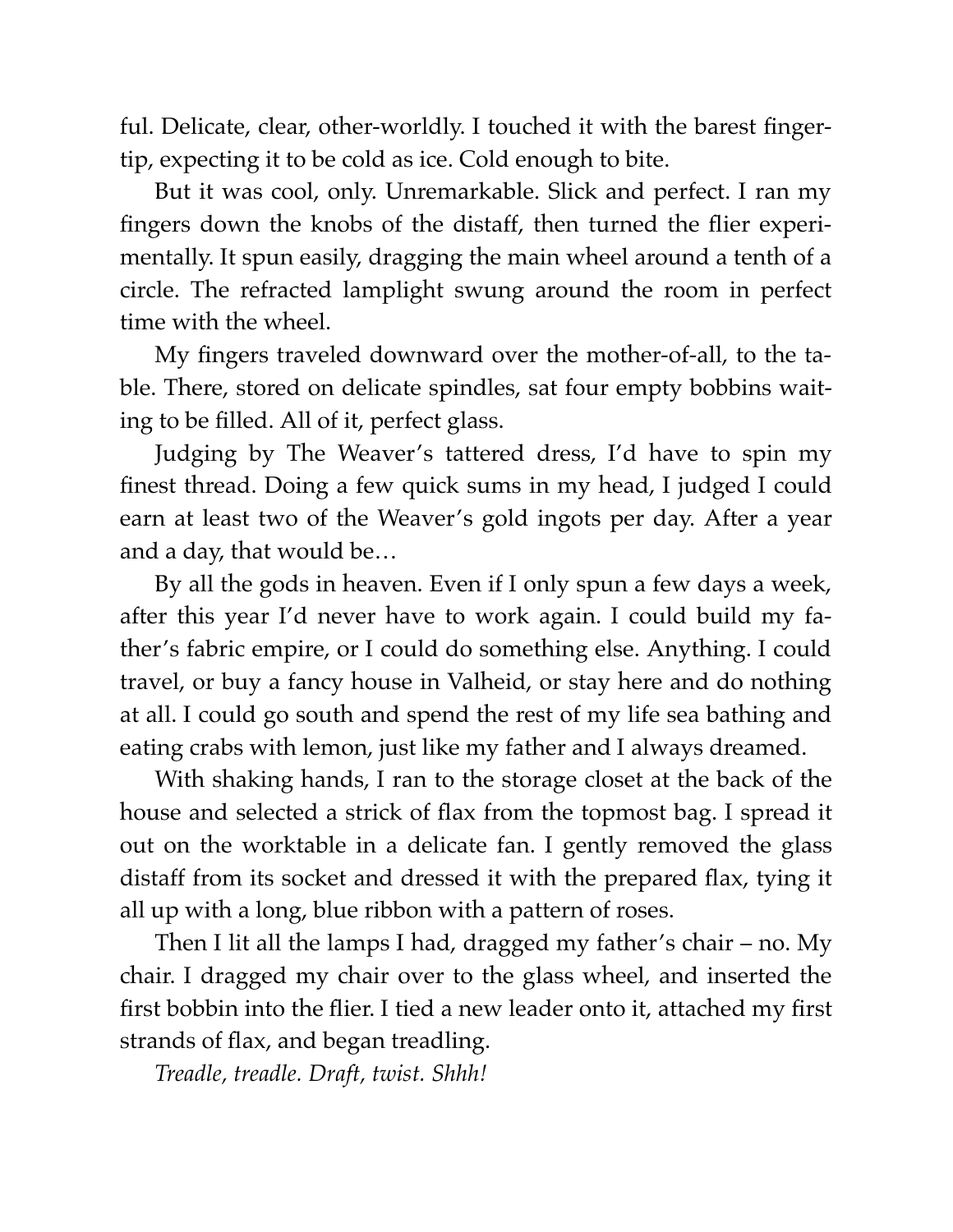ful. Delicate, clear, other-worldly. I touched it with the barest fingertip, expecting it to be cold as ice. Cold enough to bite.

But it was cool, only. Unremarkable. Slick and perfect. I ran my fingers down the knobs of the distaff, then turned the flier experimentally. It spun easily, dragging the main wheel around a tenth of a circle. The refracted lamplight swung around the room in perfect time with the wheel.

My fingers traveled downward over the mother-of-all, to the table. There, stored on delicate spindles, sat four empty bobbins waiting to be filled. All of it, perfect glass.

Judging by The Weaver's tattered dress, I'd have to spin my finest thread. Doing a few quick sums in my head, I judged I could earn at least two of the Weaver's gold ingots per day. After a year and a day, that would be…

By all the gods in heaven. Even if I only spun a few days a week, after this year I'd never have to work again. I could build my father's fabric empire, or I could do something else. Anything. I could travel, or buy a fancy house in Valheid, or stay here and do nothing at all. I could go south and spend the rest of my life sea bathing and eating crabs with lemon, just like my father and I always dreamed.

With shaking hands, I ran to the storage closet at the back of the house and selected a strick of flax from the topmost bag. I spread it out on the worktable in a delicate fan. I gently removed the glass distaff from its socket and dressed it with the prepared flax, tying it all up with a long, blue ribbon with a pattern of roses.

Then I lit all the lamps I had, dragged my father's chair – no. My chair. I dragged my chair over to the glass wheel, and inserted the first bobbin into the flier. I tied a new leader onto it, attached my first strands of flax, and began treadling.

*Treadle, treadle. Draft, twist. Shhh!*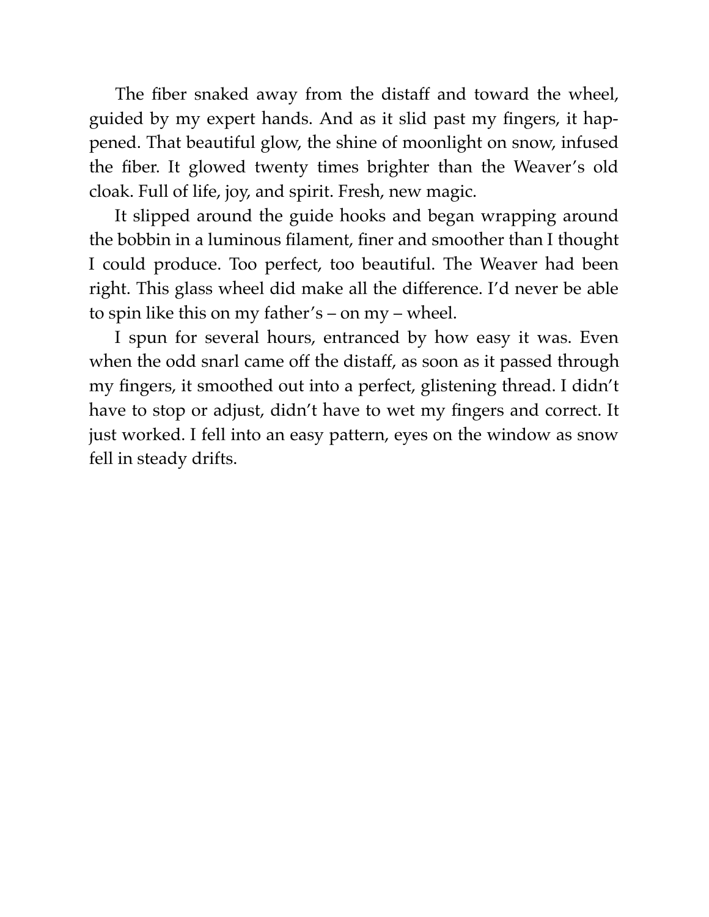The fiber snaked away from the distaff and toward the wheel, guided by my expert hands. And as it slid past my fingers, it happened. That beautiful glow, the shine of moonlight on snow, infused the fiber. It glowed twenty times brighter than the Weaver's old cloak. Full of life, joy, and spirit. Fresh, new magic.

It slipped around the guide hooks and began wrapping around the bobbin in a luminous filament, finer and smoother than I thought I could produce. Too perfect, too beautiful. The Weaver had been right. This glass wheel did make all the difference. I'd never be able to spin like this on my father's – on my – wheel.

I spun for several hours, entranced by how easy it was. Even when the odd snarl came off the distaff, as soon as it passed through my fingers, it smoothed out into a perfect, glistening thread. I didn't have to stop or adjust, didn't have to wet my fingers and correct. It just worked. I fell into an easy pattern, eyes on the window as snow fell in steady drifts.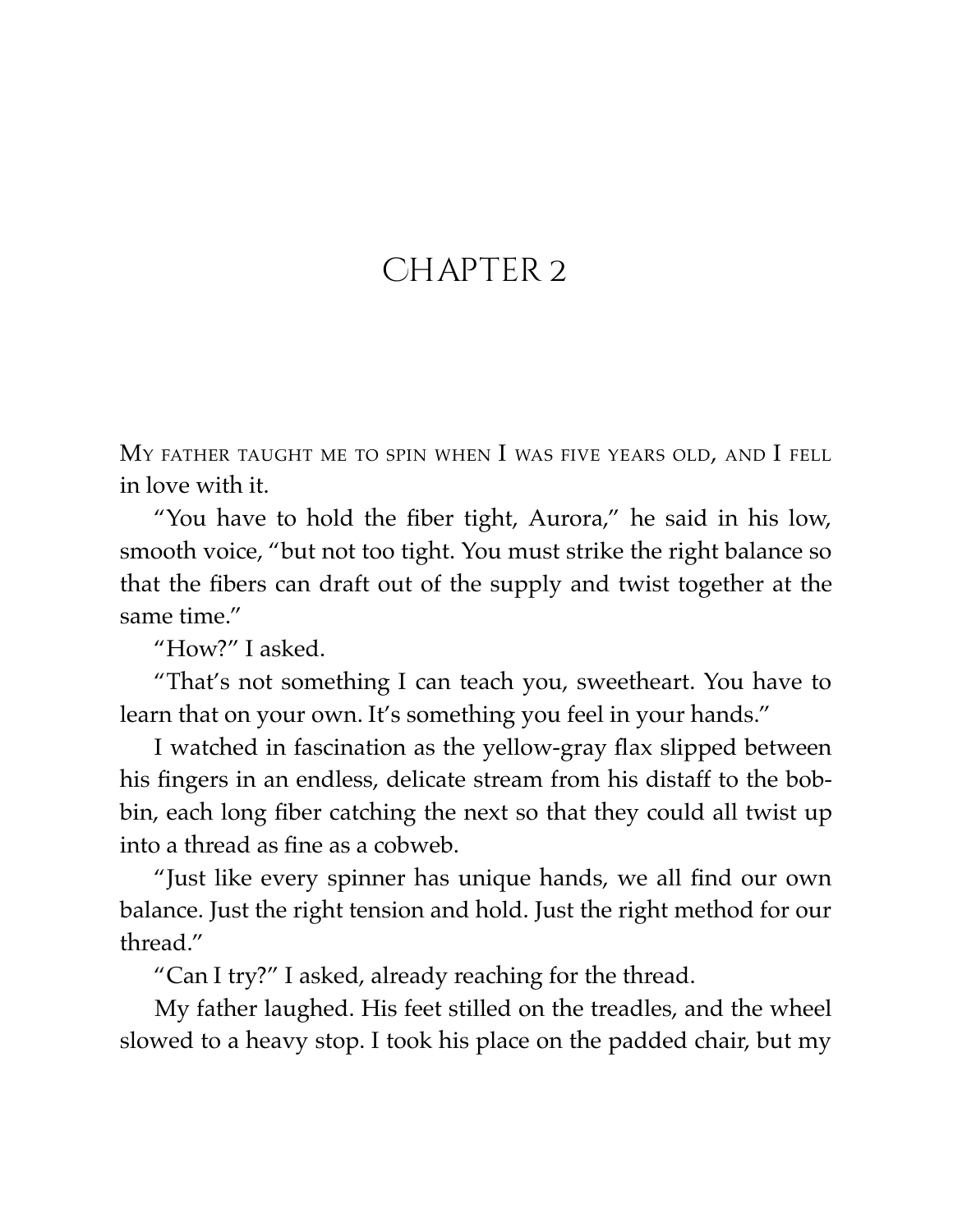# CHAPTER 2

My father taught me to spin when I was five years old, and I fell in love with it.

"You have to hold the fiber tight, Aurora," he said in his low, smooth voice, "but not too tight. You must strike the right balance so that the fibers can draft out of the supply and twist together at the same time."

"How?" I asked.

"That's not something I can teach you, sweetheart. You have to learn that on your own. It's something you feel in your hands."

I watched in fascination as the yellow-gray flax slipped between his fingers in an endless, delicate stream from his distaff to the bobbin, each long fiber catching the next so that they could all twist up into a thread as fine as a cobweb.

"Just like every spinner has unique hands, we all find our own balance. Just the right tension and hold. Just the right method for our thread."

"Can I try?" I asked, already reaching for the thread.

My father laughed. His feet stilled on the treadles, and the wheel slowed to a heavy stop. I took his place on the padded chair, but my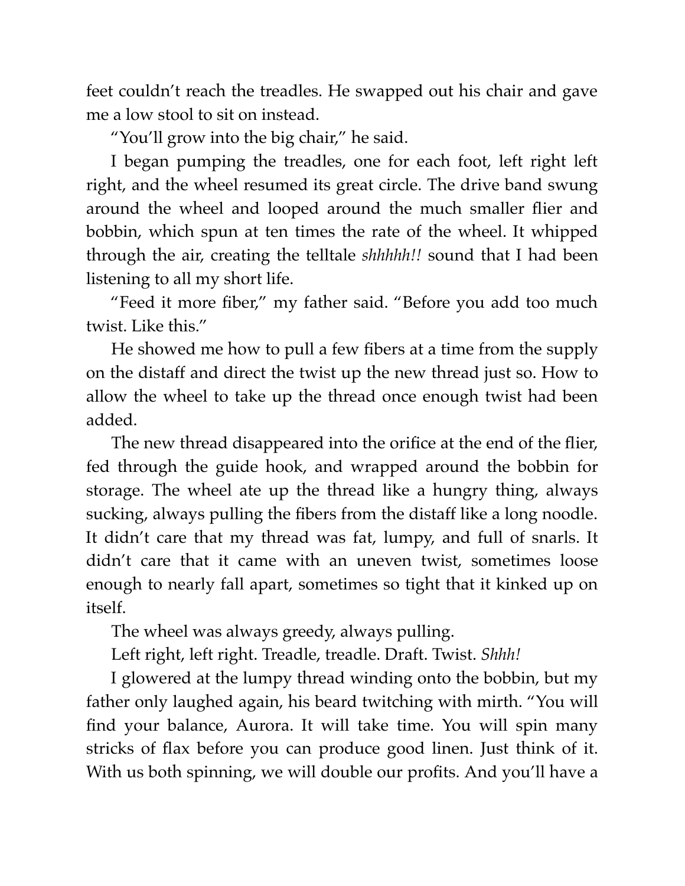feet couldn't reach the treadles. He swapped out his chair and gave me a low stool to sit on instead.

"You'll grow into the big chair," he said.

I began pumping the treadles, one for each foot, left right left right, and the wheel resumed its great circle. The drive band swung around the wheel and looped around the much smaller flier and bobbin, which spun at ten times the rate of the wheel. It whipped through the air, creating the telltale *shhhhh!!* sound that I had been listening to all my short life.

"Feed it more fiber," my father said. "Before you add too much twist. Like this."

He showed me how to pull a few fibers at a time from the supply on the distaff and direct the twist up the new thread just so. How to allow the wheel to take up the thread once enough twist had been added.

The new thread disappeared into the orifice at the end of the flier, fed through the guide hook, and wrapped around the bobbin for storage. The wheel ate up the thread like a hungry thing, always sucking, always pulling the fibers from the distaff like a long noodle. It didn't care that my thread was fat, lumpy, and full of snarls. It didn't care that it came with an uneven twist, sometimes loose enough to nearly fall apart, sometimes so tight that it kinked up on itself.

The wheel was always greedy, always pulling.

Left right, left right. Treadle, treadle. Draft. Twist. *Shhh!*

I glowered at the lumpy thread winding onto the bobbin, but my father only laughed again, his beard twitching with mirth. "You will find your balance, Aurora. It will take time. You will spin many stricks of flax before you can produce good linen. Just think of it. With us both spinning, we will double our profits. And you'll have a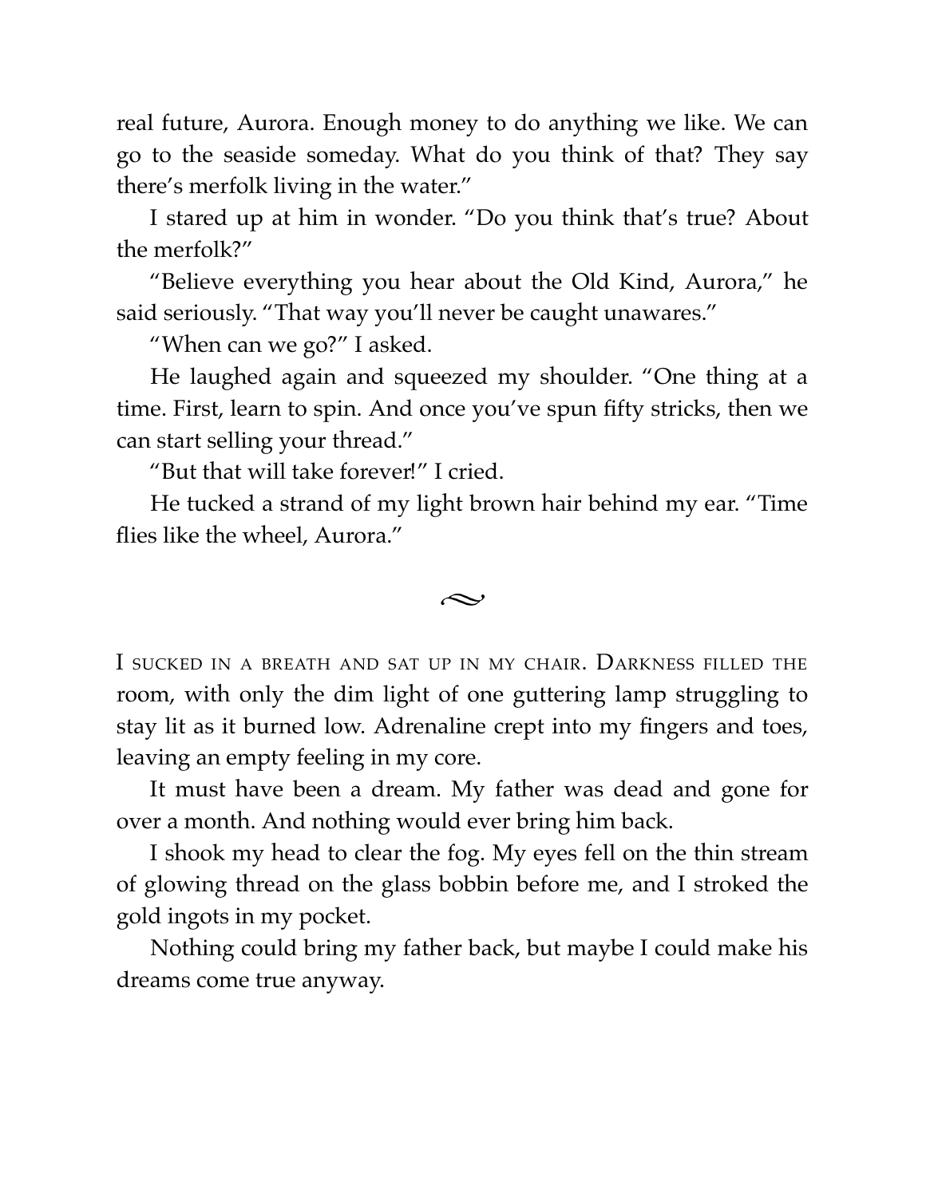real future, Aurora. Enough money to do anything we like. We can go to the seaside someday. What do you think of that? They say there's merfolk living in the water."

I stared up at him in wonder. "Do you think that's true? About the merfolk?"

"Believe everything you hear about the Old Kind, Aurora," he said seriously. "That way you'll never be caught unawares."

"When can we go?" I asked.

He laughed again and squeezed my shoulder. "One thing at a time. First, learn to spin. And once you've spun fifty stricks, then we can start selling your thread."

"But that will take forever!" I cried.

He tucked a strand of my light brown hair behind my ear. "Time flies like the wheel, Aurora."

~

I SUCKED IN A BREATH AND SAT UP IN MY CHAIR. DARKNESS FILLED THE room, with only the dim light of one guttering lamp struggling to stay lit as it burned low. Adrenaline crept into my fingers and toes, leaving an empty feeling in my core.

It must have been a dream. My father was dead and gone for over a month. And nothing would ever bring him back.

I shook my head to clear the fog. My eyes fell on the thin stream of glowing thread on the glass bobbin before me, and I stroked the gold ingots in my pocket.

Nothing could bring my father back, but maybe I could make his dreams come true anyway.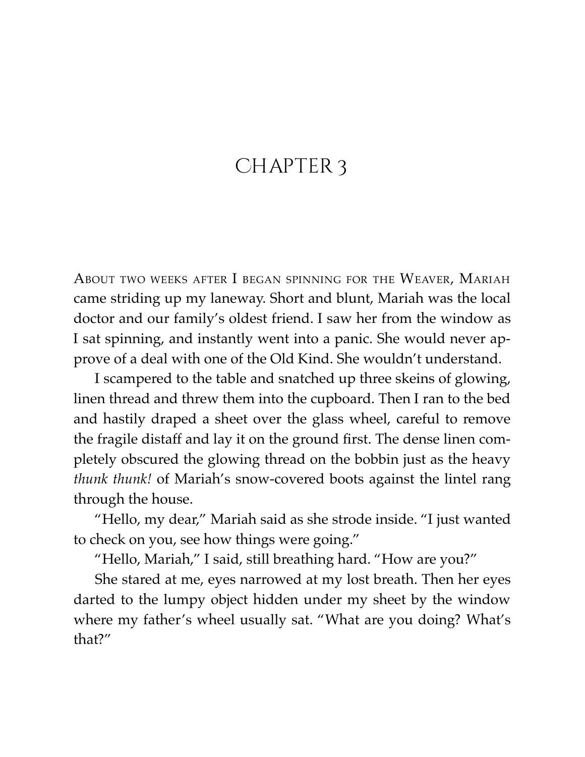# CHAPTER 3

ABOUT TWO WEEKS AFTER I BEGAN SPINNING FOR THE WEAVER, MARIAH came striding up my laneway. Short and blunt, Mariah was the local doctor and our family's oldest friend. I saw her from the window as I sat spinning, and instantly went into a panic. She would never approve of a deal with one of the Old Kind. She wouldn't understand.

I scampered to the table and snatched up three skeins of glowing, linen thread and threw them into the cupboard. Then I ran to the bed and hastily draped a sheet over the glass wheel, careful to remove the fragile distaff and lay it on the ground first. The dense linen completely obscured the glowing thread on the bobbin just as the heavy *thunk thunk!* of Mariah's snow-covered boots against the lintel rang through the house.

"Hello, my dear," Mariah said as she strode inside. "I just wanted to check on you, see how things were going."

"Hello, Mariah," I said, still breathing hard. "How are you?"

She stared at me, eyes narrowed at my lost breath. Then her eyes darted to the lumpy object hidden under my sheet by the window where my father's wheel usually sat. "What are you doing? What's that?"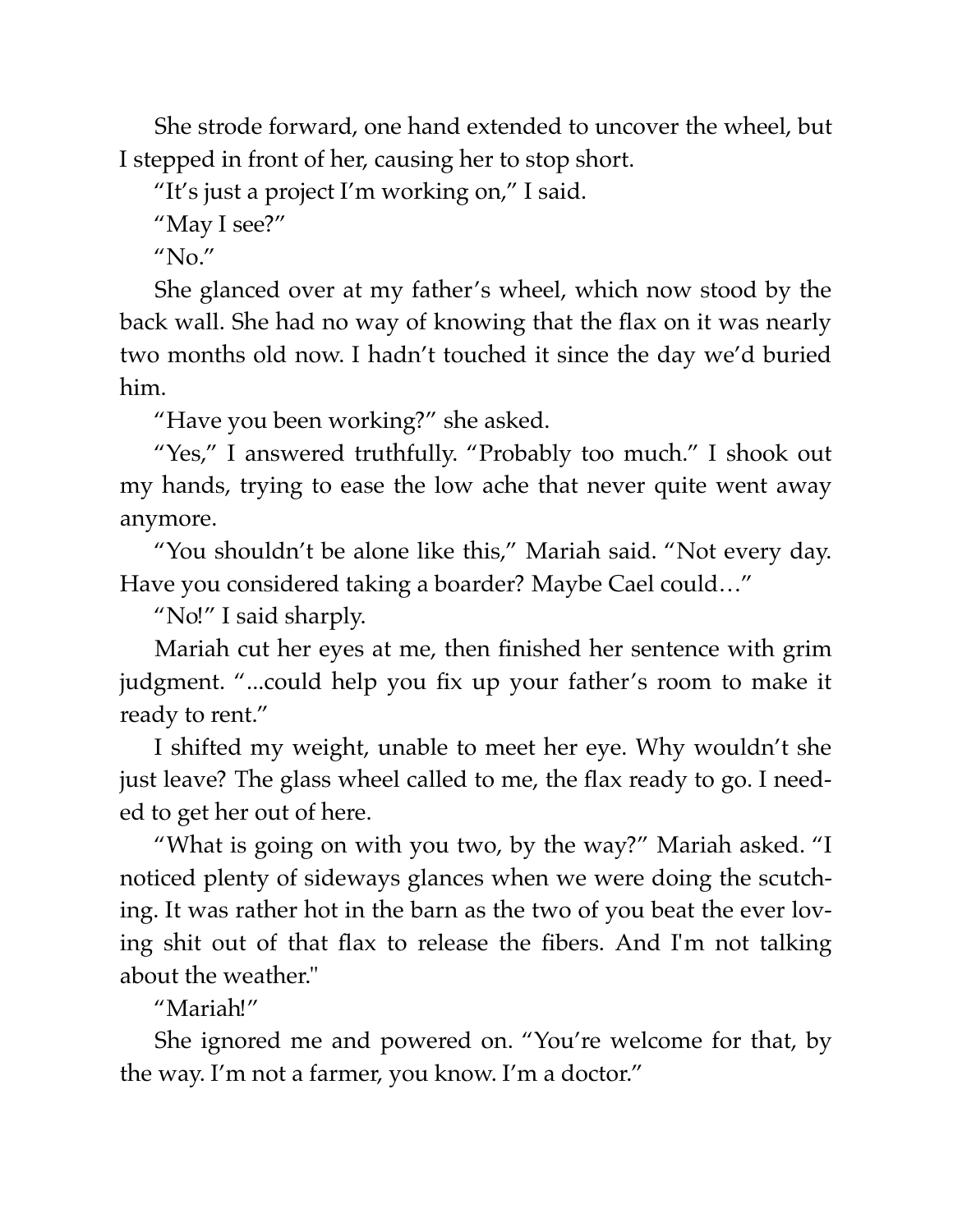She strode forward, one hand extended to uncover the wheel, but I stepped in front of her, causing her to stop short.

"It's just a project I'm working on," I said.

"May I see?"

"No."

She glanced over at my father's wheel, which now stood by the back wall. She had no way of knowing that the flax on it was nearly two months old now. I hadn't touched it since the day we'd buried him.

"Have you been working?" she asked.

"Yes," I answered truthfully. "Probably too much." I shook out my hands, trying to ease the low ache that never quite went away anymore.

"You shouldn't be alone like this," Mariah said. "Not every day. Have you considered taking a boarder? Maybe Cael could…"

"No!" I said sharply.

Mariah cut her eyes at me, then finished her sentence with grim judgment. "...could help you fix up your father's room to make it ready to rent."

I shifted my weight, unable to meet her eye. Why wouldn't she just leave? The glass wheel called to me, the flax ready to go. I needed to get her out of here.

"What is going on with you two, by the way?" Mariah asked. "I noticed plenty of sideways glances when we were doing the scutching. It was rather hot in the barn as the two of you beat the ever loving shit out of that flax to release the fibers. And I'm not talking about the weather."

"Mariah!"

She ignored me and powered on. "You're welcome for that, by the way. I'm not a farmer, you know. I'm a doctor."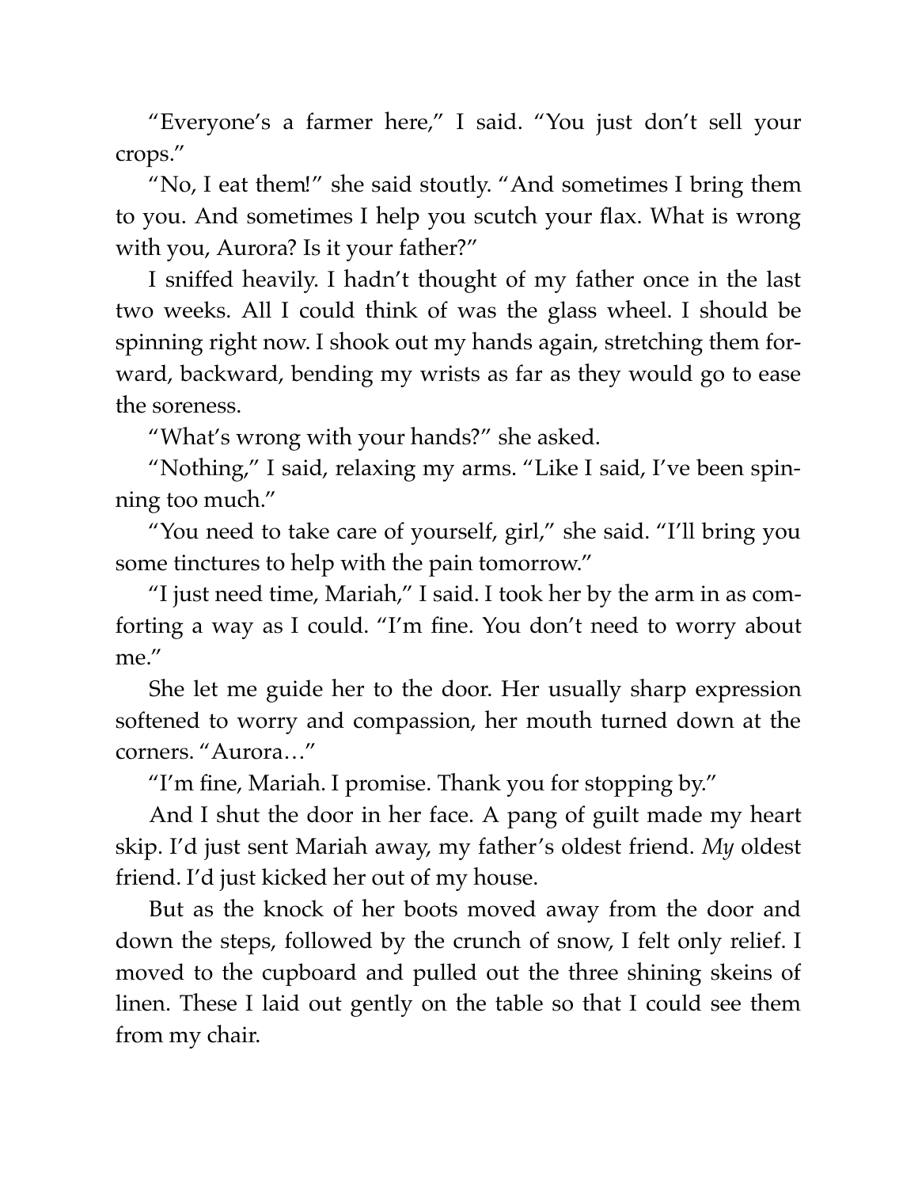"Everyone's a farmer here," I said. "You just don't sell your crops."

"No, I eat them!" she said stoutly. "And sometimes I bring them to you. And sometimes I help you scutch your flax. What is wrong with you, Aurora? Is it your father?"

I sniffed heavily. I hadn't thought of my father once in the last two weeks. All I could think of was the glass wheel. I should be spinning right now. I shook out my hands again, stretching them forward, backward, bending my wrists as far as they would go to ease the soreness.

"What's wrong with your hands?" she asked.

"Nothing," I said, relaxing my arms. "Like I said, I've been spinning too much."

"You need to take care of yourself, girl," she said. "I'll bring you some tinctures to help with the pain tomorrow."

"I just need time, Mariah," I said. I took her by the arm in as comforting a way as I could. "I'm fine. You don't need to worry about me."

She let me guide her to the door. Her usually sharp expression softened to worry and compassion, her mouth turned down at the corners. "Aurora…"

"I'm fine, Mariah. I promise. Thank you for stopping by."

And I shut the door in her face. A pang of guilt made my heart skip. I'd just sent Mariah away, my father's oldest friend. *My* oldest friend. I'd just kicked her out of my house.

But as the knock of her boots moved away from the door and down the steps, followed by the crunch of snow, I felt only relief. I moved to the cupboard and pulled out the three shining skeins of linen. These I laid out gently on the table so that I could see them from my chair.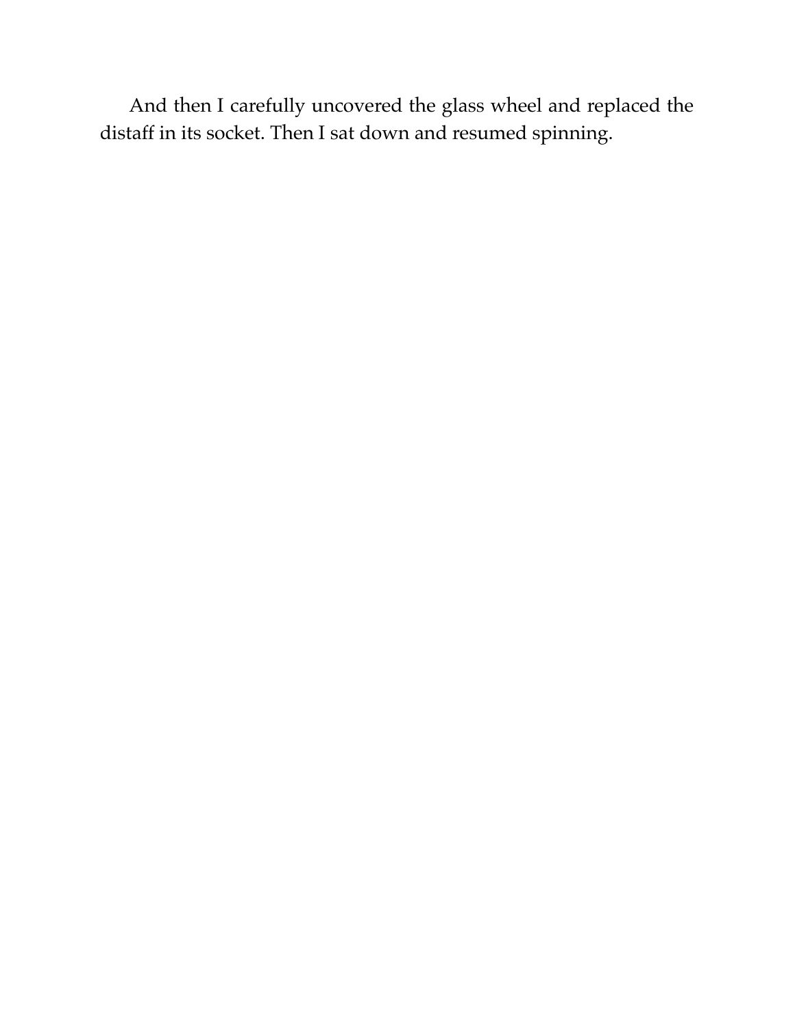And then I carefully uncovered the glass wheel and replaced the distaff in its socket. Then I sat down and resumed spinning.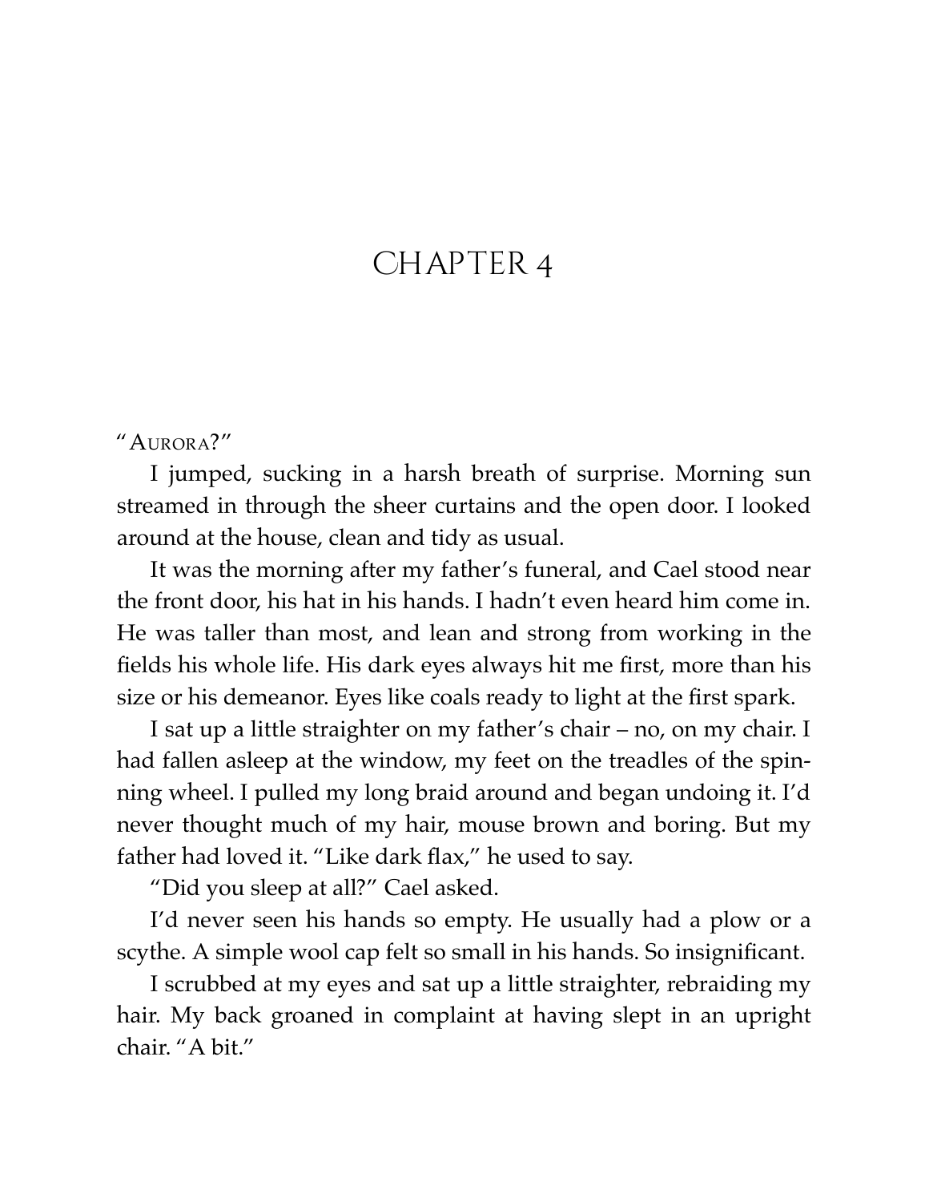# CHAPTER 4

"AURORA?"

I jumped, sucking in a harsh breath of surprise. Morning sun streamed in through the sheer curtains and the open door. I looked around at the house, clean and tidy as usual.

It was the morning after my father's funeral, and Cael stood near the front door, his hat in his hands. I hadn't even heard him come in. He was taller than most, and lean and strong from working in the fields his whole life. His dark eyes always hit me first, more than his size or his demeanor. Eyes like coals ready to light at the first spark.

I sat up a little straighter on my father's chair – no, on my chair. I had fallen asleep at the window, my feet on the treadles of the spinning wheel. I pulled my long braid around and began undoing it. I'd never thought much of my hair, mouse brown and boring. But my father had loved it. "Like dark flax," he used to say.

"Did you sleep at all?" Cael asked.

I'd never seen his hands so empty. He usually had a plow or a scythe. A simple wool cap felt so small in his hands. So insignificant.

I scrubbed at my eyes and sat up a little straighter, rebraiding my hair. My back groaned in complaint at having slept in an upright chair. "A bit."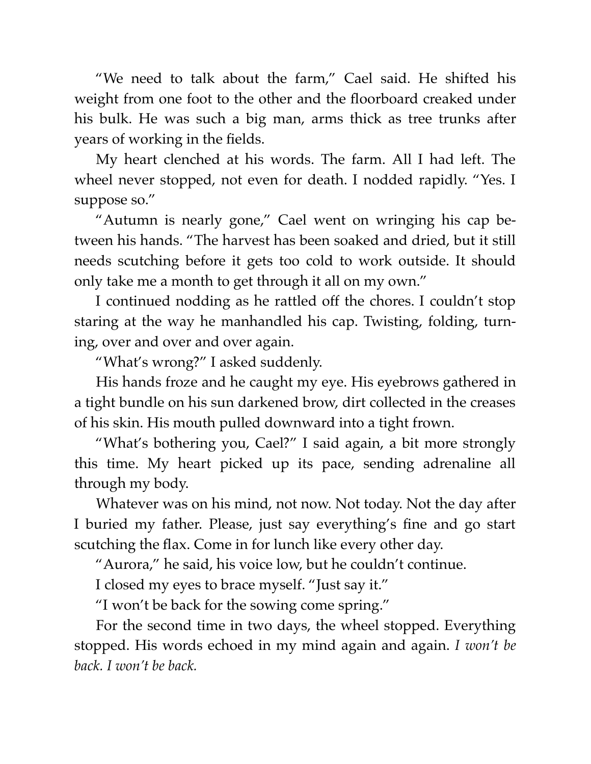"We need to talk about the farm," Cael said. He shifted his weight from one foot to the other and the floorboard creaked under his bulk. He was such a big man, arms thick as tree trunks after years of working in the fields.

My heart clenched at his words. The farm. All I had left. The wheel never stopped, not even for death. I nodded rapidly. "Yes. I suppose so."

"Autumn is nearly gone," Cael went on wringing his cap between his hands. "The harvest has been soaked and dried, but it still needs scutching before it gets too cold to work outside. It should only take me a month to get through it all on my own."

I continued nodding as he rattled off the chores. I couldn't stop staring at the way he manhandled his cap. Twisting, folding, turning, over and over and over again.

"What's wrong?" I asked suddenly.

His hands froze and he caught my eye. His eyebrows gathered in a tight bundle on his sun darkened brow, dirt collected in the creases of his skin. His mouth pulled downward into a tight frown.

"What's bothering you, Cael?" I said again, a bit more strongly this time. My heart picked up its pace, sending adrenaline all through my body.

Whatever was on his mind, not now. Not today. Not the day after I buried my father. Please, just say everything's fine and go start scutching the flax. Come in for lunch like every other day.

"Aurora," he said, his voice low, but he couldn't continue.

I closed my eyes to brace myself. "Just say it."

"I won't be back for the sowing come spring."

For the second time in two days, the wheel stopped. Everything stopped. His words echoed in my mind again and again. *I won't be back. I won't be back.*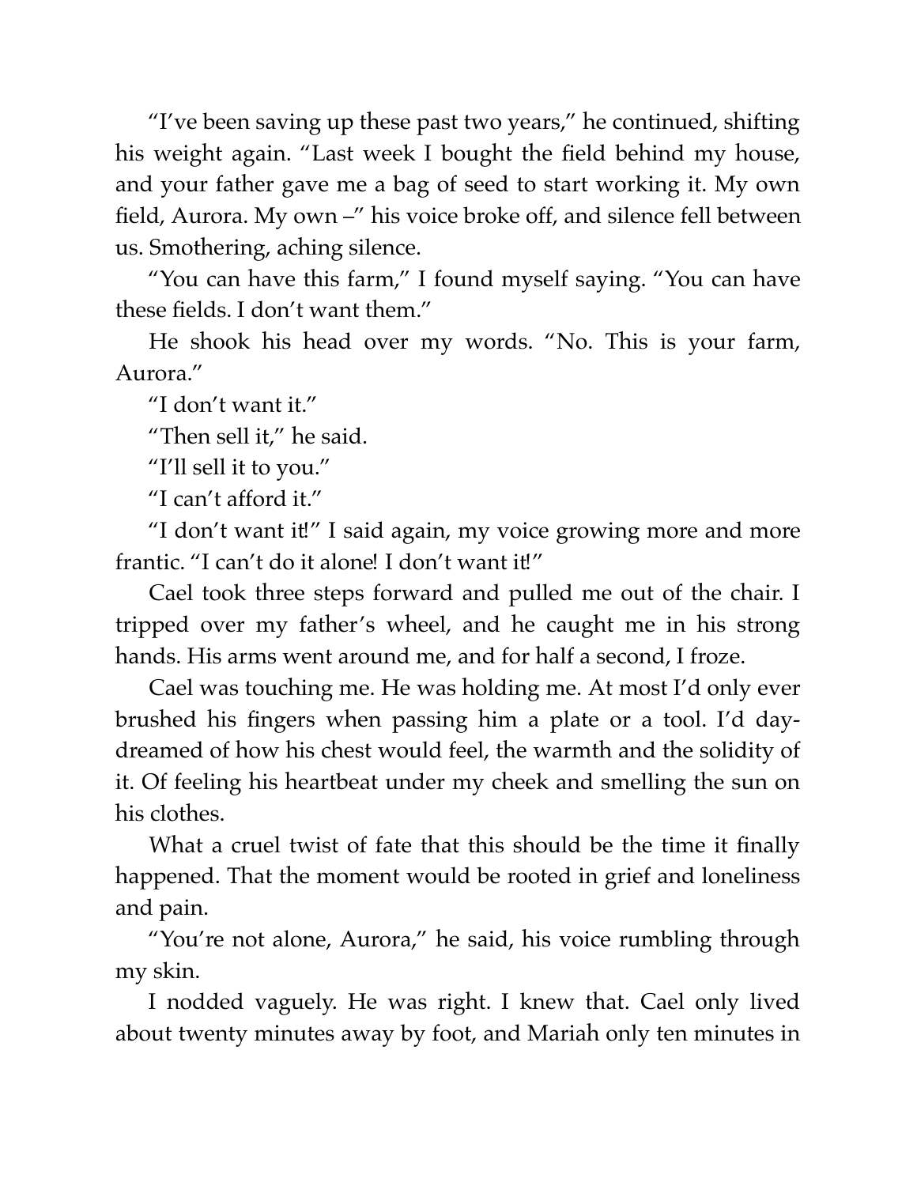"I've been saving up these past two years," he continued, shifting his weight again. "Last week I bought the field behind my house, and your father gave me a bag of seed to start working it. My own field, Aurora. My own –" his voice broke off, and silence fell between us. Smothering, aching silence.

"You can have this farm," I found myself saying. "You can have these fields. I don't want them."

He shook his head over my words. "No. This is your farm, Aurora."

"I don't want it."

"Then sell it," he said.

"I'll sell it to you."

"I can't afford it."

"I don't want it!" I said again, my voice growing more and more frantic. "I can't do it alone! I don't want it!"

Cael took three steps forward and pulled me out of the chair. I tripped over my father's wheel, and he caught me in his strong hands. His arms went around me, and for half a second, I froze.

Cael was touching me. He was holding me. At most I'd only ever brushed his fingers when passing him a plate or a tool. I'd day-dreamed of how his chest would feel, the warmth and the solidity of it. Of feeling his heartbeat under my cheek and smelling the sun on his clothes.

What a cruel twist of fate that this should be the time it finally happened. That the moment would be rooted in grief and loneliness and pain.

"You're not alone, Aurora," he said, his voice rumbling through my skin.

I nodded vaguely. He was right. I knew that. Cael only lived about twenty minutes away by foot, and Mariah only ten minutes in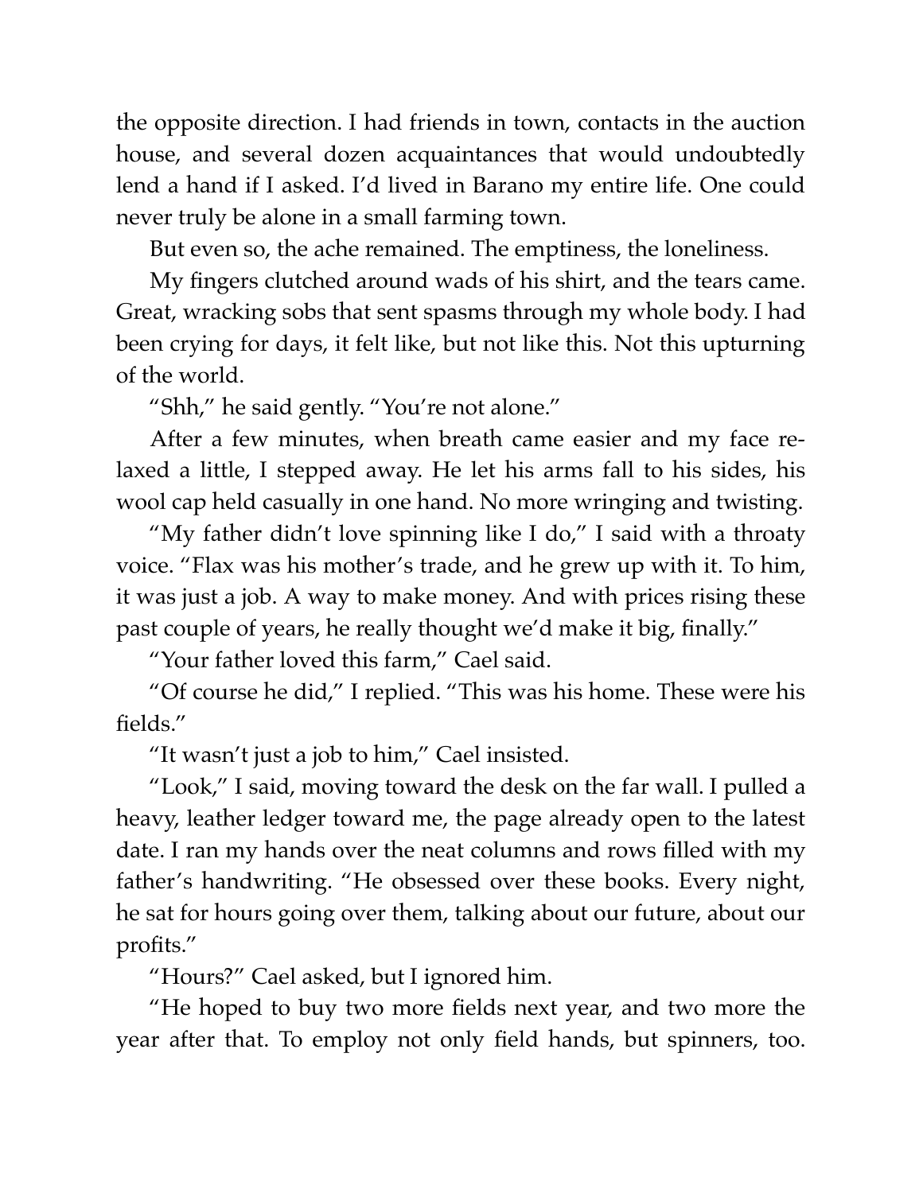the opposite direction. I had friends in town, contacts in the auction house, and several dozen acquaintances that would undoubtedly lend a hand if I asked. I'd lived in Barano my entire life. One could never truly be alone in a small farming town.

But even so, the ache remained. The emptiness, the loneliness.

My fingers clutched around wads of his shirt, and the tears came. Great, wracking sobs that sent spasms through my whole body. I had been crying for days, it felt like, but not like this. Not this upturning of the world.

"Shh," he said gently. "You're not alone."

After a few minutes, when breath came easier and my face relaxed a little, I stepped away. He let his arms fall to his sides, his wool cap held casually in one hand. No more wringing and twisting.

"My father didn't love spinning like I do," I said with a throaty voice. "Flax was his mother's trade, and he grew up with it. To him, it was just a job. A way to make money. And with prices rising these past couple of years, he really thought we'd make it big, finally."

"Your father loved this farm," Cael said.

"Of course he did," I replied. "This was his home. These were his fields."

"It wasn't just a job to him," Cael insisted.

"Look," I said, moving toward the desk on the far wall. I pulled a heavy, leather ledger toward me, the page already open to the latest date. I ran my hands over the neat columns and rows filled with my father's handwriting. "He obsessed over these books. Every night, he sat for hours going over them, talking about our future, about our profits."

"Hours?" Cael asked, but I ignored him.

"He hoped to buy two more fields next year, and two more the year after that. To employ not only field hands, but spinners, too.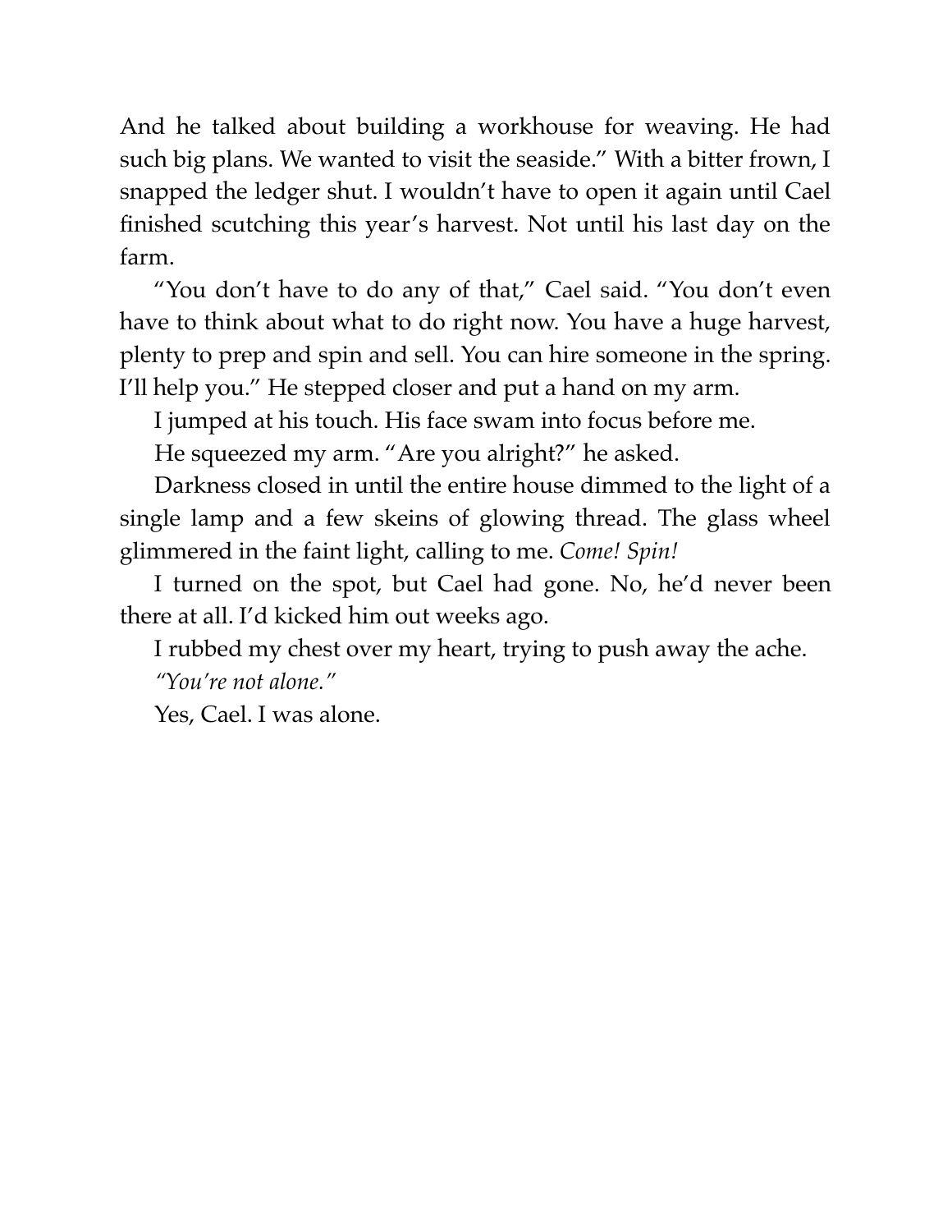And he talked about building a workhouse for weaving. He had such big plans. We wanted to visit the seaside." With a bitter frown, I snapped the ledger shut. I wouldn't have to open it again until Cael finished scutching this year's harvest. Not until his last day on the farm.

"You don't have to do any of that," Cael said. "You don't even have to think about what to do right now. You have a huge harvest, plenty to prep and spin and sell. You can hire someone in the spring. I'll help you." He stepped closer and put a hand on my arm.

I jumped at his touch. His face swam into focus before me.

He squeezed my arm. "Are you alright?" he asked.

Darkness closed in until the entire house dimmed to the light of a single lamp and a few skeins of glowing thread. The glass wheel glimmered in the faint light, calling to me. *Come! Spin!*

I turned on the spot, but Cael had gone. No, he'd never been there at all. I'd kicked him out weeks ago.

I rubbed my chest over my heart, trying to push away the ache.

*"You're not alone."*

Yes, Cael. I was alone.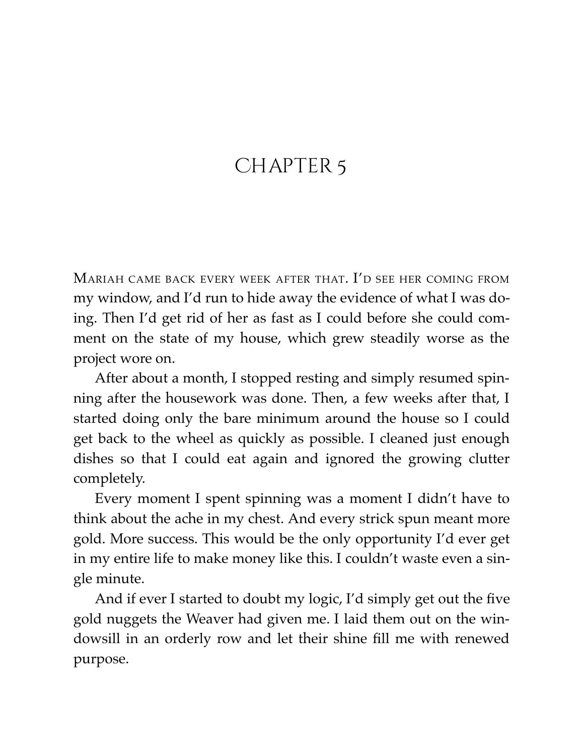# CHAPTER 5

Mariah came back every week after that. I'd see her coming from my window, and I'd run to hide away the evidence of what I was doing. Then I'd get rid of her as fast as I could before she could comment on the state of my house, which grew steadily worse as the project wore on.

After about a month, I stopped resting and simply resumed spinning after the housework was done. Then, a few weeks after that, I started doing only the bare minimum around the house so I could get back to the wheel as quickly as possible. I cleaned just enough dishes so that I could eat again and ignored the growing clutter completely.

Every moment I spent spinning was a moment I didn't have to think about the ache in my chest. And every strick spun meant more gold. More success. This would be the only opportunity I'd ever get in my entire life to make money like this. I couldn't waste even a single minute.

And if ever I started to doubt my logic, I'd simply get out the five gold nuggets the Weaver had given me. I laid them out on the windowsill in an orderly row and let their shine fill me with renewed purpose.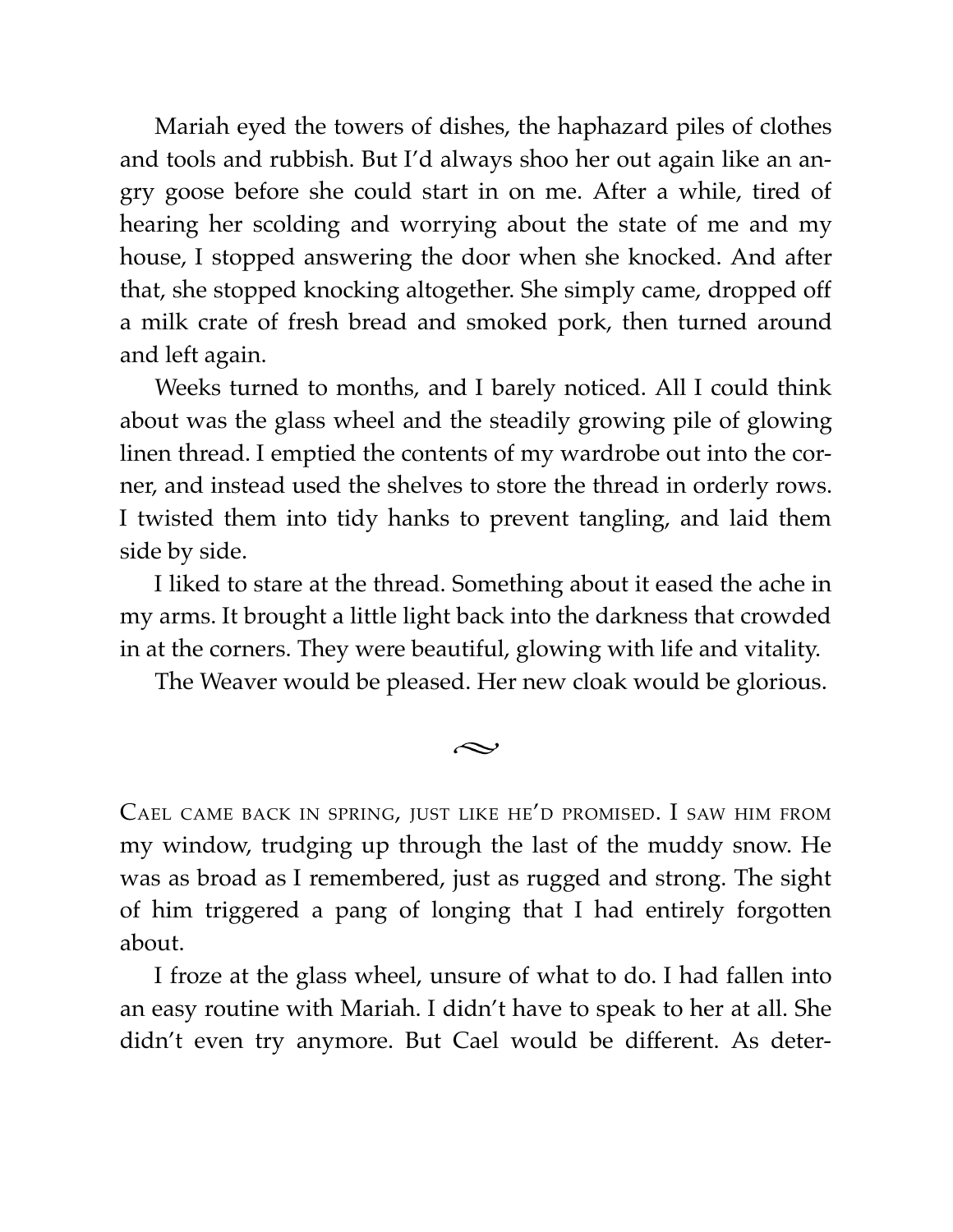Mariah eyed the towers of dishes, the haphazard piles of clothes and tools and rubbish. But I'd always shoo her out again like an angry goose before she could start in on me. After a while, tired of hearing her scolding and worrying about the state of me and my house, I stopped answering the door when she knocked. And after that, she stopped knocking altogether. She simply came, dropped off a milk crate of fresh bread and smoked pork, then turned around and left again.

Weeks turned to months, and I barely noticed. All I could think about was the glass wheel and the steadily growing pile of glowing linen thread. I emptied the contents of my wardrobe out into the corner, and instead used the shelves to store the thread in orderly rows. I twisted them into tidy hanks to prevent tangling, and laid them side by side.

I liked to stare at the thread. Something about it eased the ache in my arms. It brought a little light back into the darkness that crowded in at the corners. They were beautiful, glowing with life and vitality.

The Weaver would be pleased. Her new cloak would be glorious.

~

CAEL CAME BACK IN SPRING, JUST LIKE HE'D PROMISED. I SAW HIM FROM my window, trudging up through the last of the muddy snow. He was as broad as I remembered, just as rugged and strong. The sight of him triggered a pang of longing that I had entirely forgotten about.

I froze at the glass wheel, unsure of what to do. I had fallen into an easy routine with Mariah. I didn't have to speak to her at all. She didn't even try anymore. But Cael would be different. As deter-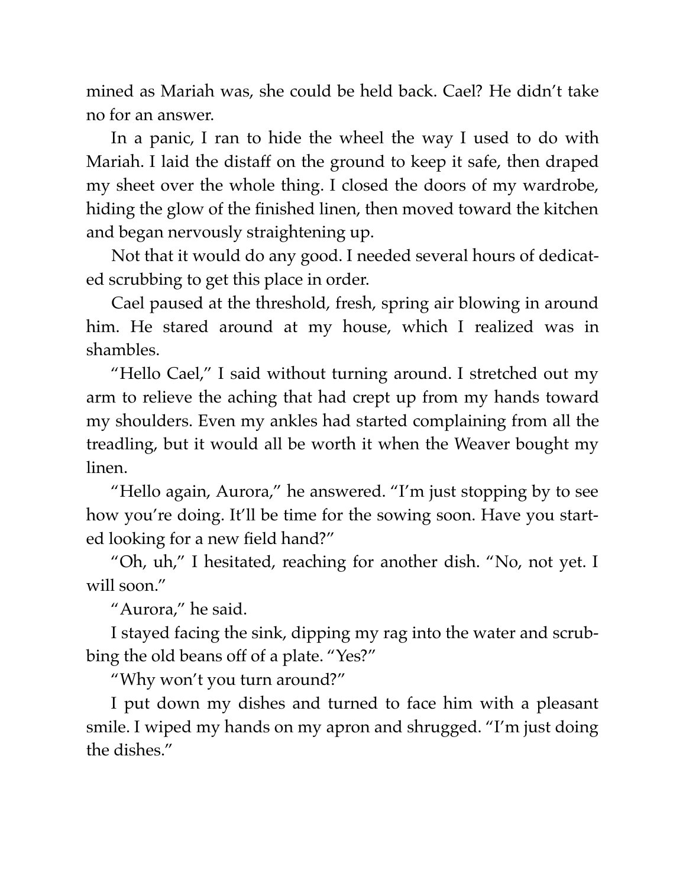mined as Mariah was, she could be held back. Cael? He didn't take no for an answer.

In a panic, I ran to hide the wheel the way I used to do with Mariah. I laid the distaff on the ground to keep it safe, then draped my sheet over the whole thing. I closed the doors of my wardrobe, hiding the glow of the finished linen, then moved toward the kitchen and began nervously straightening up.

Not that it would do any good. I needed several hours of dedicated scrubbing to get this place in order.

Cael paused at the threshold, fresh, spring air blowing in around him. He stared around at my house, which I realized was in shambles.

"Hello Cael," I said without turning around. I stretched out my arm to relieve the aching that had crept up from my hands toward my shoulders. Even my ankles had started complaining from all the treadling, but it would all be worth it when the Weaver bought my linen.

"Hello again, Aurora," he answered. "I'm just stopping by to see how you're doing. It'll be time for the sowing soon. Have you started looking for a new field hand?"

"Oh, uh," I hesitated, reaching for another dish. "No, not yet. I will soon."

"Aurora," he said.

I stayed facing the sink, dipping my rag into the water and scrubbing the old beans off of a plate. "Yes?"

"Why won't you turn around?"

I put down my dishes and turned to face him with a pleasant smile. I wiped my hands on my apron and shrugged. "I'm just doing the dishes."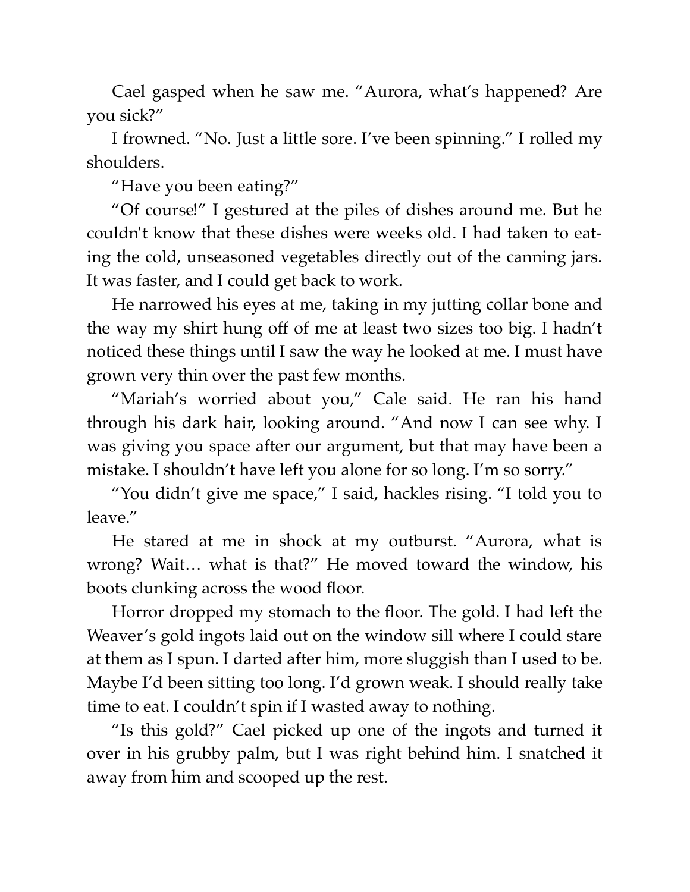Cael gasped when he saw me. "Aurora, what's happened? Are you sick?"

I frowned. "No. Just a little sore. I've been spinning." I rolled my shoulders.

"Have you been eating?"

"Of course!" I gestured at the piles of dishes around me. But he couldn't know that these dishes were weeks old. I had taken to eating the cold, unseasoned vegetables directly out of the canning jars. It was faster, and I could get back to work.

He narrowed his eyes at me, taking in my jutting collar bone and the way my shirt hung off of me at least two sizes too big. I hadn't noticed these things until I saw the way he looked at me. I must have grown very thin over the past few months.

"Mariah's worried about you," Cale said. He ran his hand through his dark hair, looking around. "And now I can see why. I was giving you space after our argument, but that may have been a mistake. I shouldn't have left you alone for so long. I'm so sorry."

"You didn't give me space," I said, hackles rising. "I told you to leave."

He stared at me in shock at my outburst. "Aurora, what is wrong? Wait… what is that?" He moved toward the window, his boots clunking across the wood floor.

Horror dropped my stomach to the floor. The gold. I had left the Weaver's gold ingots laid out on the window sill where I could stare at them as I spun. I darted after him, more sluggish than I used to be. Maybe I'd been sitting too long. I'd grown weak. I should really take time to eat. I couldn't spin if I wasted away to nothing.

"Is this gold?" Cael picked up one of the ingots and turned it over in his grubby palm, but I was right behind him. I snatched it away from him and scooped up the rest.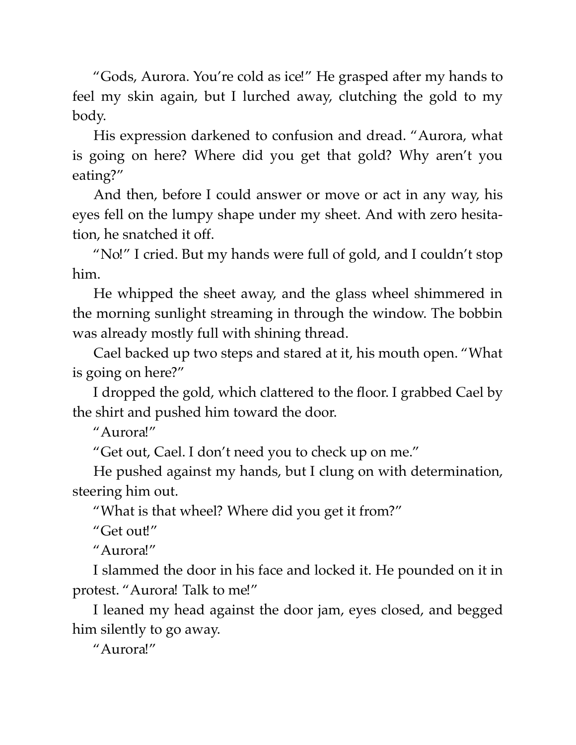"Gods, Aurora. You're cold as ice!" He grasped after my hands to feel my skin again, but I lurched away, clutching the gold to my body.

His expression darkened to confusion and dread. "Aurora, what is going on here? Where did you get that gold? Why aren't you eating?"

And then, before I could answer or move or act in any way, his eyes fell on the lumpy shape under my sheet. And with zero hesitation, he snatched it off.

"No!" I cried. But my hands were full of gold, and I couldn't stop him.

He whipped the sheet away, and the glass wheel shimmered in the morning sunlight streaming in through the window. The bobbin was already mostly full with shining thread.

Cael backed up two steps and stared at it, his mouth open. "What is going on here?"

I dropped the gold, which clattered to the floor. I grabbed Cael by the shirt and pushed him toward the door.

"Aurora!"

"Get out, Cael. I don't need you to check up on me."

He pushed against my hands, but I clung on with determination, steering him out.

"What is that wheel? Where did you get it from?"

"Get out!"

"Aurora!"

I slammed the door in his face and locked it. He pounded on it in protest. "Aurora! Talk to me!"

I leaned my head against the door jam, eyes closed, and begged him silently to go away.

"Aurora!"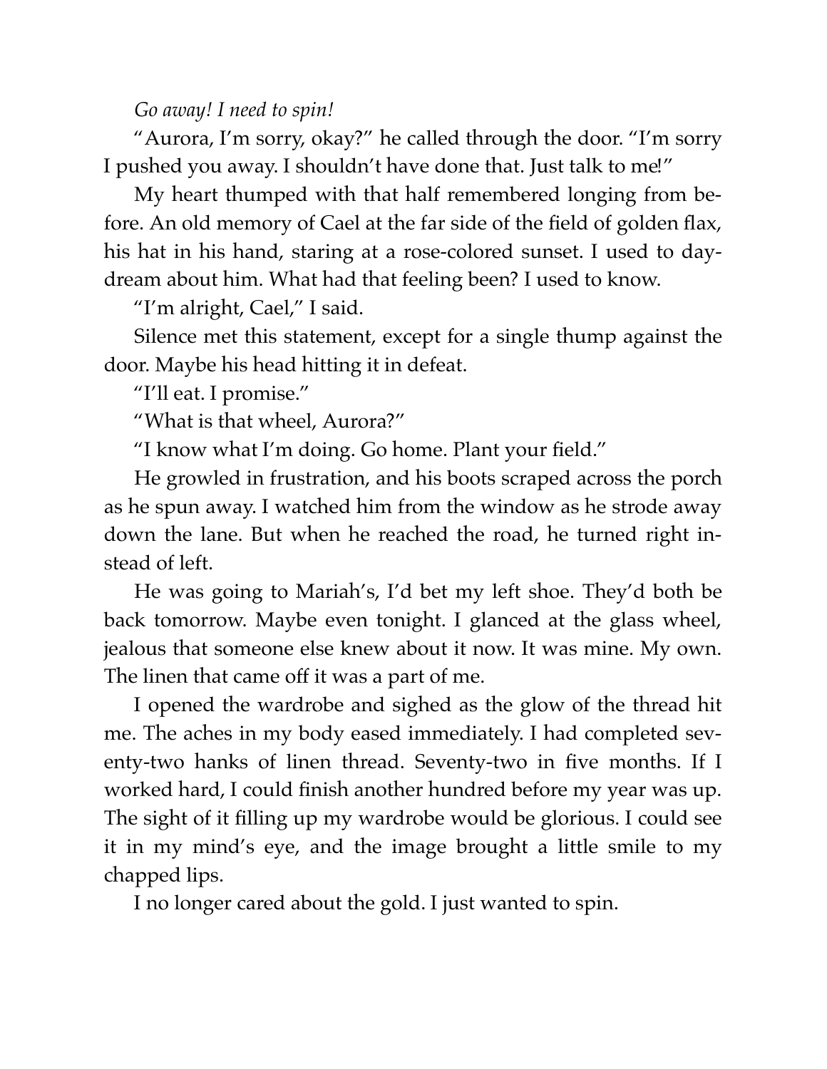*Go away! I need to spin!*

"Aurora, I'm sorry, okay?" he called through the door. "I'm sorry I pushed you away. I shouldn't have done that. Just talk to me!"

My heart thumped with that half remembered longing from before. An old memory of Cael at the far side of the field of golden flax, his hat in his hand, staring at a rose-colored sunset. I used to daydream about him. What had that feeling been? I used to know.

"I'm alright, Cael," I said.

Silence met this statement, except for a single thump against the door. Maybe his head hitting it in defeat.

"I'll eat. I promise."

"What is that wheel, Aurora?"

"I know what I'm doing. Go home. Plant your field."

He growled in frustration, and his boots scraped across the porch as he spun away. I watched him from the window as he strode away down the lane. But when he reached the road, he turned right instead of left.

He was going to Mariah's, I'd bet my left shoe. They'd both be back tomorrow. Maybe even tonight. I glanced at the glass wheel, jealous that someone else knew about it now. It was mine. My own. The linen that came off it was a part of me.

I opened the wardrobe and sighed as the glow of the thread hit me. The aches in my body eased immediately. I had completed seventy-two hanks of linen thread. Seventy-two in five months. If I worked hard, I could finish another hundred before my year was up. The sight of it filling up my wardrobe would be glorious. I could see it in my mind's eye, and the image brought a little smile to my chapped lips.

I no longer cared about the gold. I just wanted to spin.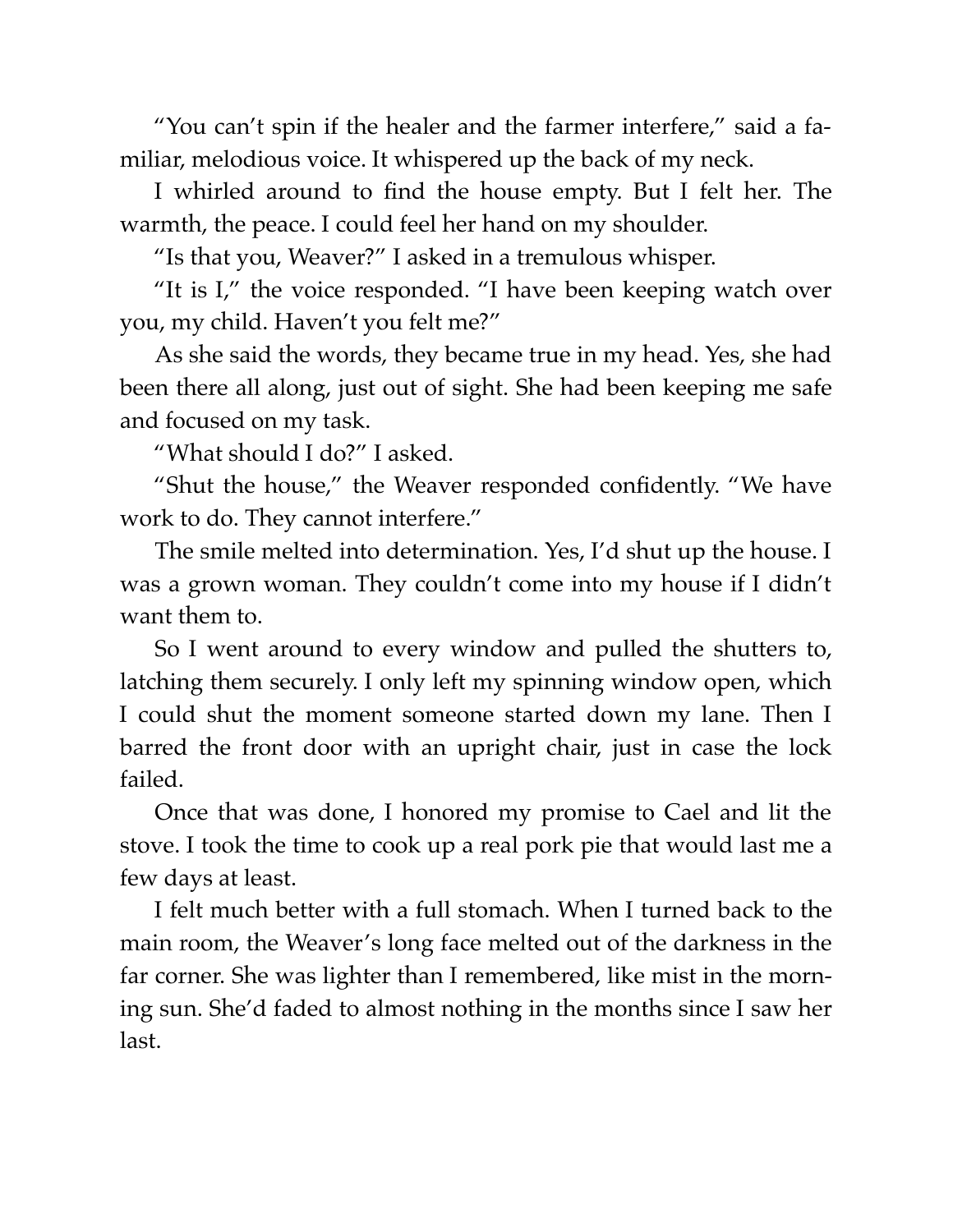"You can't spin if the healer and the farmer interfere," said a familiar, melodious voice. It whispered up the back of my neck.

I whirled around to find the house empty. But I felt her. The warmth, the peace. I could feel her hand on my shoulder.

"Is that you, Weaver?" I asked in a tremulous whisper.

"It is I," the voice responded. "I have been keeping watch over you, my child. Haven't you felt me?"

As she said the words, they became true in my head. Yes, she had been there all along, just out of sight. She had been keeping me safe and focused on my task.

"What should I do?" I asked.

"Shut the house," the Weaver responded confidently. "We have work to do. They cannot interfere."

The smile melted into determination. Yes, I'd shut up the house. I was a grown woman. They couldn't come into my house if I didn't want them to.

So I went around to every window and pulled the shutters to, latching them securely. I only left my spinning window open, which I could shut the moment someone started down my lane. Then I barred the front door with an upright chair, just in case the lock failed.

Once that was done, I honored my promise to Cael and lit the stove. I took the time to cook up a real pork pie that would last me a few days at least.

I felt much better with a full stomach. When I turned back to the main room, the Weaver's long face melted out of the darkness in the far corner. She was lighter than I remembered, like mist in the morning sun. She'd faded to almost nothing in the months since I saw her last.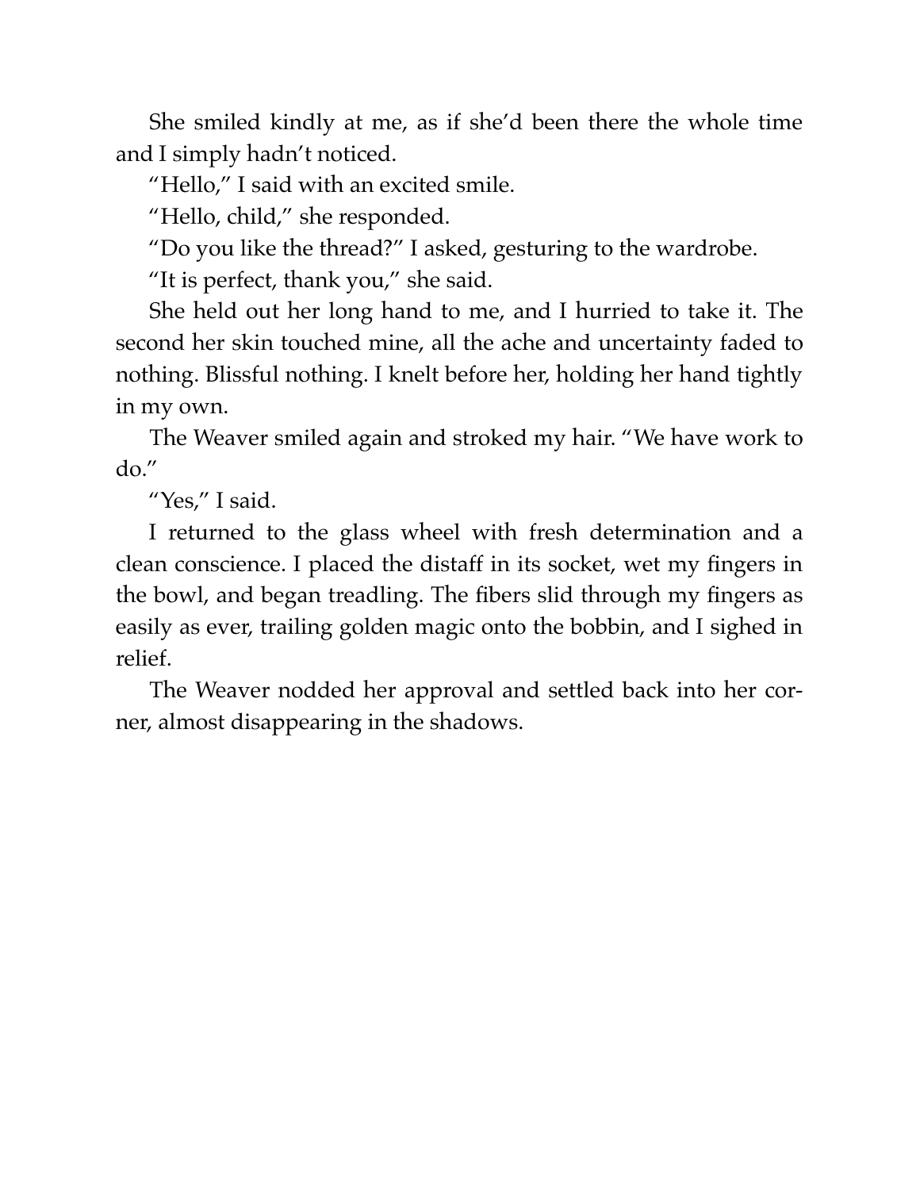She smiled kindly at me, as if she'd been there the whole time and I simply hadn't noticed.

"Hello," I said with an excited smile.

"Hello, child," she responded.

"Do you like the thread?" I asked, gesturing to the wardrobe.

"It is perfect, thank you," she said.

She held out her long hand to me, and I hurried to take it. The second her skin touched mine, all the ache and uncertainty faded to nothing. Blissful nothing. I knelt before her, holding her hand tightly in my own.

The Weaver smiled again and stroked my hair. "We have work to do."

"Yes," I said.

I returned to the glass wheel with fresh determination and a clean conscience. I placed the distaff in its socket, wet my fingers in the bowl, and began treadling. The fibers slid through my fingers as easily as ever, trailing golden magic onto the bobbin, and I sighed in relief.

The Weaver nodded her approval and settled back into her corner, almost disappearing in the shadows.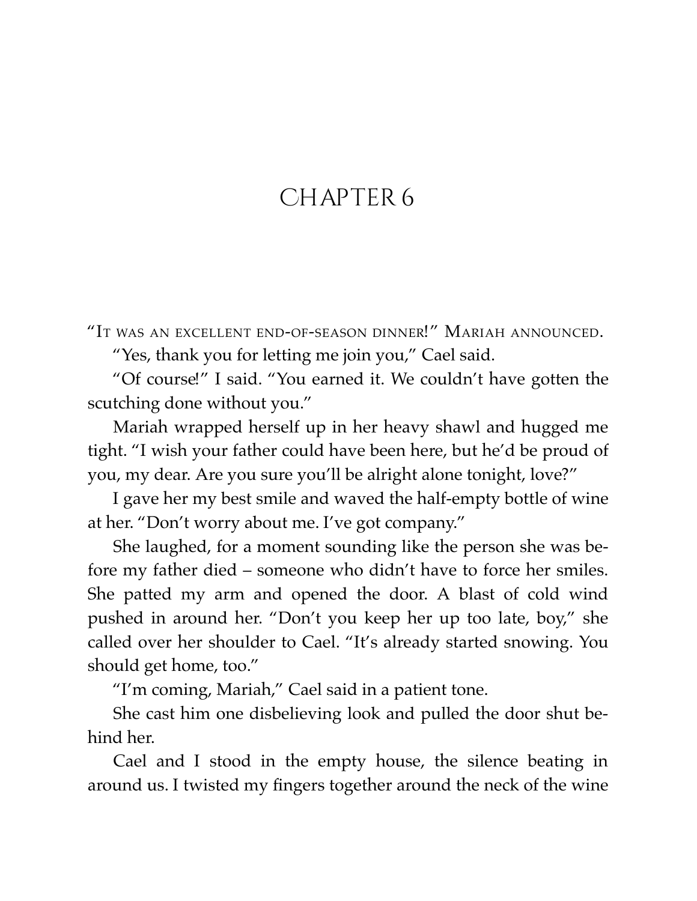# Chapter 6

"It was an excellent end-of-season dinner!" Mariah announced.

"Yes, thank you for letting me join you," Cael said.

"Of course!" I said. "You earned it. We couldn't have gotten the scutching done without you."

Mariah wrapped herself up in her heavy shawl and hugged me tight. "I wish your father could have been here, but he'd be proud of you, my dear. Are you sure you'll be alright alone tonight, love?"

I gave her my best smile and waved the half-empty bottle of wine at her. "Don't worry about me. I've got company."

She laughed, for a moment sounding like the person she was before my father died – someone who didn't have to force her smiles. She patted my arm and opened the door. A blast of cold wind pushed in around her. "Don't you keep her up too late, boy," she called over her shoulder to Cael. "It's already started snowing. You should get home, too."

"I'm coming, Mariah," Cael said in a patient tone.

She cast him one disbelieving look and pulled the door shut behind her.

Cael and I stood in the empty house, the silence beating in around us. I twisted my fingers together around the neck of the wine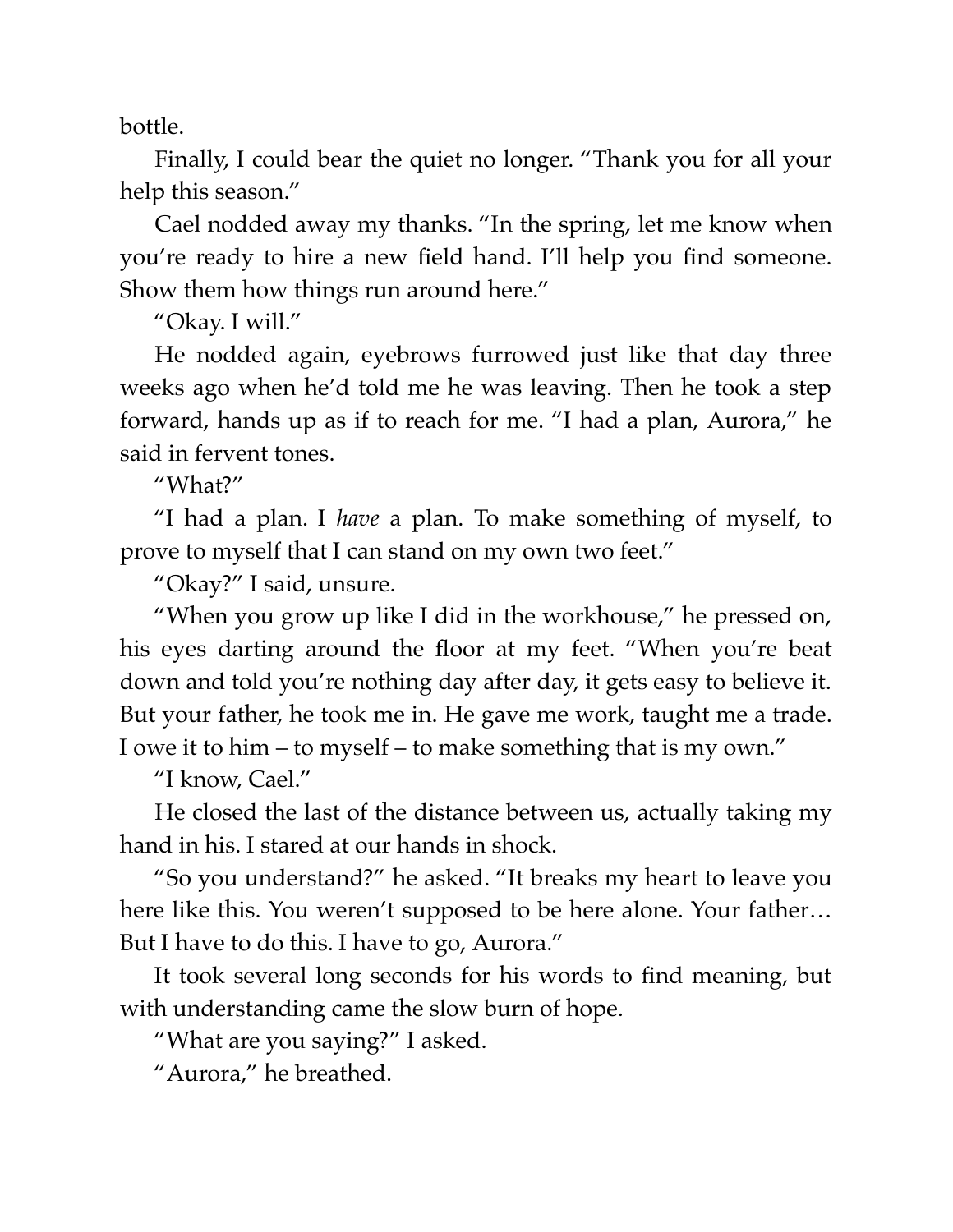bottle.

Finally, I could bear the quiet no longer. "Thank you for all your help this season."

Cael nodded away my thanks. "In the spring, let me know when you're ready to hire a new field hand. I'll help you find someone. Show them how things run around here."

"Okay. I will."

He nodded again, eyebrows furrowed just like that day three weeks ago when he'd told me he was leaving. Then he took a step forward, hands up as if to reach for me. "I had a plan, Aurora," he said in fervent tones.

"What?"

"I had a plan. I *have* a plan. To make something of myself, to prove to myself that I can stand on my own two feet."

"Okay?" I said, unsure.

"When you grow up like I did in the workhouse," he pressed on, his eyes darting around the floor at my feet. "When you're beat down and told you're nothing day after day, it gets easy to believe it. But your father, he took me in. He gave me work, taught me a trade. I owe it to him – to myself – to make something that is my own."

"I know, Cael."

He closed the last of the distance between us, actually taking my hand in his. I stared at our hands in shock.

"So you understand?" he asked. "It breaks my heart to leave you here like this. You weren't supposed to be here alone. Your father… But I have to do this. I have to go, Aurora."

It took several long seconds for his words to find meaning, but with understanding came the slow burn of hope.

"What are you saying?" I asked.

"Aurora," he breathed.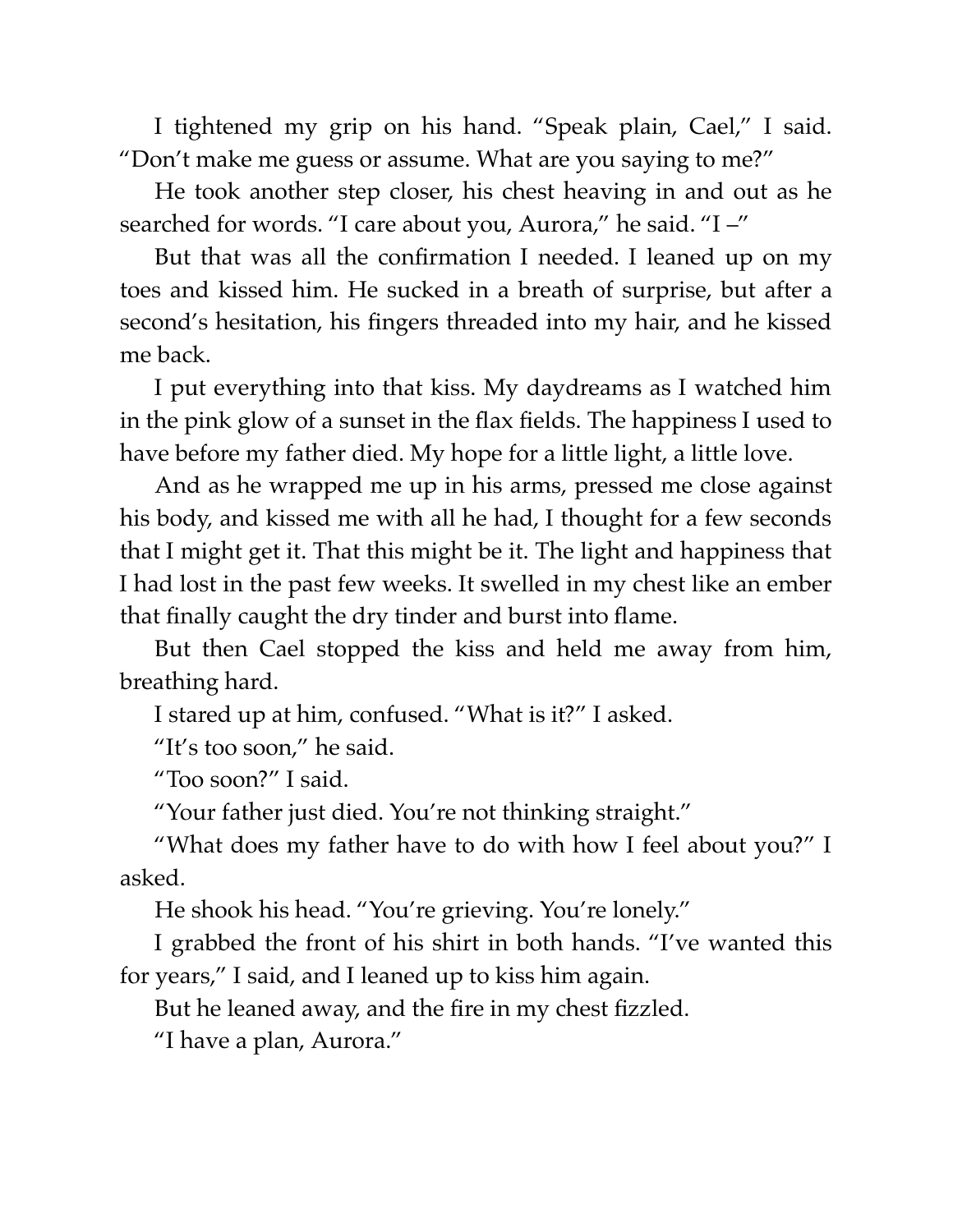I tightened my grip on his hand. "Speak plain, Cael," I said. "Don't make me guess or assume. What are you saying to me?"

He took another step closer, his chest heaving in and out as he searched for words. "I care about you, Aurora," he said. "I –"

But that was all the confirmation I needed. I leaned up on my toes and kissed him. He sucked in a breath of surprise, but after a second's hesitation, his fingers threaded into my hair, and he kissed me back.

I put everything into that kiss. My daydreams as I watched him in the pink glow of a sunset in the flax fields. The happiness I used to have before my father died. My hope for a little light, a little love.

And as he wrapped me up in his arms, pressed me close against his body, and kissed me with all he had, I thought for a few seconds that I might get it. That this might be it. The light and happiness that I had lost in the past few weeks. It swelled in my chest like an ember that finally caught the dry tinder and burst into flame.

But then Cael stopped the kiss and held me away from him, breathing hard.

I stared up at him, confused. "What is it?" I asked.

"It's too soon," he said.

"Too soon?" I said.

"Your father just died. You're not thinking straight."

"What does my father have to do with how I feel about you?" I asked.

He shook his head. "You're grieving. You're lonely."

I grabbed the front of his shirt in both hands. "I've wanted this for years," I said, and I leaned up to kiss him again.

But he leaned away, and the fire in my chest fizzled.

"I have a plan, Aurora."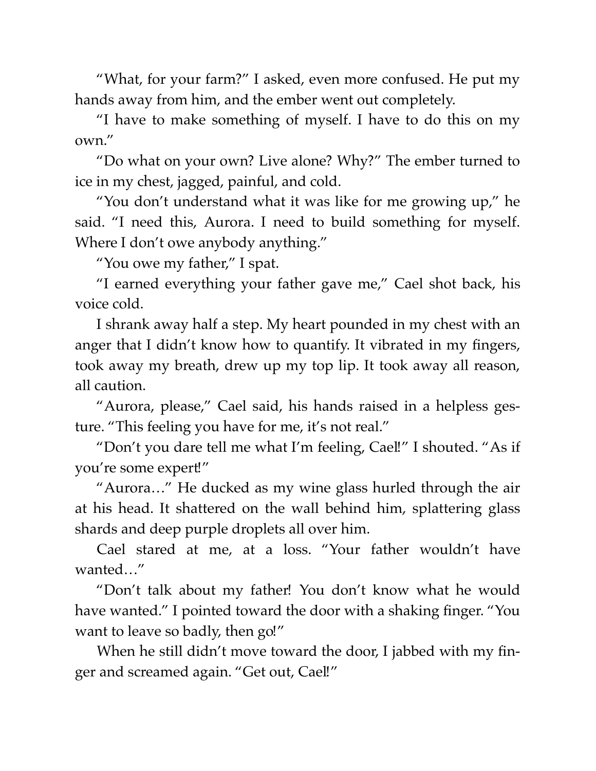"What, for your farm?" I asked, even more confused. He put my hands away from him, and the ember went out completely.

"I have to make something of myself. I have to do this on my own."

"Do what on your own? Live alone? Why?" The ember turned to ice in my chest, jagged, painful, and cold.

"You don't understand what it was like for me growing up," he said. "I need this, Aurora. I need to build something for myself. Where I don't owe anybody anything."

"You owe my father," I spat.

"I earned everything your father gave me," Cael shot back, his voice cold.

I shrank away half a step. My heart pounded in my chest with an anger that I didn't know how to quantify. It vibrated in my fingers, took away my breath, drew up my top lip. It took away all reason, all caution.

"Aurora, please," Cael said, his hands raised in a helpless gesture. "This feeling you have for me, it's not real."

"Don't you dare tell me what I'm feeling, Cael!" I shouted. "As if you're some expert!"

"Aurora…" He ducked as my wine glass hurled through the air at his head. It shattered on the wall behind him, splattering glass shards and deep purple droplets all over him.

Cael stared at me, at a loss. "Your father wouldn't have wanted…"

"Don't talk about my father! You don't know what he would have wanted." I pointed toward the door with a shaking finger. "You want to leave so badly, then go!"

When he still didn't move toward the door, I jabbed with my finger and screamed again. "Get out, Cael!"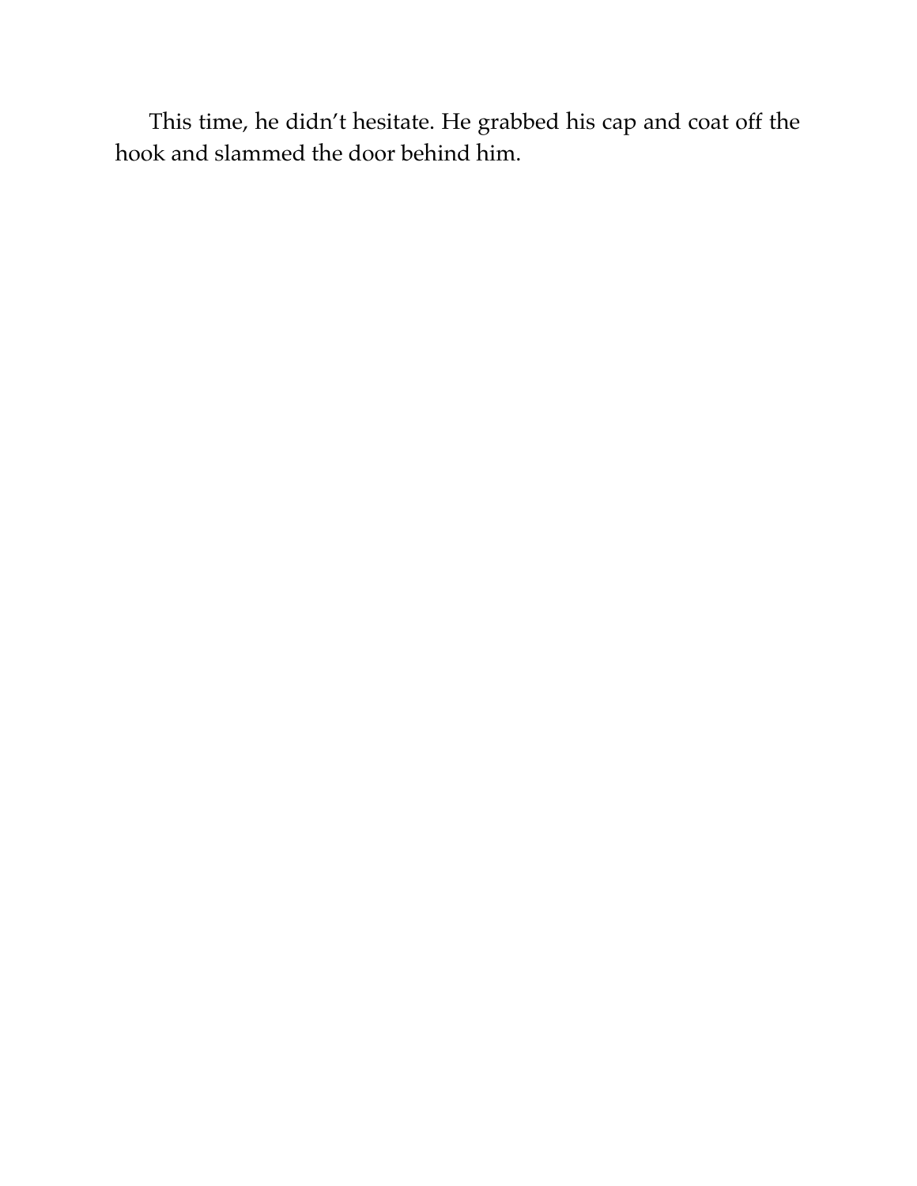This time, he didn’t hesitate. He grabbed his cap and coat off the hook and slammed the door behind him.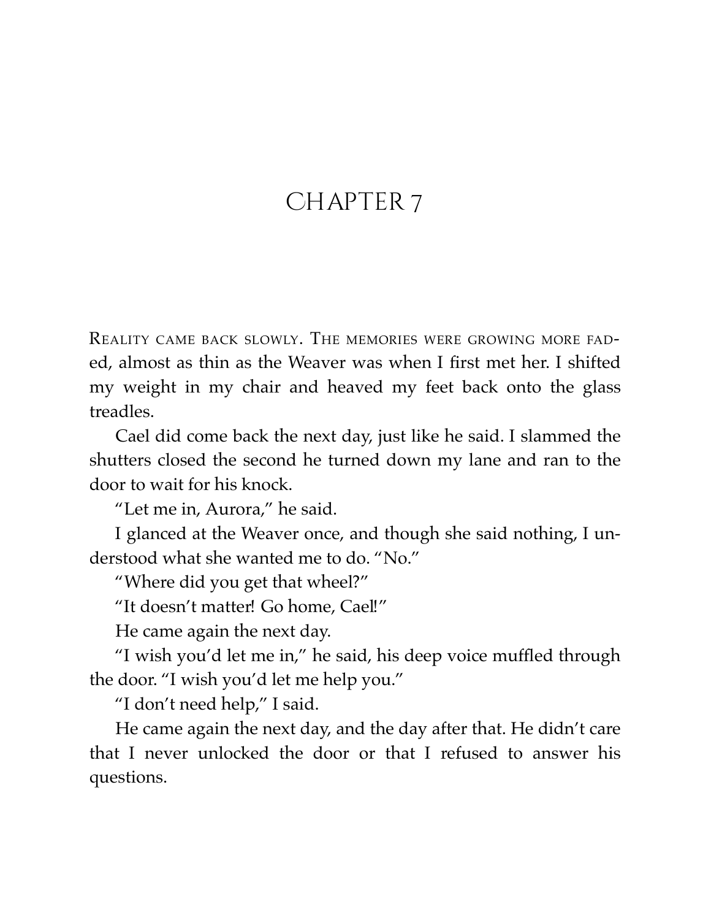# CHAPTER 7

Reality came back slowly. The memories were growing more faded, almost as thin as the Weaver was when I first met her. I shifted my weight in my chair and heaved my feet back onto the glass treadles.

Cael did come back the next day, just like he said. I slammed the shutters closed the second he turned down my lane and ran to the door to wait for his knock.

"Let me in, Aurora," he said.

I glanced at the Weaver once, and though she said nothing, I understood what she wanted me to do. "No."

"Where did you get that wheel?"

"It doesn't matter! Go home, Cael!"

He came again the next day.

"I wish you'd let me in," he said, his deep voice muffled through the door. "I wish you'd let me help you."

"I don't need help," I said.

He came again the next day, and the day after that. He didn't care that I never unlocked the door or that I refused to answer his questions.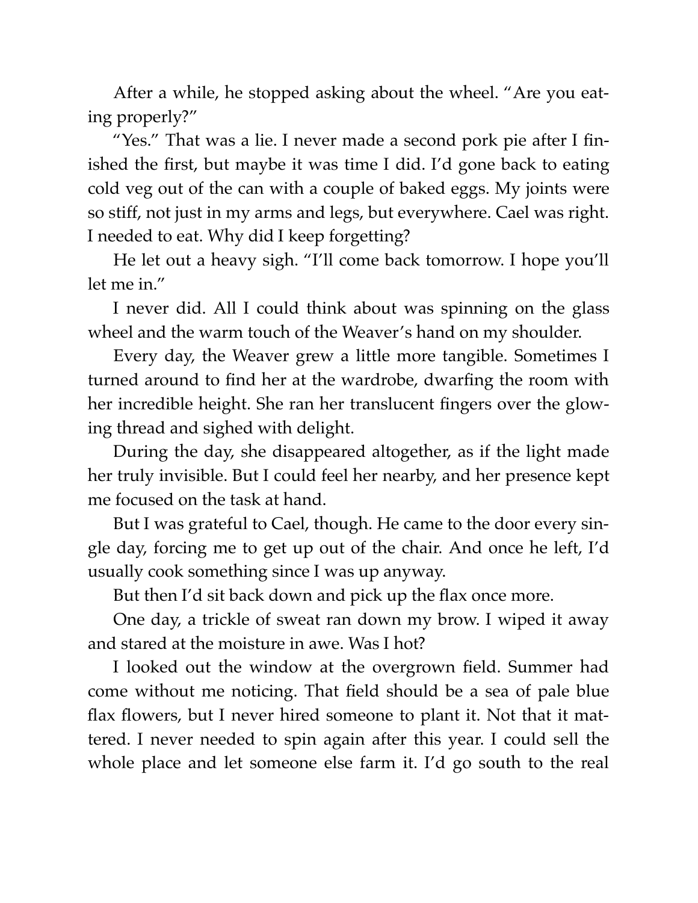After a while, he stopped asking about the wheel. "Are you eating properly?"

"Yes." That was a lie. I never made a second pork pie after I finished the first, but maybe it was time I did. I'd gone back to eating cold veg out of the can with a couple of baked eggs. My joints were so stiff, not just in my arms and legs, but everywhere. Cael was right. I needed to eat. Why did I keep forgetting?

He let out a heavy sigh. "I'll come back tomorrow. I hope you'll let me in."

I never did. All I could think about was spinning on the glass wheel and the warm touch of the Weaver's hand on my shoulder.

Every day, the Weaver grew a little more tangible. Sometimes I turned around to find her at the wardrobe, dwarfing the room with her incredible height. She ran her translucent fingers over the glowing thread and sighed with delight.

During the day, she disappeared altogether, as if the light made her truly invisible. But I could feel her nearby, and her presence kept me focused on the task at hand.

But I was grateful to Cael, though. He came to the door every single day, forcing me to get up out of the chair. And once he left, I'd usually cook something since I was up anyway.

But then I'd sit back down and pick up the flax once more.

One day, a trickle of sweat ran down my brow. I wiped it away and stared at the moisture in awe. Was I hot?

I looked out the window at the overgrown field. Summer had come without me noticing. That field should be a sea of pale blue flax flowers, but I never hired someone to plant it. Not that it mattered. I never needed to spin again after this year. I could sell the whole place and let someone else farm it. I'd go south to the real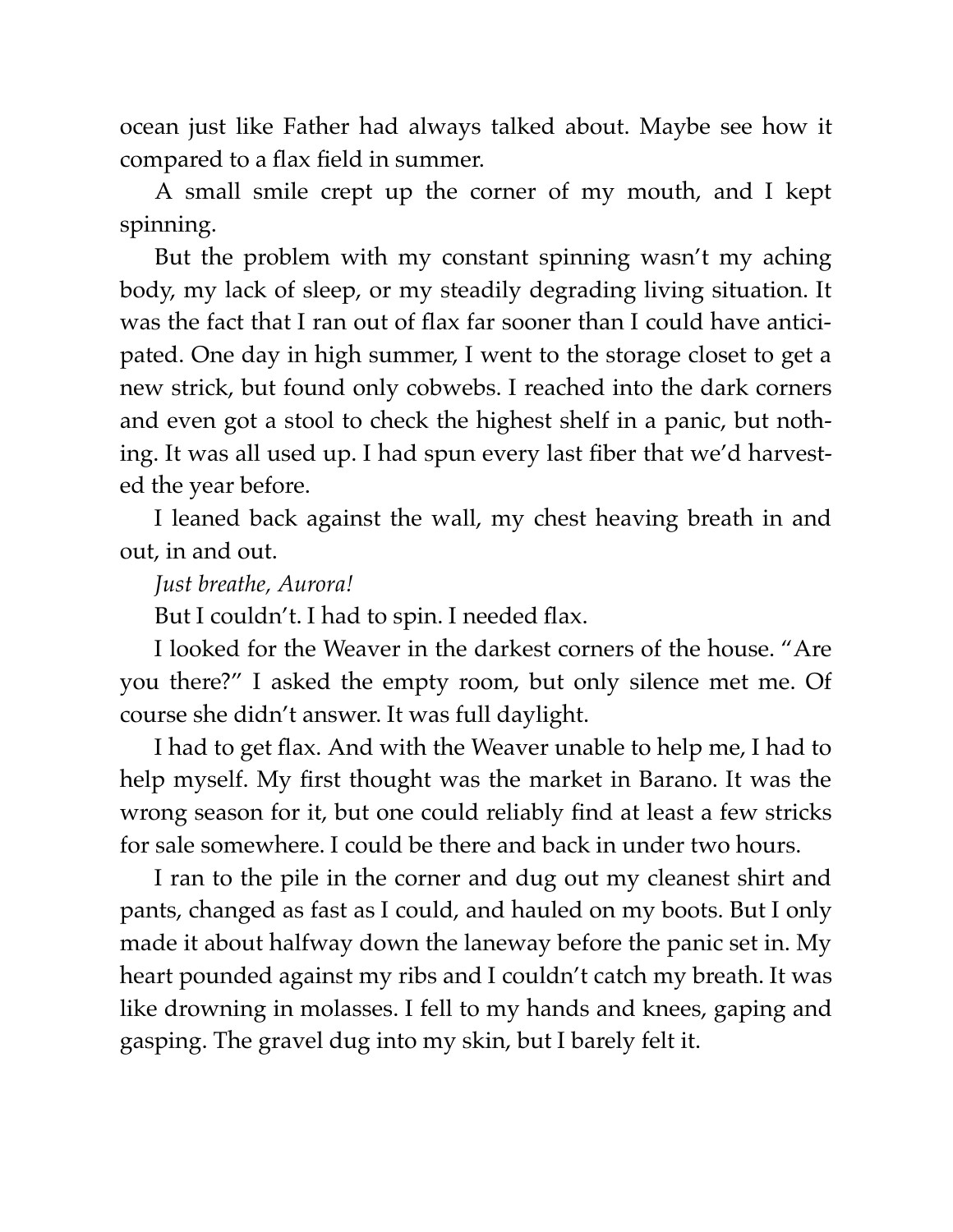ocean just like Father had always talked about. Maybe see how it compared to a flax field in summer.

A small smile crept up the corner of my mouth, and I kept spinning.

But the problem with my constant spinning wasn't my aching body, my lack of sleep, or my steadily degrading living situation. It was the fact that I ran out of flax far sooner than I could have anticipated. One day in high summer, I went to the storage closet to get a new strick, but found only cobwebs. I reached into the dark corners and even got a stool to check the highest shelf in a panic, but nothing. It was all used up. I had spun every last fiber that we'd harvested the year before.

I leaned back against the wall, my chest heaving breath in and out, in and out.

*Just breathe, Aurora!*

But I couldn't. I had to spin. I needed flax.

I looked for the Weaver in the darkest corners of the house. "Are you there?" I asked the empty room, but only silence met me. Of course she didn't answer. It was full daylight.

I had to get flax. And with the Weaver unable to help me, I had to help myself. My first thought was the market in Barano. It was the wrong season for it, but one could reliably find at least a few stricks for sale somewhere. I could be there and back in under two hours.

I ran to the pile in the corner and dug out my cleanest shirt and pants, changed as fast as I could, and hauled on my boots. But I only made it about halfway down the laneway before the panic set in. My heart pounded against my ribs and I couldn't catch my breath. It was like drowning in molasses. I fell to my hands and knees, gaping and gasping. The gravel dug into my skin, but I barely felt it.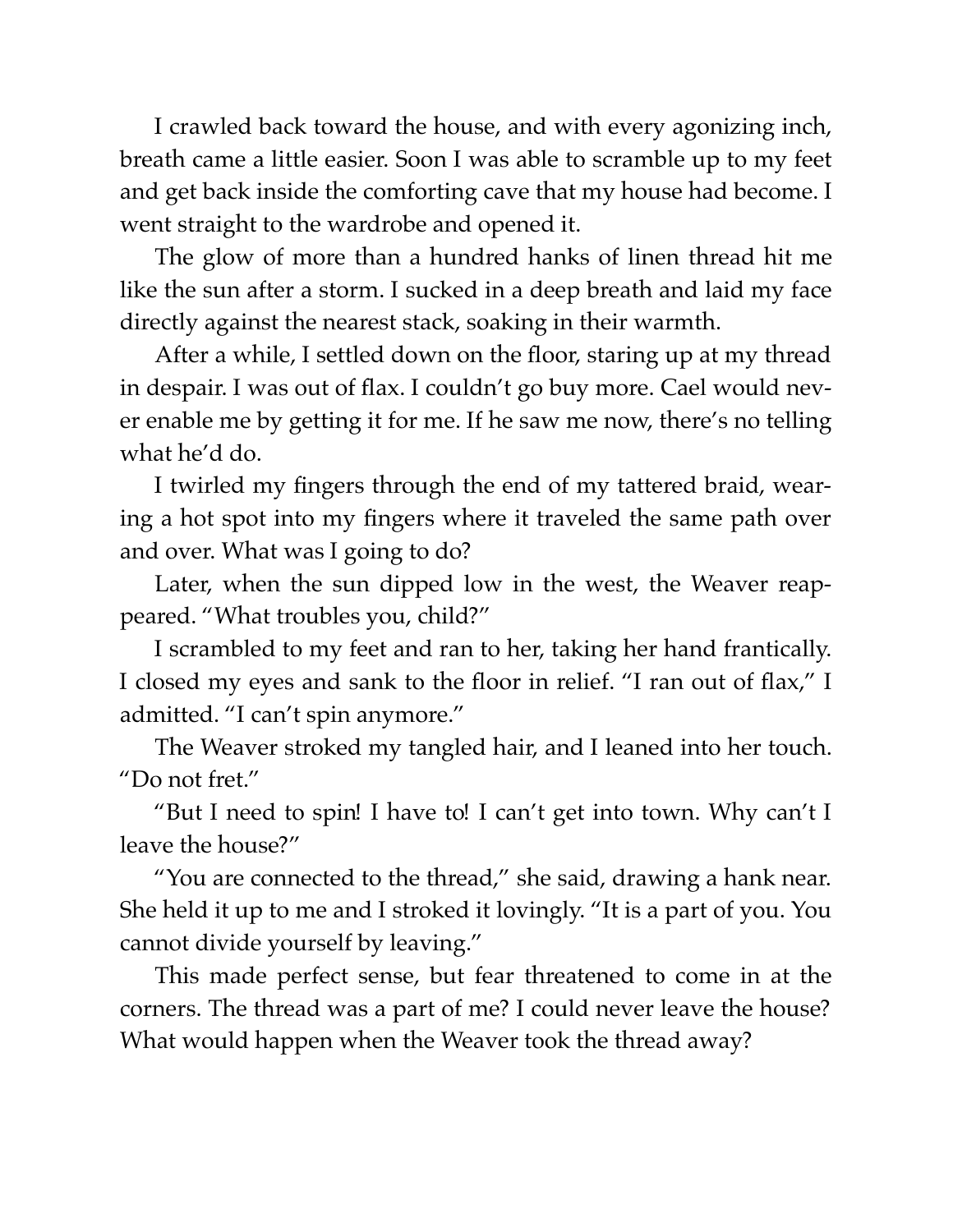I crawled back toward the house, and with every agonizing inch, breath came a little easier. Soon I was able to scramble up to my feet and get back inside the comforting cave that my house had become. I went straight to the wardrobe and opened it.

The glow of more than a hundred hanks of linen thread hit me like the sun after a storm. I sucked in a deep breath and laid my face directly against the nearest stack, soaking in their warmth.

After a while, I settled down on the floor, staring up at my thread in despair. I was out of flax. I couldn't go buy more. Cael would never enable me by getting it for me. If he saw me now, there's no telling what he'd do.

I twirled my fingers through the end of my tattered braid, wearing a hot spot into my fingers where it traveled the same path over and over. What was I going to do?

Later, when the sun dipped low in the west, the Weaver reappeared. "What troubles you, child?"

I scrambled to my feet and ran to her, taking her hand frantically. I closed my eyes and sank to the floor in relief. "I ran out of flax," I admitted. "I can't spin anymore."

The Weaver stroked my tangled hair, and I leaned into her touch. "Do not fret."

"But I need to spin! I have to! I can't get into town. Why can't I leave the house?"

"You are connected to the thread," she said, drawing a hank near. She held it up to me and I stroked it lovingly. "It is a part of you. You cannot divide yourself by leaving."

This made perfect sense, but fear threatened to come in at the corners. The thread was a part of me? I could never leave the house? What would happen when the Weaver took the thread away?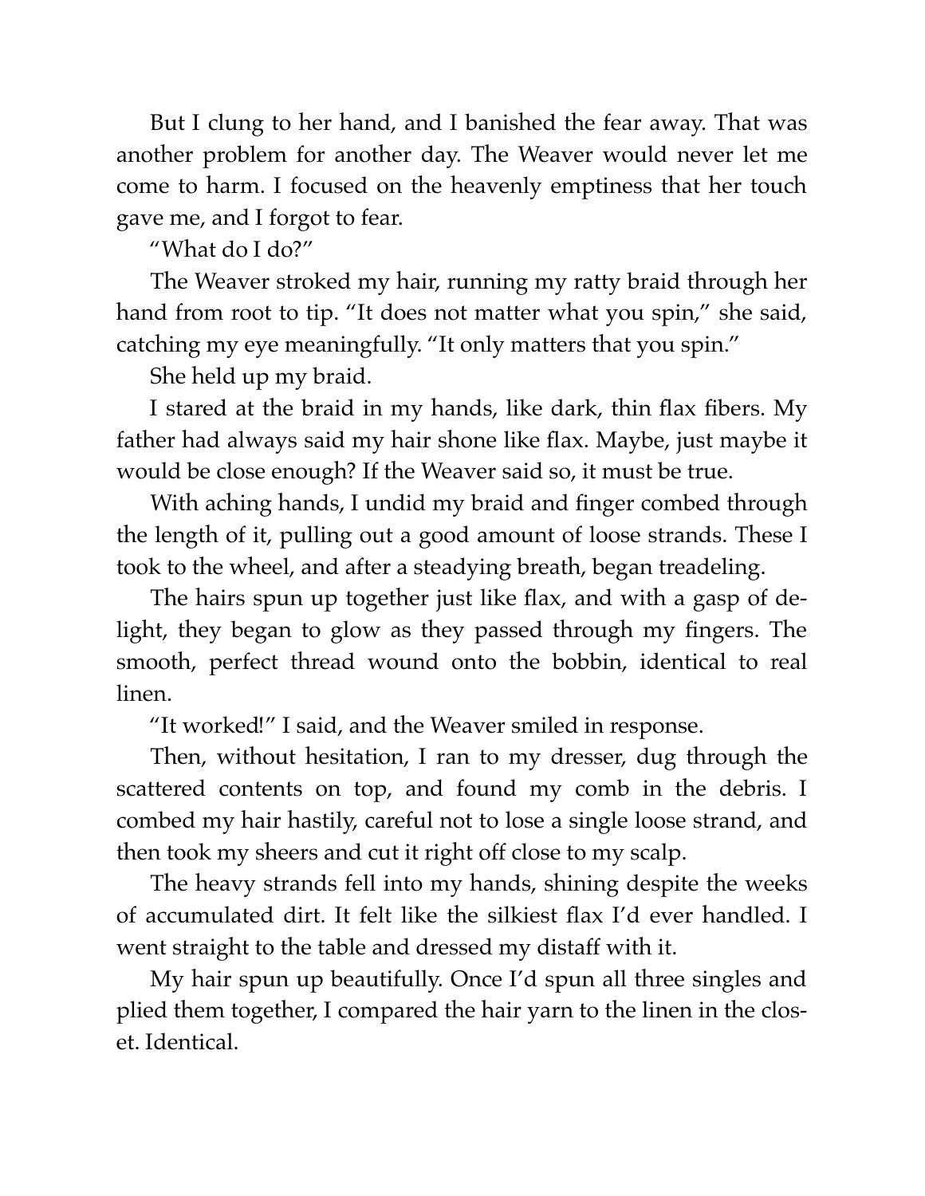But I clung to her hand, and I banished the fear away. That was another problem for another day. The Weaver would never let me come to harm. I focused on the heavenly emptiness that her touch gave me, and I forgot to fear.

"What do I do?"

The Weaver stroked my hair, running my ratty braid through her hand from root to tip. "It does not matter what you spin," she said, catching my eye meaningfully. "It only matters that you spin."

She held up my braid.

I stared at the braid in my hands, like dark, thin flax fibers. My father had always said my hair shone like flax. Maybe, just maybe it would be close enough? If the Weaver said so, it must be true.

With aching hands, I undid my braid and finger combed through the length of it, pulling out a good amount of loose strands. These I took to the wheel, and after a steadying breath, began treadeling.

The hairs spun up together just like flax, and with a gasp of delight, they began to glow as they passed through my fingers. The smooth, perfect thread wound onto the bobbin, identical to real linen.

"It worked!" I said, and the Weaver smiled in response.

Then, without hesitation, I ran to my dresser, dug through the scattered contents on top, and found my comb in the debris. I combed my hair hastily, careful not to lose a single loose strand, and then took my sheers and cut it right off close to my scalp.

The heavy strands fell into my hands, shining despite the weeks of accumulated dirt. It felt like the silkiest flax I'd ever handled. I went straight to the table and dressed my distaff with it.

My hair spun up beautifully. Once I'd spun all three singles and plied them together, I compared the hair yarn to the linen in the closet. Identical.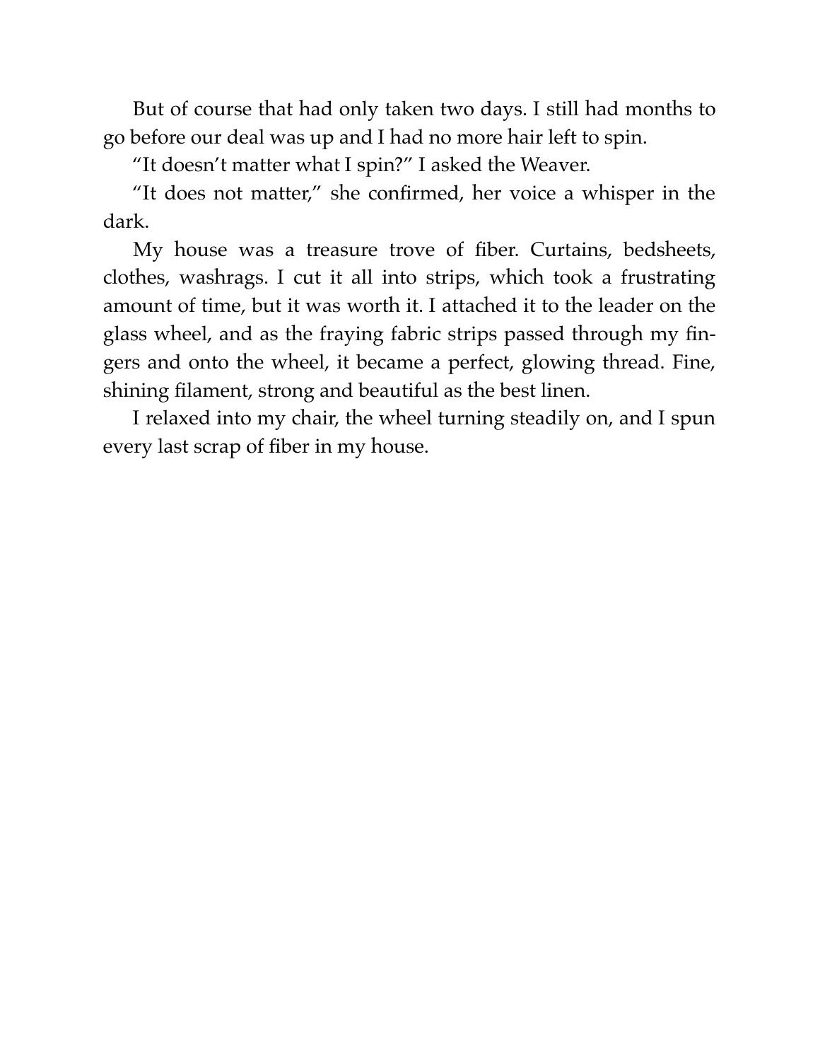But of course that had only taken two days. I still had months to go before our deal was up and I had no more hair left to spin.

"It doesn't matter what I spin?" I asked the Weaver.

"It does not matter," she confirmed, her voice a whisper in the dark.

My house was a treasure trove of fiber. Curtains, bedsheets, clothes, washrags. I cut it all into strips, which took a frustrating amount of time, but it was worth it. I attached it to the leader on the glass wheel, and as the fraying fabric strips passed through my fingers and onto the wheel, it became a perfect, glowing thread. Fine, shining filament, strong and beautiful as the best linen.

I relaxed into my chair, the wheel turning steadily on, and I spun every last scrap of fiber in my house.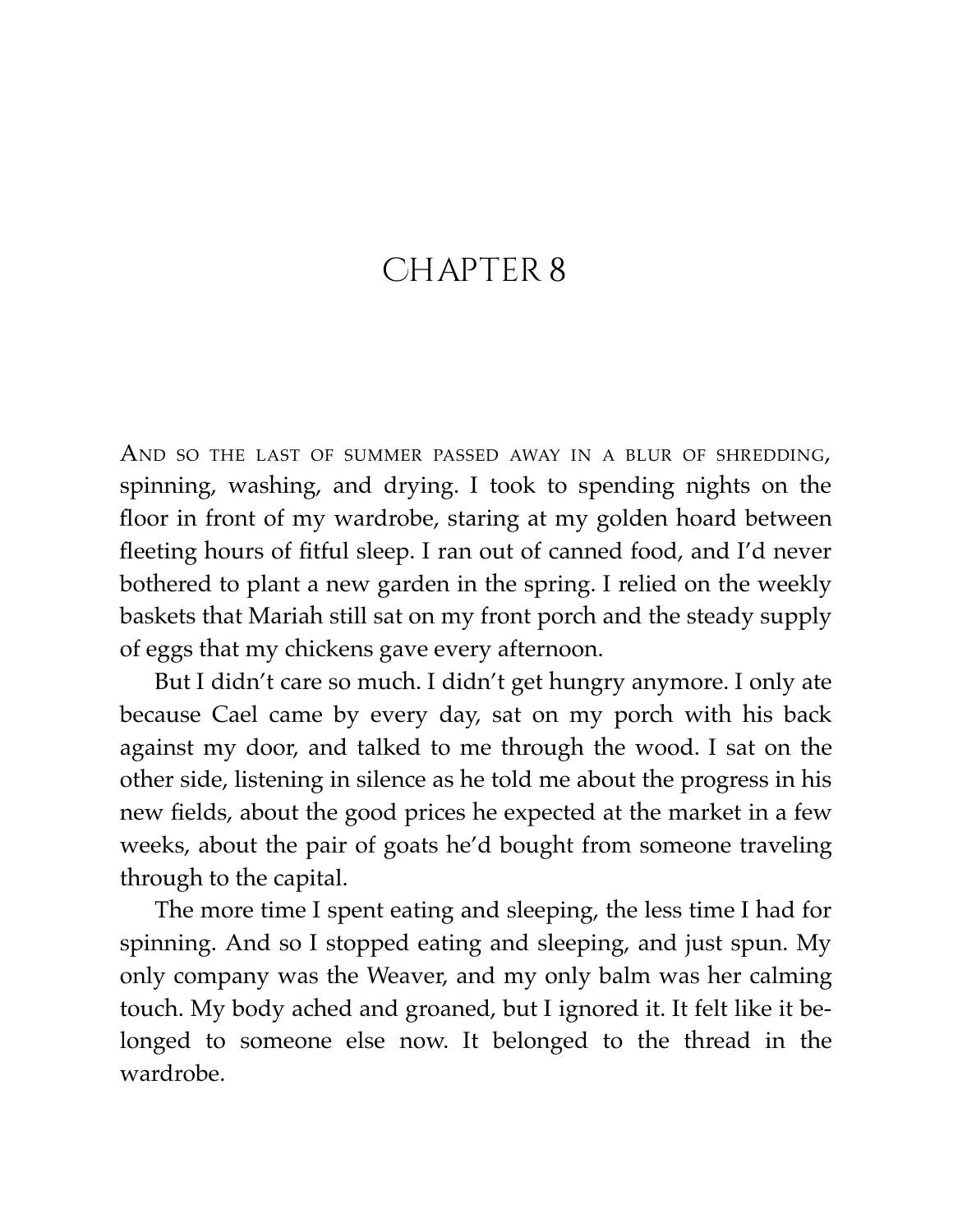# CHAPTER 8

AND SO THE LAST OF SUMMER PASSED AWAY IN A BLUR OF SHREDDING, spinning, washing, and drying. I took to spending nights on the floor in front of my wardrobe, staring at my golden hoard between fleeting hours of fitful sleep. I ran out of canned food, and I'd never bothered to plant a new garden in the spring. I relied on the weekly baskets that Mariah still sat on my front porch and the steady supply of eggs that my chickens gave every afternoon.

But I didn't care so much. I didn't get hungry anymore. I only ate because Cael came by every day, sat on my porch with his back against my door, and talked to me through the wood. I sat on the other side, listening in silence as he told me about the progress in his new fields, about the good prices he expected at the market in a few weeks, about the pair of goats he'd bought from someone traveling through to the capital.

The more time I spent eating and sleeping, the less time I had for spinning. And so I stopped eating and sleeping, and just spun. My only company was the Weaver, and my only balm was her calming touch. My body ached and groaned, but I ignored it. It felt like it belonged to someone else now. It belonged to the thread in the wardrobe.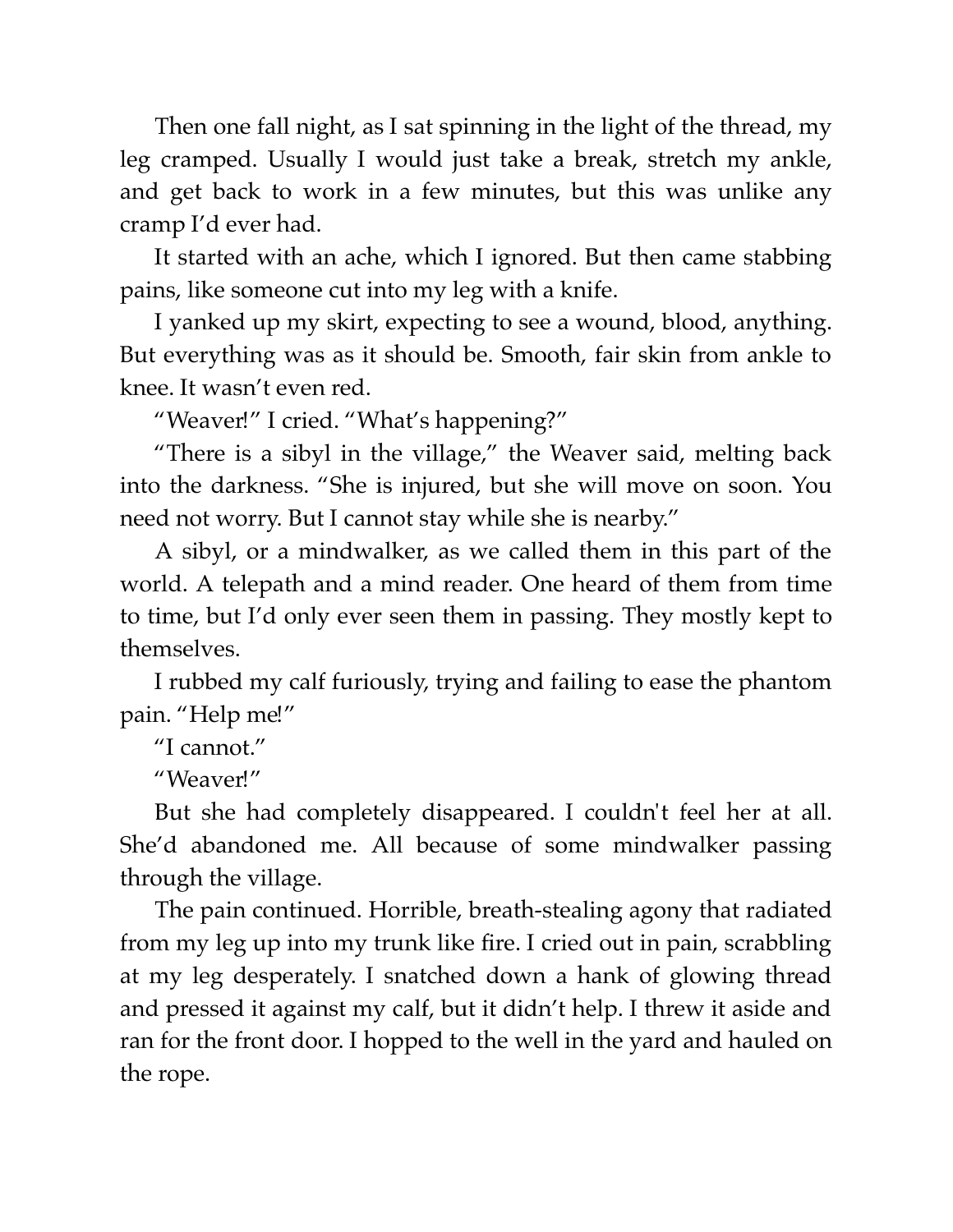Then one fall night, as I sat spinning in the light of the thread, my leg cramped. Usually I would just take a break, stretch my ankle, and get back to work in a few minutes, but this was unlike any cramp I'd ever had.

It started with an ache, which I ignored. But then came stabbing pains, like someone cut into my leg with a knife.

I yanked up my skirt, expecting to see a wound, blood, anything. But everything was as it should be. Smooth, fair skin from ankle to knee. It wasn't even red.

"Weaver!" I cried. "What's happening?"

"There is a sibyl in the village," the Weaver said, melting back into the darkness. "She is injured, but she will move on soon. You need not worry. But I cannot stay while she is nearby."

A sibyl, or a mindwalker, as we called them in this part of the world. A telepath and a mind reader. One heard of them from time to time, but I'd only ever seen them in passing. They mostly kept to themselves.

I rubbed my calf furiously, trying and failing to ease the phantom pain. "Help me!"

"I cannot."

"Weaver!"

But she had completely disappeared. I couldn't feel her at all. She'd abandoned me. All because of some mindwalker passing through the village.

The pain continued. Horrible, breath-stealing agony that radiated from my leg up into my trunk like fire. I cried out in pain, scrabbling at my leg desperately. I snatched down a hank of glowing thread and pressed it against my calf, but it didn't help. I threw it aside and ran for the front door. I hopped to the well in the yard and hauled on the rope.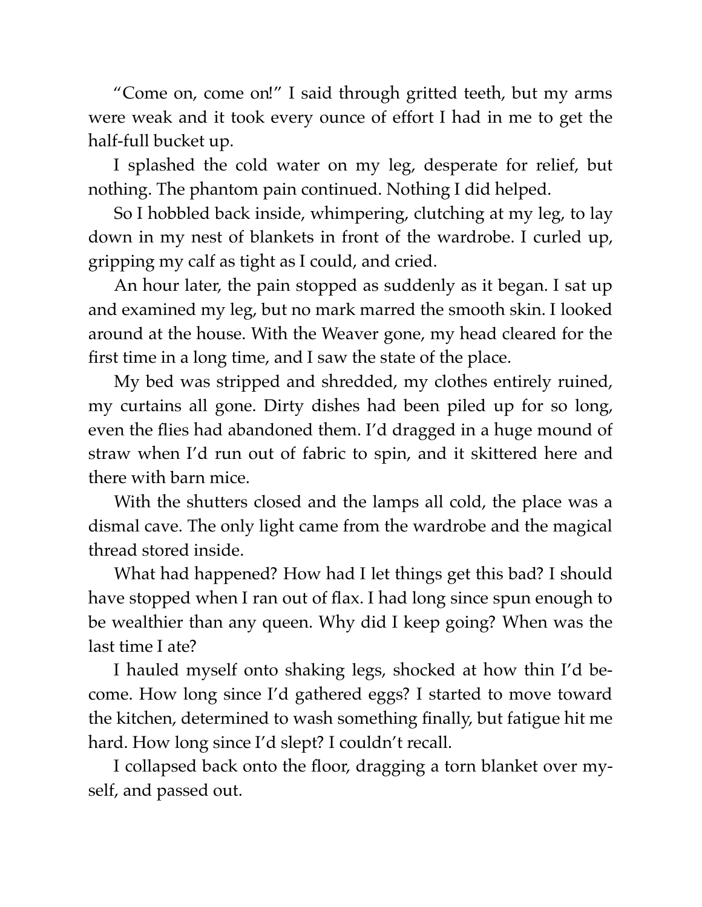"Come on, come on!" I said through gritted teeth, but my arms were weak and it took every ounce of effort I had in me to get the half-full bucket up.

I splashed the cold water on my leg, desperate for relief, but nothing. The phantom pain continued. Nothing I did helped.

So I hobbled back inside, whimpering, clutching at my leg, to lay down in my nest of blankets in front of the wardrobe. I curled up, gripping my calf as tight as I could, and cried.

An hour later, the pain stopped as suddenly as it began. I sat up and examined my leg, but no mark marred the smooth skin. I looked around at the house. With the Weaver gone, my head cleared for the first time in a long time, and I saw the state of the place.

My bed was stripped and shredded, my clothes entirely ruined, my curtains all gone. Dirty dishes had been piled up for so long, even the flies had abandoned them. I'd dragged in a huge mound of straw when I'd run out of fabric to spin, and it skittered here and there with barn mice.

With the shutters closed and the lamps all cold, the place was a dismal cave. The only light came from the wardrobe and the magical thread stored inside.

What had happened? How had I let things get this bad? I should have stopped when I ran out of flax. I had long since spun enough to be wealthier than any queen. Why did I keep going? When was the last time I ate?

I hauled myself onto shaking legs, shocked at how thin I'd become. How long since I'd gathered eggs? I started to move toward the kitchen, determined to wash something finally, but fatigue hit me hard. How long since I'd slept? I couldn't recall.

I collapsed back onto the floor, dragging a torn blanket over myself, and passed out.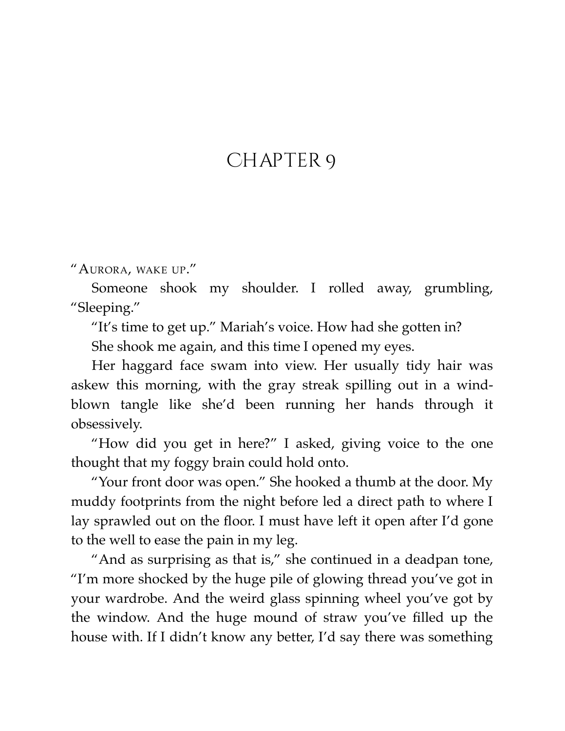# CHAPTER 9

"AURORA, WAKE UP."

Someone shook my shoulder. I rolled away, grumbling, "Sleeping."

"It's time to get up." Mariah's voice. How had she gotten in?

She shook me again, and this time I opened my eyes.

Her haggard face swam into view. Her usually tidy hair was askew this morning, with the gray streak spilling out in a wind-blown tangle like she'd been running her hands through it obsessively.

"How did you get in here?" I asked, giving voice to the one thought that my foggy brain could hold onto.

"Your front door was open." She hooked a thumb at the door. My muddy footprints from the night before led a direct path to where I lay sprawled out on the floor. I must have left it open after I'd gone to the well to ease the pain in my leg.

"And as surprising as that is," she continued in a deadpan tone, "I'm more shocked by the huge pile of glowing thread you've got in your wardrobe. And the weird glass spinning wheel you've got by the window. And the huge mound of straw you've filled up the house with. If I didn't know any better, I'd say there was something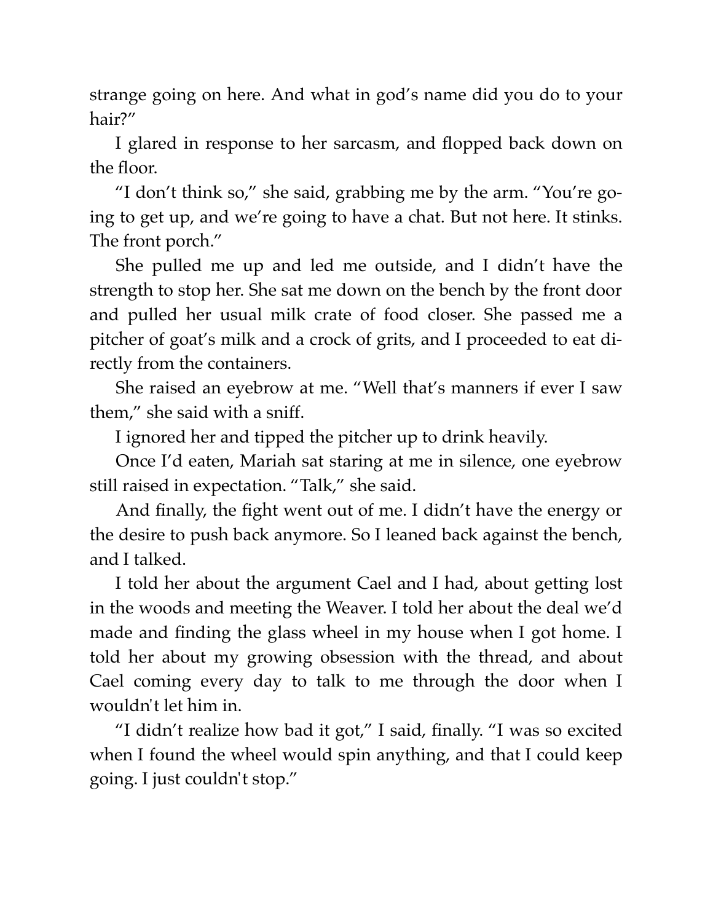strange going on here. And what in god's name did you do to your hair?"

I glared in response to her sarcasm, and flopped back down on the floor.

"I don't think so," she said, grabbing me by the arm. "You're going to get up, and we're going to have a chat. But not here. It stinks. The front porch."

She pulled me up and led me outside, and I didn't have the strength to stop her. She sat me down on the bench by the front door and pulled her usual milk crate of food closer. She passed me a pitcher of goat's milk and a crock of grits, and I proceeded to eat directly from the containers.

She raised an eyebrow at me. "Well that's manners if ever I saw them," she said with a sniff.

I ignored her and tipped the pitcher up to drink heavily.

Once I'd eaten, Mariah sat staring at me in silence, one eyebrow still raised in expectation. "Talk," she said.

And finally, the fight went out of me. I didn't have the energy or the desire to push back anymore. So I leaned back against the bench, and I talked.

I told her about the argument Cael and I had, about getting lost in the woods and meeting the Weaver. I told her about the deal we'd made and finding the glass wheel in my house when I got home. I told her about my growing obsession with the thread, and about Cael coming every day to talk to me through the door when I wouldn't let him in.

"I didn't realize how bad it got," I said, finally. "I was so excited when I found the wheel would spin anything, and that I could keep going. I just couldn't stop."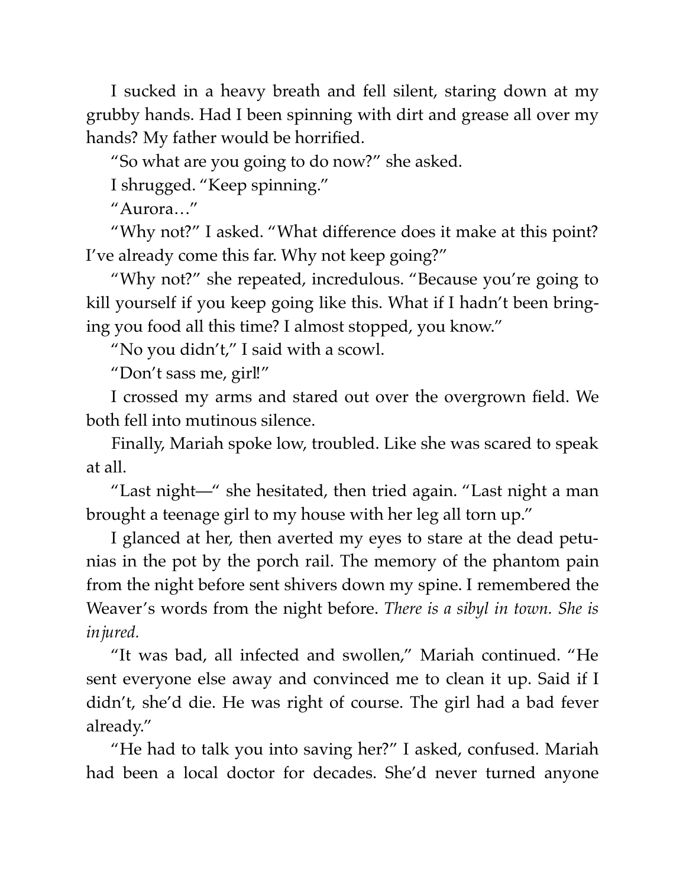I sucked in a heavy breath and fell silent, staring down at my grubby hands. Had I been spinning with dirt and grease all over my hands? My father would be horrified.

"So what are you going to do now?" she asked.

I shrugged. "Keep spinning."

"Aurora…"

"Why not?" I asked. "What difference does it make at this point? I've already come this far. Why not keep going?"

"Why not?" she repeated, incredulous. "Because you're going to kill yourself if you keep going like this. What if I hadn't been bringing you food all this time? I almost stopped, you know."

"No you didn't," I said with a scowl.

"Don't sass me, girl!"

I crossed my arms and stared out over the overgrown field. We both fell into mutinous silence.

Finally, Mariah spoke low, troubled. Like she was scared to speak at all.

"Last night—" she hesitated, then tried again. "Last night a man brought a teenage girl to my house with her leg all torn up."

I glanced at her, then averted my eyes to stare at the dead petunias in the pot by the porch rail. The memory of the phantom pain from the night before sent shivers down my spine. I remembered the Weaver's words from the night before. *There is a sibyl in town. She is injured.*

"It was bad, all infected and swollen," Mariah continued. "He sent everyone else away and convinced me to clean it up. Said if I didn't, she'd die. He was right of course. The girl had a bad fever already."

"He had to talk you into saving her?" I asked, confused. Mariah had been a local doctor for decades. She'd never turned anyone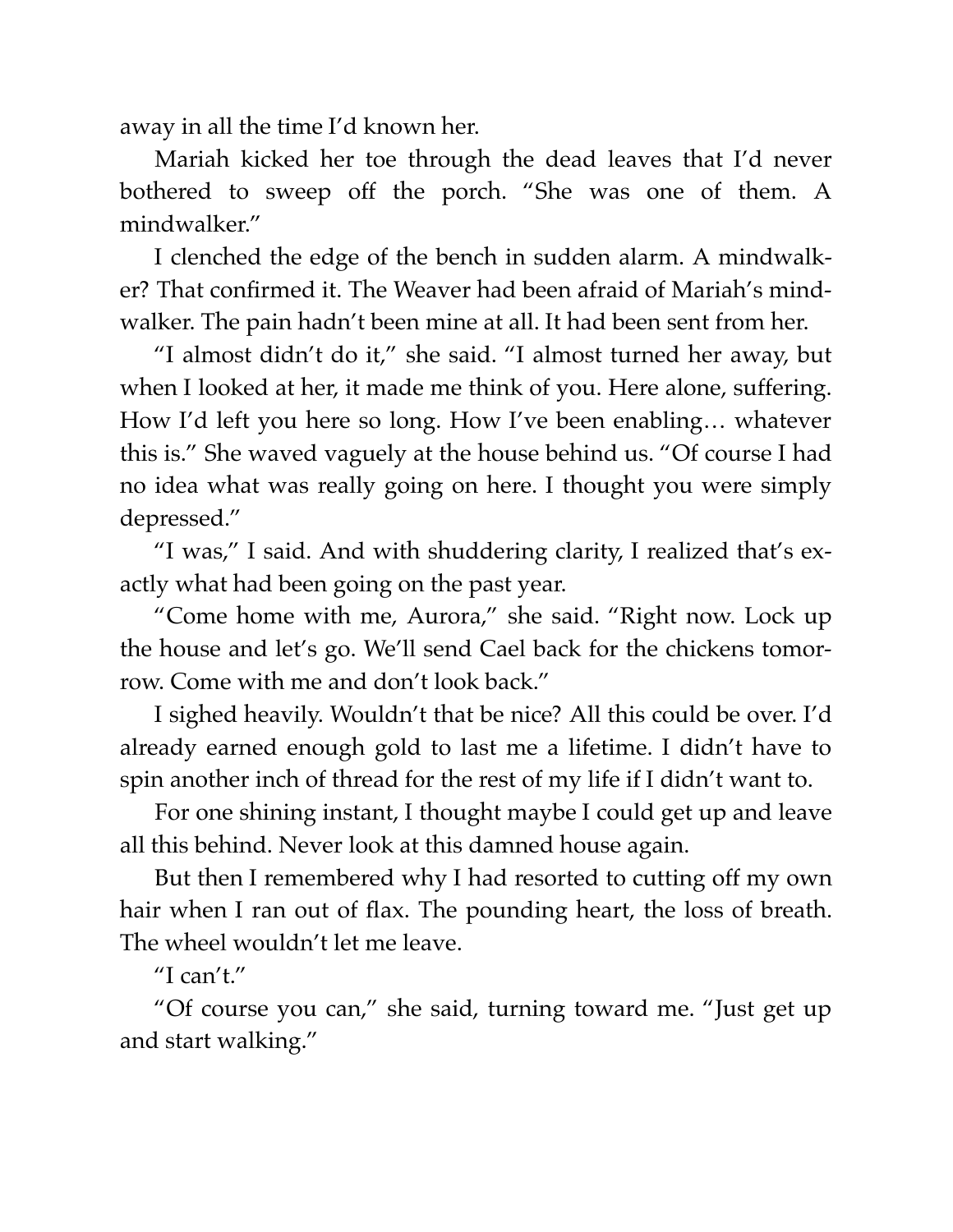away in all the time I'd known her.

Mariah kicked her toe through the dead leaves that I'd never bothered to sweep off the porch. "She was one of them. A mindwalker."

I clenched the edge of the bench in sudden alarm. A mindwalker? That confirmed it. The Weaver had been afraid of Mariah's mindwalker. The pain hadn't been mine at all. It had been sent from her.

"I almost didn't do it," she said. "I almost turned her away, but when I looked at her, it made me think of you. Here alone, suffering. How I'd left you here so long. How I've been enabling… whatever this is." She waved vaguely at the house behind us. "Of course I had no idea what was really going on here. I thought you were simply depressed."

"I was," I said. And with shuddering clarity, I realized that's exactly what had been going on the past year.

"Come home with me, Aurora," she said. "Right now. Lock up the house and let's go. We'll send Cael back for the chickens tomorrow. Come with me and don't look back."

I sighed heavily. Wouldn't that be nice? All this could be over. I'd already earned enough gold to last me a lifetime. I didn't have to spin another inch of thread for the rest of my life if I didn't want to.

For one shining instant, I thought maybe I could get up and leave all this behind. Never look at this damned house again.

But then I remembered why I had resorted to cutting off my own hair when I ran out of flax. The pounding heart, the loss of breath. The wheel wouldn't let me leave.

"I can't."

"Of course you can," she said, turning toward me. "Just get up and start walking."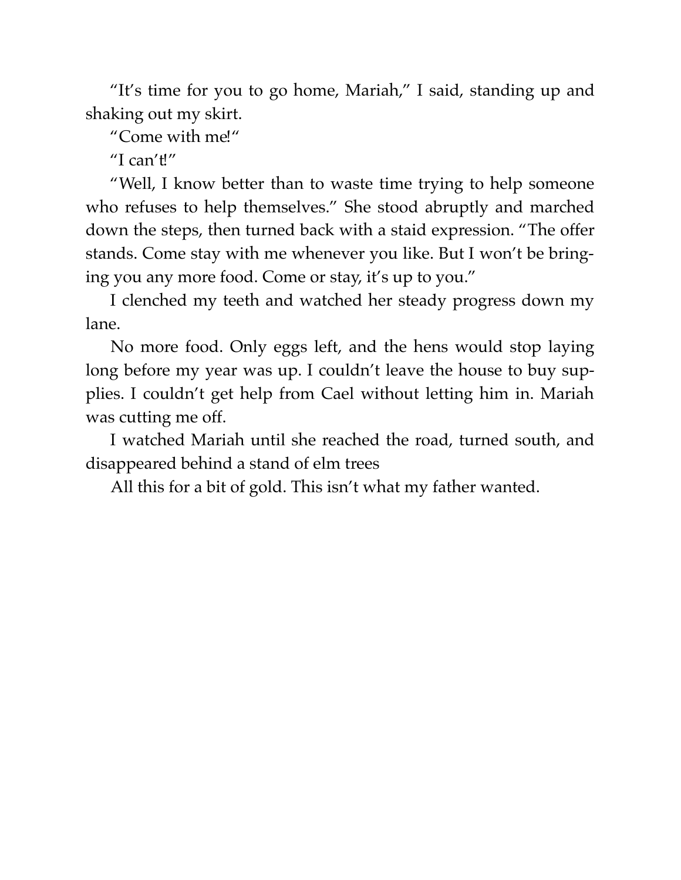"It's time for you to go home, Mariah," I said, standing up and shaking out my skirt.

"Come with me!"

"I can't!"

"Well, I know better than to waste time trying to help someone who refuses to help themselves." She stood abruptly and marched down the steps, then turned back with a staid expression. "The offer stands. Come stay with me whenever you like. But I won't be bringing you any more food. Come or stay, it's up to you."

I clenched my teeth and watched her steady progress down my lane.

No more food. Only eggs left, and the hens would stop laying long before my year was up. I couldn't leave the house to buy supplies. I couldn't get help from Cael without letting him in. Mariah was cutting me off.

I watched Mariah until she reached the road, turned south, and disappeared behind a stand of elm trees

All this for a bit of gold. This isn't what my father wanted.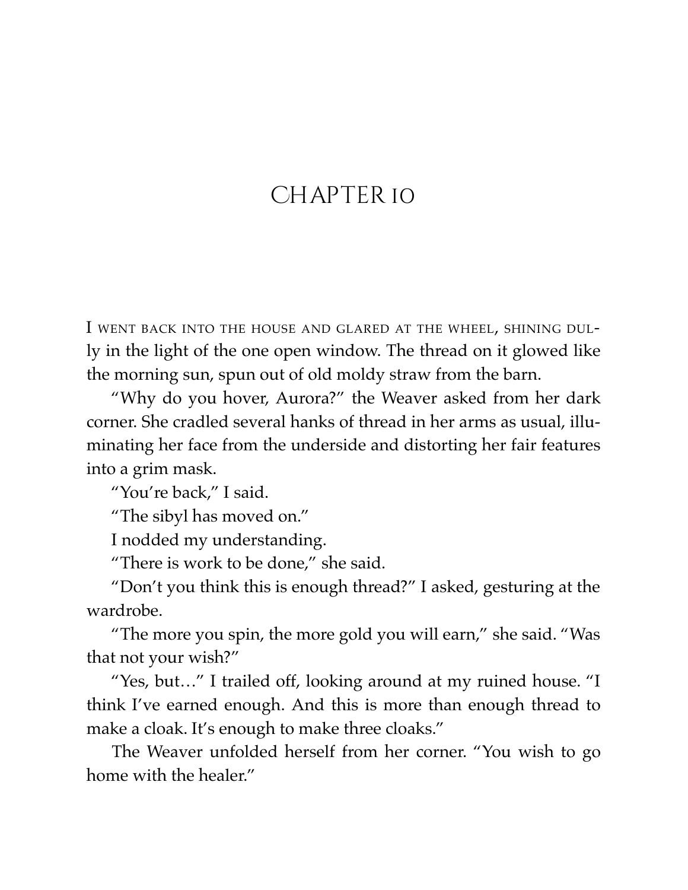# CHAPTER 10

I WENT BACK INTO THE HOUSE AND GLARED AT THE WHEEL, SHINING DULLY in the light of the one open window. The thread on it glowed like the morning sun, spun out of old moldy straw from the barn.

"Why do you hover, Aurora?" the Weaver asked from her dark corner. She cradled several hanks of thread in her arms as usual, illuminating her face from the underside and distorting her fair features into a grim mask.

"You're back," I said.

"The sibyl has moved on."

I nodded my understanding.

"There is work to be done," she said.

"Don't you think this is enough thread?" I asked, gesturing at the wardrobe.

"The more you spin, the more gold you will earn," she said. "Was that not your wish?"

"Yes, but…" I trailed off, looking around at my ruined house. "I think I've earned enough. And this is more than enough thread to make a cloak. It's enough to make three cloaks."

The Weaver unfolded herself from her corner. "You wish to go home with the healer."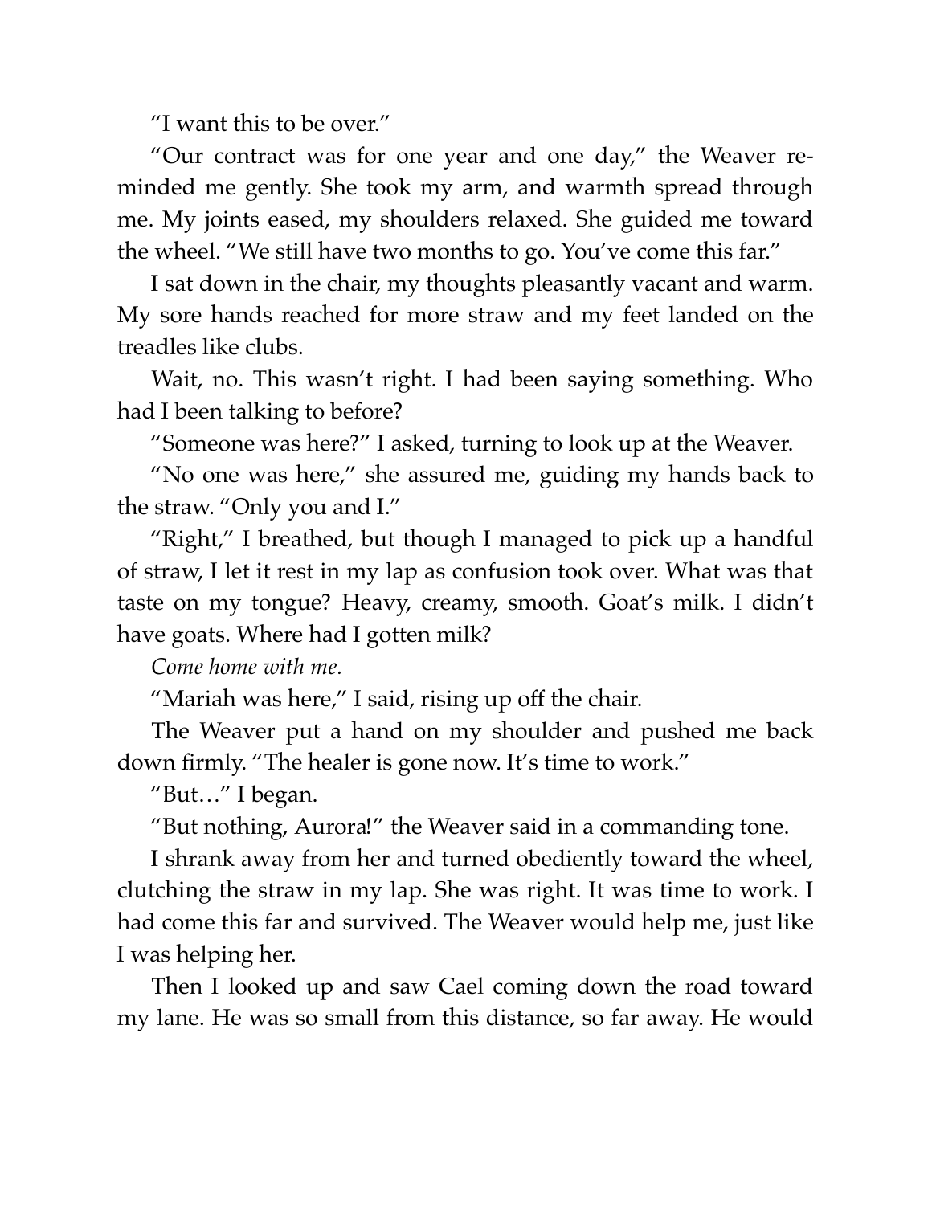"I want this to be over."

"Our contract was for one year and one day," the Weaver reminded me gently. She took my arm, and warmth spread through me. My joints eased, my shoulders relaxed. She guided me toward the wheel. "We still have two months to go. You've come this far."

I sat down in the chair, my thoughts pleasantly vacant and warm. My sore hands reached for more straw and my feet landed on the treadles like clubs.

Wait, no. This wasn't right. I had been saying something. Who had I been talking to before?

"Someone was here?" I asked, turning to look up at the Weaver.

"No one was here," she assured me, guiding my hands back to the straw. "Only you and I."

"Right," I breathed, but though I managed to pick up a handful of straw, I let it rest in my lap as confusion took over. What was that taste on my tongue? Heavy, creamy, smooth. Goat's milk. I didn't have goats. Where had I gotten milk?

*Come home with me.*

"Mariah was here," I said, rising up off the chair.

The Weaver put a hand on my shoulder and pushed me back down firmly. "The healer is gone now. It's time to work."

"But…" I began.

"But nothing, Aurora!" the Weaver said in a commanding tone.

I shrank away from her and turned obediently toward the wheel, clutching the straw in my lap. She was right. It was time to work. I had come this far and survived. The Weaver would help me, just like I was helping her.

Then I looked up and saw Cael coming down the road toward my lane. He was so small from this distance, so far away. He would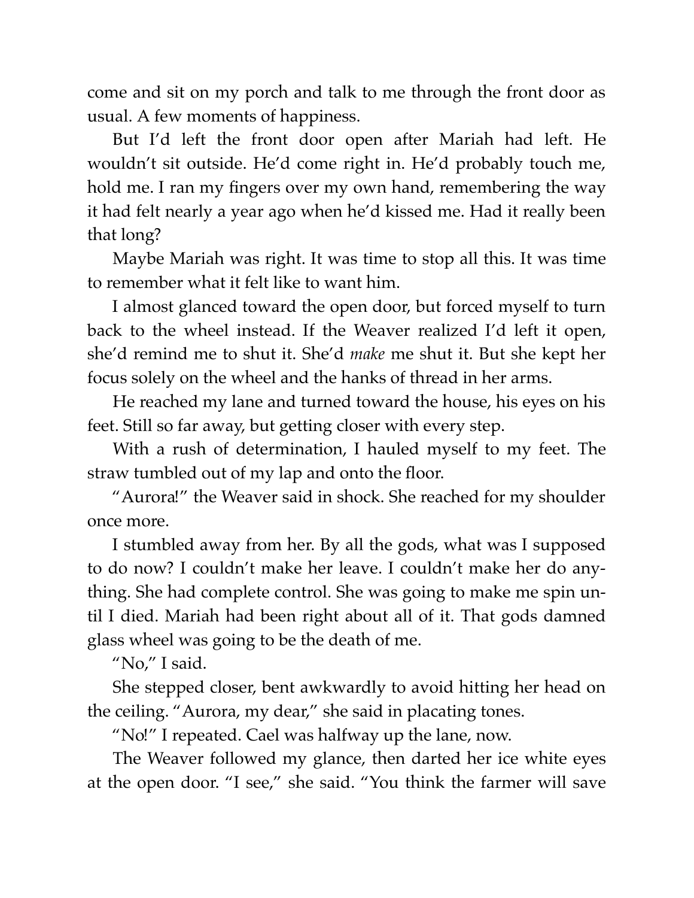come and sit on my porch and talk to me through the front door as usual. A few moments of happiness.

But I'd left the front door open after Mariah had left. He wouldn't sit outside. He'd come right in. He'd probably touch me, hold me. I ran my fingers over my own hand, remembering the way it had felt nearly a year ago when he'd kissed me. Had it really been that long?

Maybe Mariah was right. It was time to stop all this. It was time to remember what it felt like to want him.

I almost glanced toward the open door, but forced myself to turn back to the wheel instead. If the Weaver realized I'd left it open, she'd remind me to shut it. She'd *make* me shut it. But she kept her focus solely on the wheel and the hanks of thread in her arms.

He reached my lane and turned toward the house, his eyes on his feet. Still so far away, but getting closer with every step.

With a rush of determination, I hauled myself to my feet. The straw tumbled out of my lap and onto the floor.

"Aurora!" the Weaver said in shock. She reached for my shoulder once more.

I stumbled away from her. By all the gods, what was I supposed to do now? I couldn't make her leave. I couldn't make her do anything. She had complete control. She was going to make me spin until I died. Mariah had been right about all of it. That gods damned glass wheel was going to be the death of me.

"No," I said.

She stepped closer, bent awkwardly to avoid hitting her head on the ceiling. "Aurora, my dear," she said in placating tones.

"No!" I repeated. Cael was halfway up the lane, now.

The Weaver followed my glance, then darted her ice white eyes at the open door. "I see," she said. "You think the farmer will save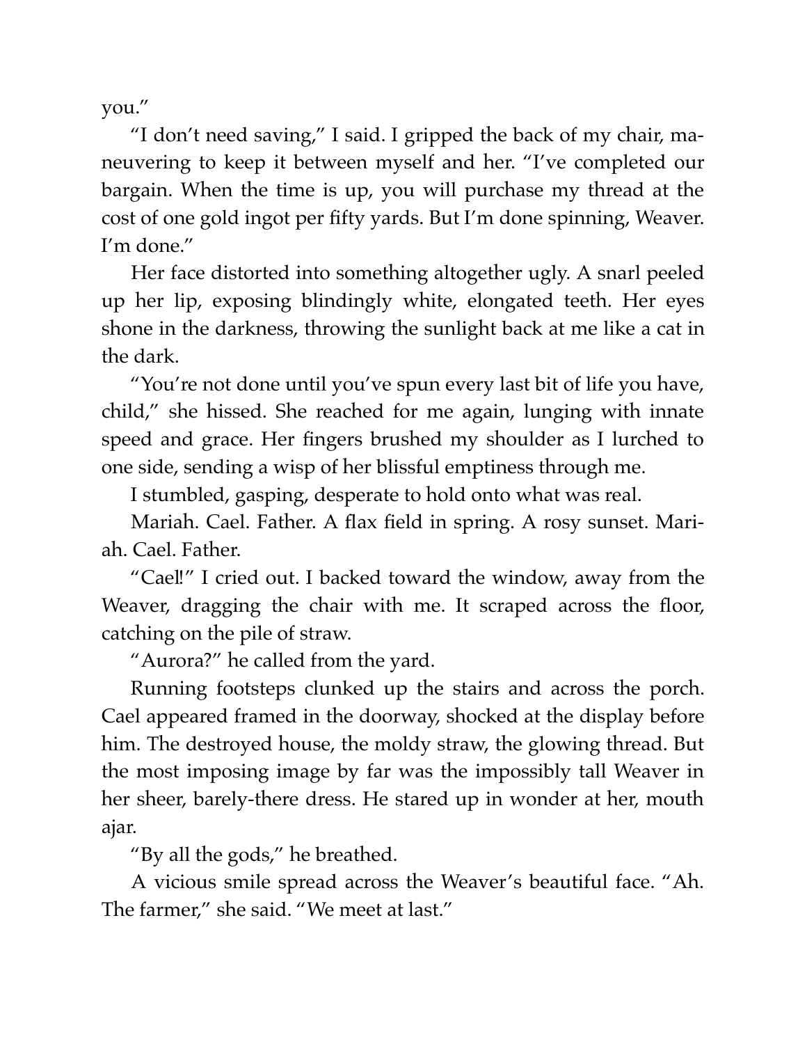you."

"I don't need saving," I said. I gripped the back of my chair, maneuvering to keep it between myself and her. "I've completed our bargain. When the time is up, you will purchase my thread at the cost of one gold ingot per fifty yards. But I'm done spinning, Weaver. I'm done."

Her face distorted into something altogether ugly. A snarl peeled up her lip, exposing blindingly white, elongated teeth. Her eyes shone in the darkness, throwing the sunlight back at me like a cat in the dark.

"You're not done until you've spun every last bit of life you have, child," she hissed. She reached for me again, lunging with innate speed and grace. Her fingers brushed my shoulder as I lurched to one side, sending a wisp of her blissful emptiness through me.

I stumbled, gasping, desperate to hold onto what was real.

Mariah. Cael. Father. A flax field in spring. A rosy sunset. Mariah. Cael. Father.

"Cael!" I cried out. I backed toward the window, away from the Weaver, dragging the chair with me. It scraped across the floor, catching on the pile of straw.

"Aurora?" he called from the yard.

Running footsteps clunked up the stairs and across the porch. Cael appeared framed in the doorway, shocked at the display before him. The destroyed house, the moldy straw, the glowing thread. But the most imposing image by far was the impossibly tall Weaver in her sheer, barely-there dress. He stared up in wonder at her, mouth ajar.

"By all the gods," he breathed.

A vicious smile spread across the Weaver's beautiful face. "Ah. The farmer," she said. "We meet at last."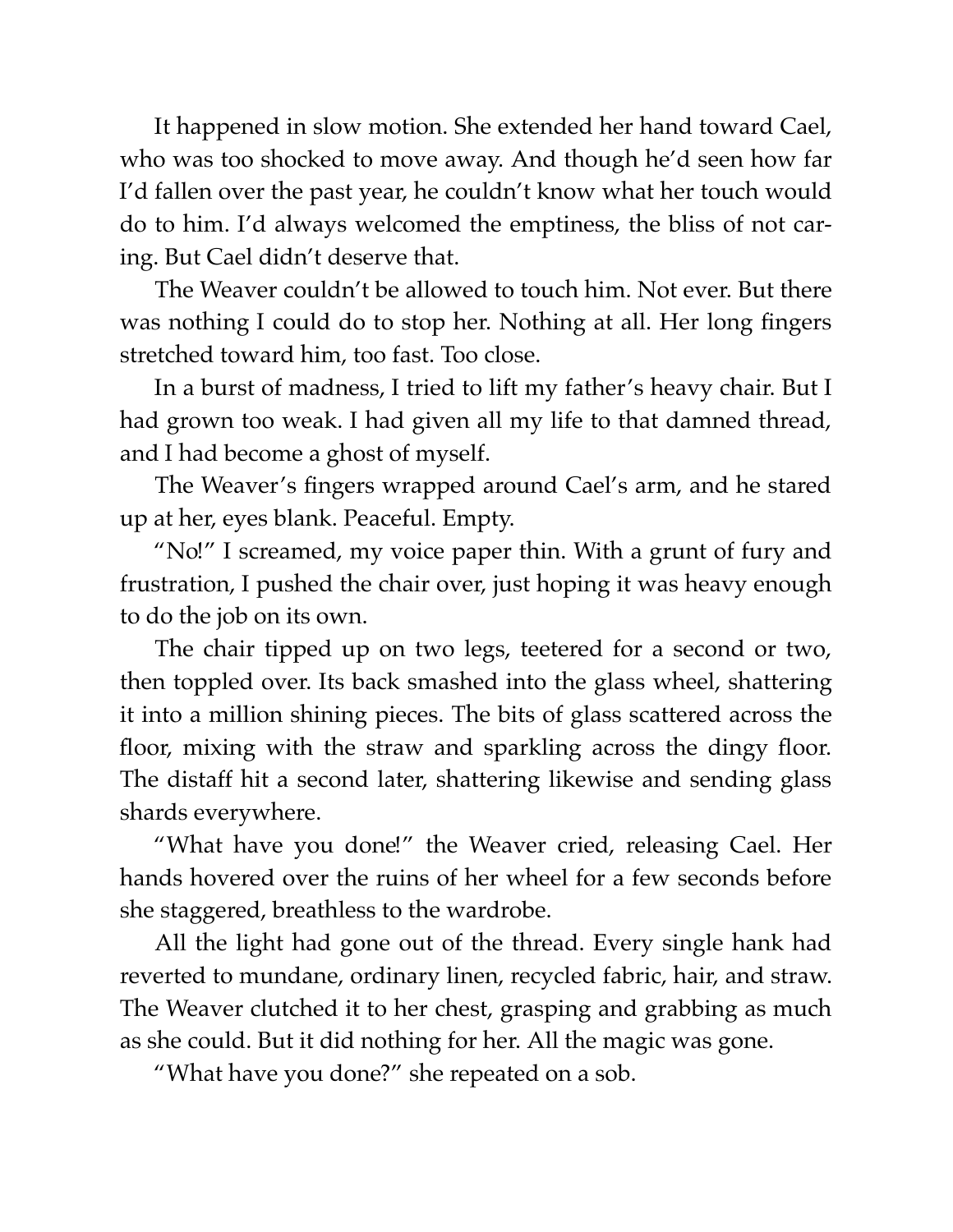It happened in slow motion. She extended her hand toward Cael, who was too shocked to move away. And though he'd seen how far I'd fallen over the past year, he couldn't know what her touch would do to him. I'd always welcomed the emptiness, the bliss of not caring. But Cael didn't deserve that.

The Weaver couldn't be allowed to touch him. Not ever. But there was nothing I could do to stop her. Nothing at all. Her long fingers stretched toward him, too fast. Too close.

In a burst of madness, I tried to lift my father's heavy chair. But I had grown too weak. I had given all my life to that damned thread, and I had become a ghost of myself.

The Weaver's fingers wrapped around Cael's arm, and he stared up at her, eyes blank. Peaceful. Empty.

"No!" I screamed, my voice paper thin. With a grunt of fury and frustration, I pushed the chair over, just hoping it was heavy enough to do the job on its own.

The chair tipped up on two legs, teetered for a second or two, then toppled over. Its back smashed into the glass wheel, shattering it into a million shining pieces. The bits of glass scattered across the floor, mixing with the straw and sparkling across the dingy floor. The distaff hit a second later, shattering likewise and sending glass shards everywhere.

"What have you done!" the Weaver cried, releasing Cael. Her hands hovered over the ruins of her wheel for a few seconds before she staggered, breathless to the wardrobe.

All the light had gone out of the thread. Every single hank had reverted to mundane, ordinary linen, recycled fabric, hair, and straw. The Weaver clutched it to her chest, grasping and grabbing as much as she could. But it did nothing for her. All the magic was gone.

"What have you done?" she repeated on a sob.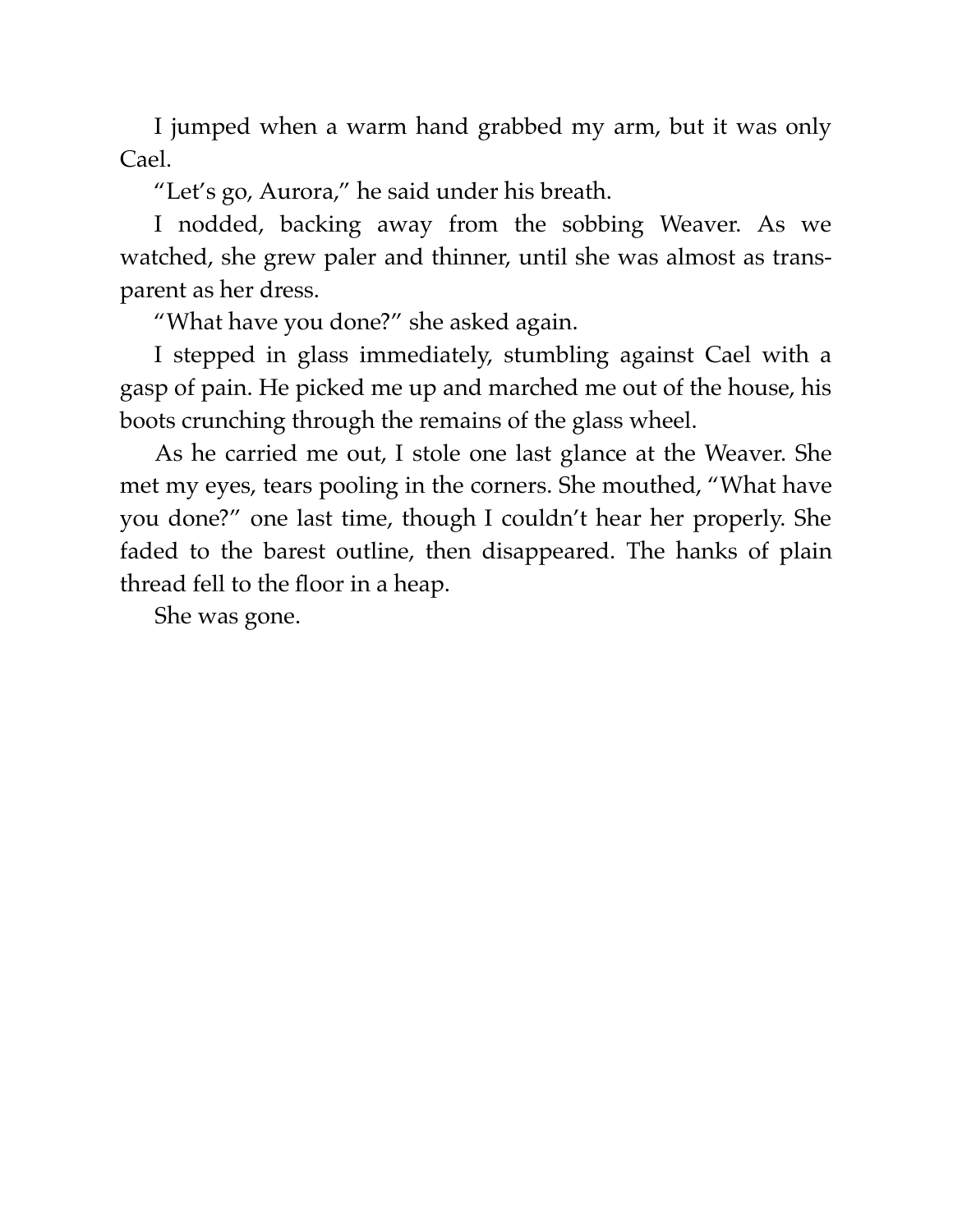I jumped when a warm hand grabbed my arm, but it was only Cael.

"Let's go, Aurora," he said under his breath.

I nodded, backing away from the sobbing Weaver. As we watched, she grew paler and thinner, until she was almost as transparent as her dress.

"What have you done?" she asked again.

I stepped in glass immediately, stumbling against Cael with a gasp of pain. He picked me up and marched me out of the house, his boots crunching through the remains of the glass wheel.

As he carried me out, I stole one last glance at the Weaver. She met my eyes, tears pooling in the corners. She mouthed, "What have you done?" one last time, though I couldn't hear her properly. She faded to the barest outline, then disappeared. The hanks of plain thread fell to the floor in a heap.

She was gone.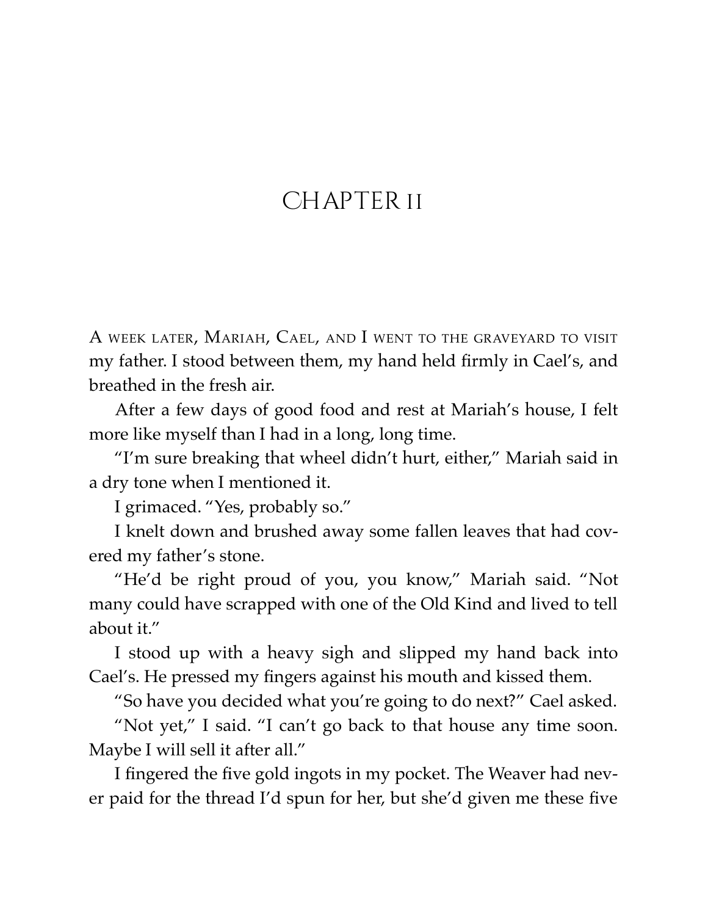# CHAPTER 11

A week later, Mariah, Cael, and I went to the graveyard to visit my father. I stood between them, my hand held firmly in Cael's, and breathed in the fresh air.

After a few days of good food and rest at Mariah's house, I felt more like myself than I had in a long, long time.

"I'm sure breaking that wheel didn't hurt, either," Mariah said in a dry tone when I mentioned it.

I grimaced. "Yes, probably so."

I knelt down and brushed away some fallen leaves that had covered my father's stone.

"He'd be right proud of you, you know," Mariah said. "Not many could have scrapped with one of the Old Kind and lived to tell about it."

I stood up with a heavy sigh and slipped my hand back into Cael's. He pressed my fingers against his mouth and kissed them.

"So have you decided what you're going to do next?" Cael asked.

"Not yet," I said. "I can't go back to that house any time soon. Maybe I will sell it after all."

I fingered the five gold ingots in my pocket. The Weaver had never paid for the thread I'd spun for her, but she'd given me these five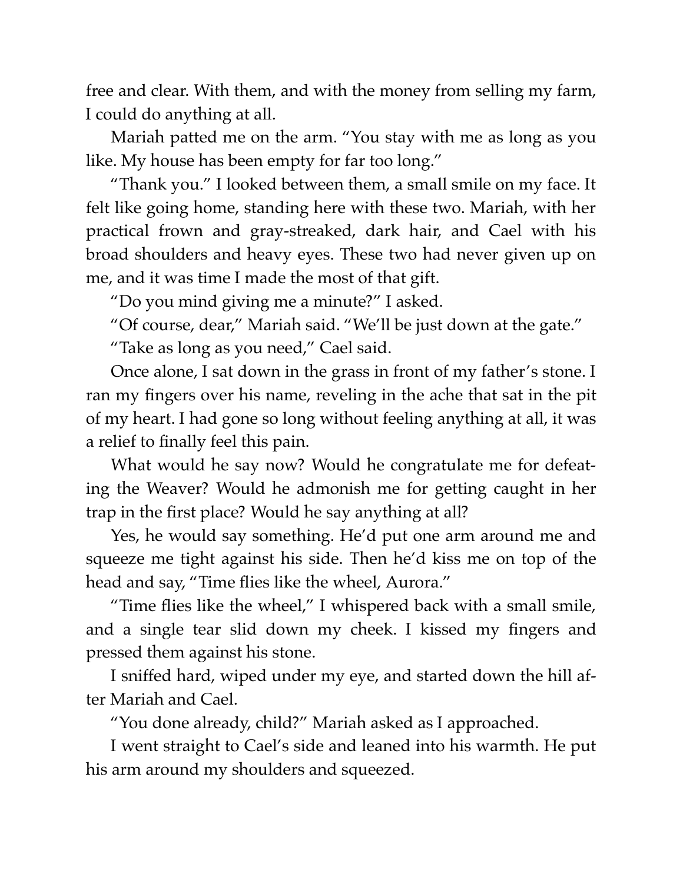free and clear. With them, and with the money from selling my farm, I could do anything at all.

Mariah patted me on the arm. "You stay with me as long as you like. My house has been empty for far too long."

"Thank you." I looked between them, a small smile on my face. It felt like going home, standing here with these two. Mariah, with her practical frown and gray-streaked, dark hair, and Cael with his broad shoulders and heavy eyes. These two had never given up on me, and it was time I made the most of that gift.

"Do you mind giving me a minute?" I asked.

"Of course, dear," Mariah said. "We'll be just down at the gate."

"Take as long as you need," Cael said.

Once alone, I sat down in the grass in front of my father's stone. I ran my fingers over his name, reveling in the ache that sat in the pit of my heart. I had gone so long without feeling anything at all, it was a relief to finally feel this pain.

What would he say now? Would he congratulate me for defeating the Weaver? Would he admonish me for getting caught in her trap in the first place? Would he say anything at all?

Yes, he would say something. He'd put one arm around me and squeeze me tight against his side. Then he'd kiss me on top of the head and say, "Time flies like the wheel, Aurora."

"Time flies like the wheel," I whispered back with a small smile, and a single tear slid down my cheek. I kissed my fingers and pressed them against his stone.

I sniffed hard, wiped under my eye, and started down the hill after Mariah and Cael.

"You done already, child?" Mariah asked as I approached.

I went straight to Cael's side and leaned into his warmth. He put his arm around my shoulders and squeezed.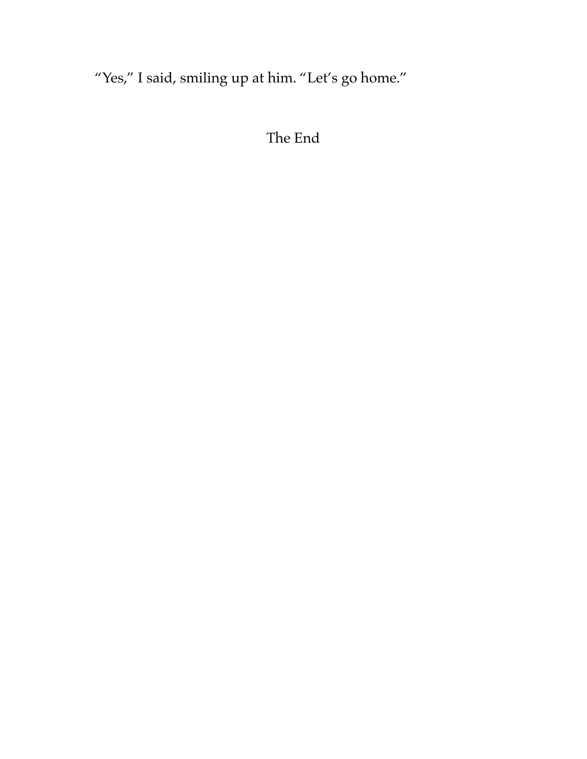"Yes," I said, smiling up at him. "Let's go home."

The End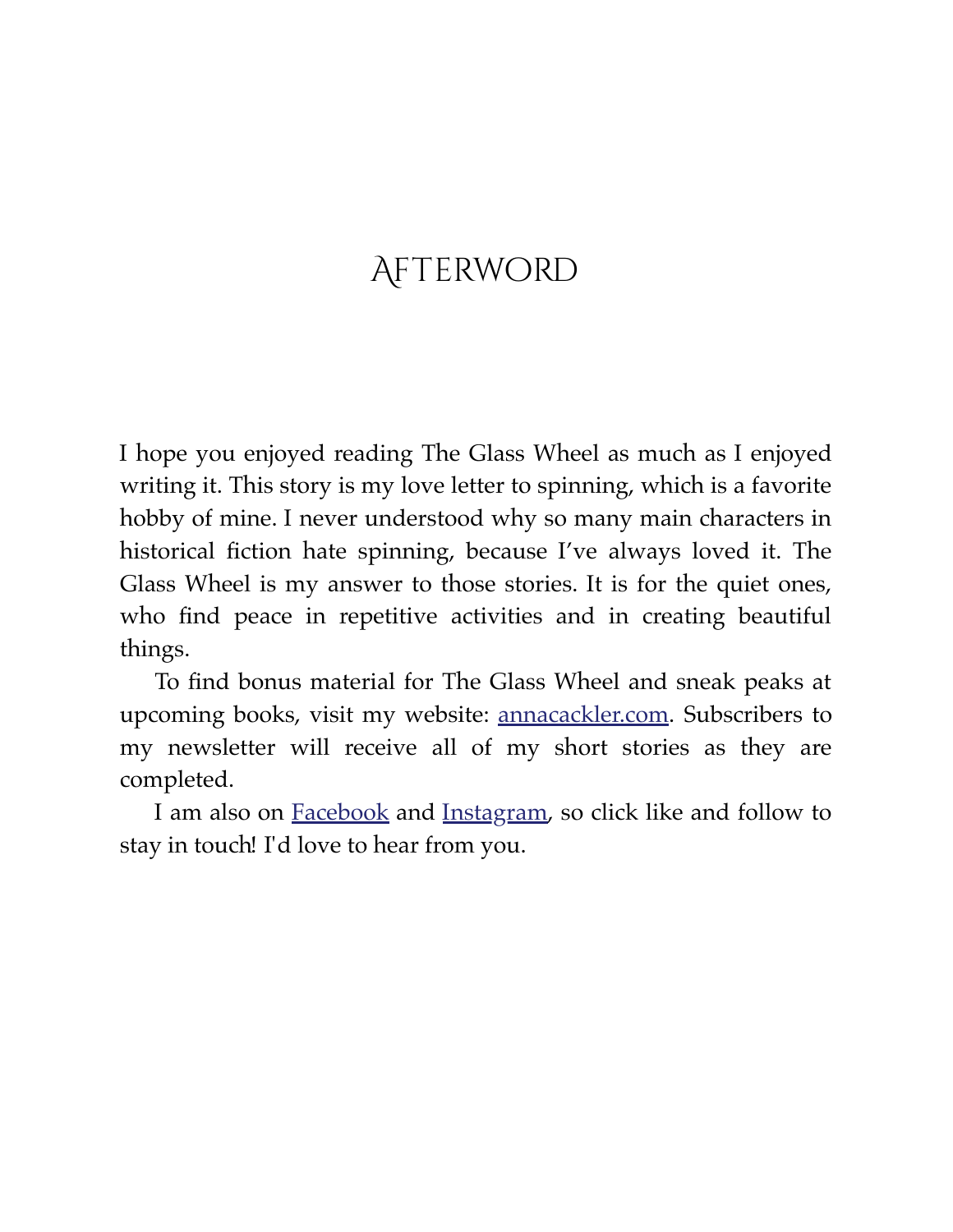# Afterword

I hope you enjoyed reading The Glass Wheel as much as I enjoyed writing it. This story is my love letter to spinning, which is a favorite hobby of mine. I never understood why so many main characters in historical fiction hate spinning, because I've always loved it. The Glass Wheel is my answer to those stories. It is for the quiet ones, who find peace in repetitive activities and in creating beautiful things.

To find bonus material for The Glass Wheel and sneak peaks at upcoming books, visit my website: annacackler.com. Subscribers to my newsletter will receive all of my short stories as they are completed.

I am also on Facebook and Instagram, so click like and follow to stay in touch! I'd love to hear from you.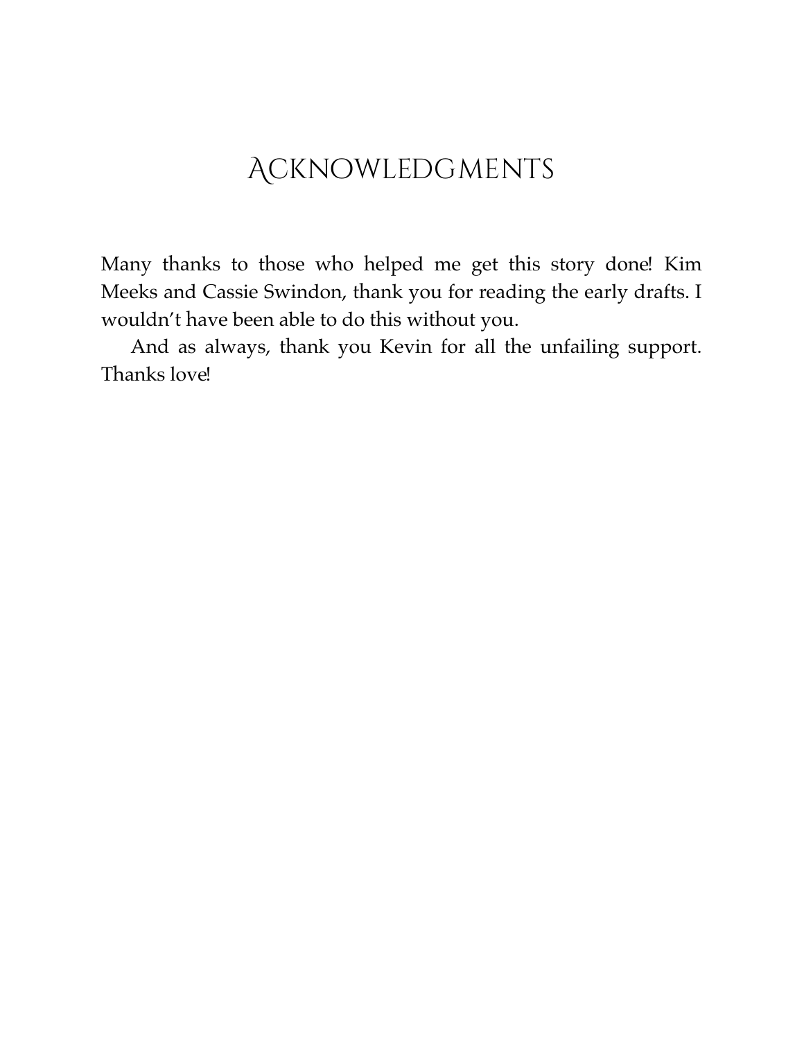# Acknowledgments

Many thanks to those who helped me get this story done! Kim Meeks and Cassie Swindon, thank you for reading the early drafts. I wouldn't have been able to do this without you.

And as always, thank you Kevin for all the unfailing support. Thanks love!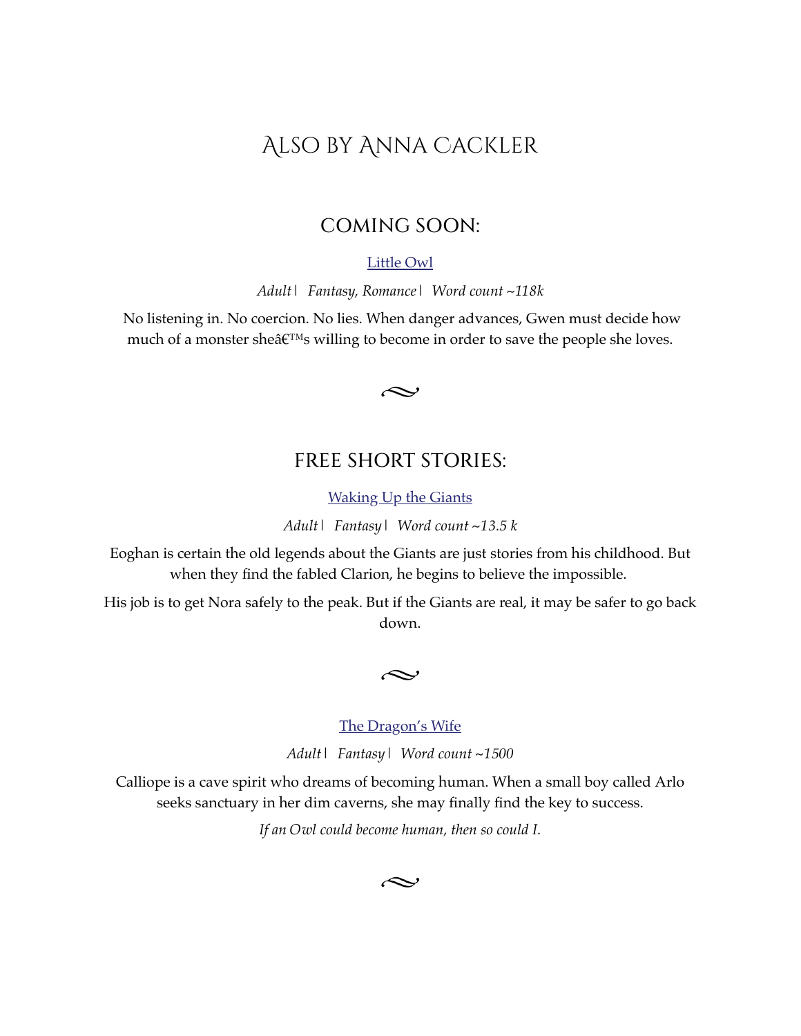# Also by Anna Cackler

## COMING SOON:

[Little Owl]

*Adult | Fantasy, Romance | Word count ~118k*

No listening in. No coercion. No lies. When danger advances, Gwen must decide how much of a monster sheâ€™s willing to become in order to save the people she loves.

~

## FREE SHORT STORIES:

[Waking Up the Giants]

*Adult | Fantasy | Word count ~13.5 k*

Eoghan is certain the old legends about the Giants are just stories from his childhood. But when they find the fabled Clarion, he begins to believe the impossible.

His job is to get Nora safely to the peak. But if the Giants are real, it may be safer to go back down.

~

[The Dragon's Wife]

*Adult | Fantasy | Word count ~1500*

Calliope is a cave spirit who dreams of becoming human. When a small boy called Arlo seeks sanctuary in her dim caverns, she may finally find the key to success.

*If an Owl could become human, then so could I.*

~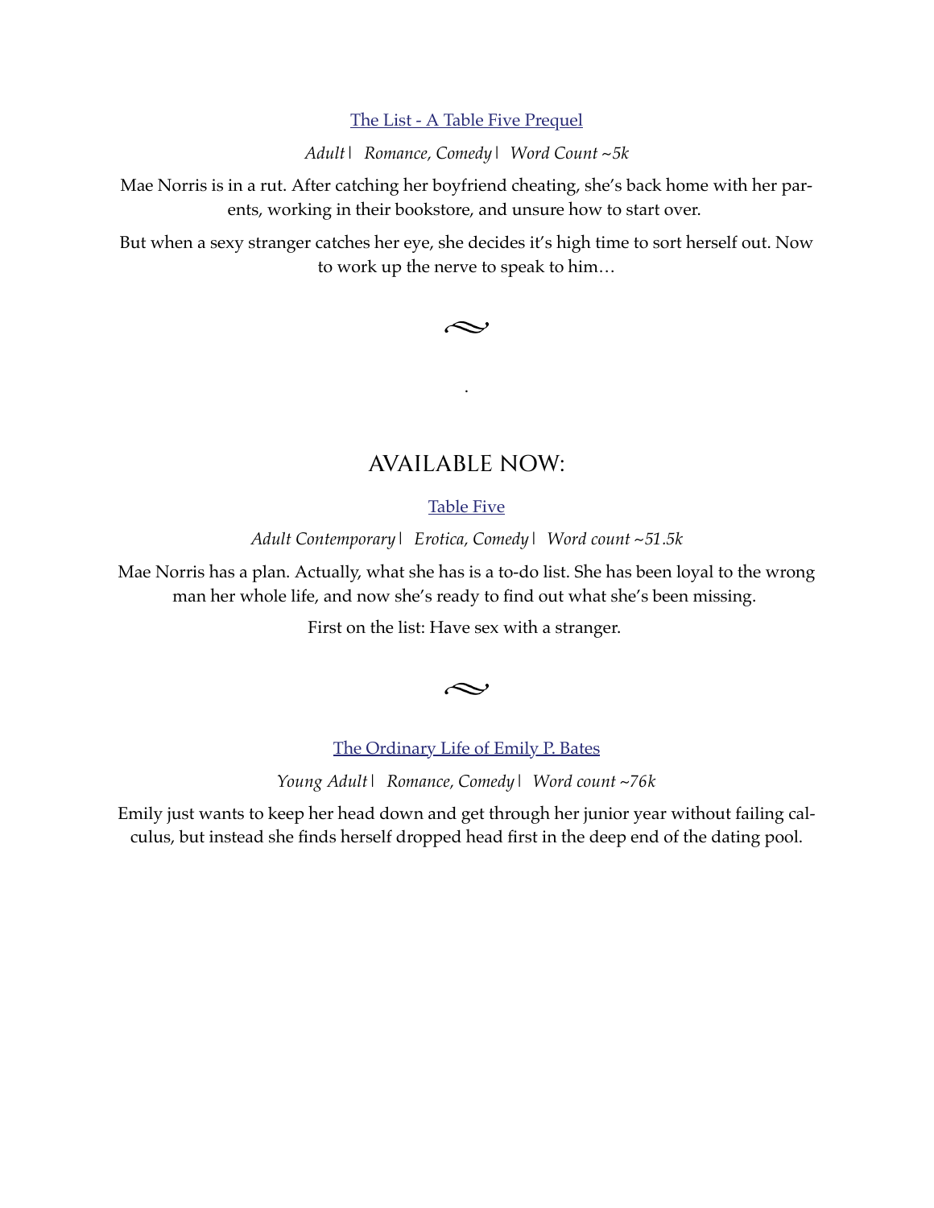[The List - A Table Five Prequel]

*Adult* | *Romance, Comedy* | *Word Count ~5k*

Mae Norris is in a rut. After catching her boyfriend cheating, she's back home with her parents, working in their bookstore, and unsure how to start over.

But when a sexy stranger catches her eye, she decides it's high time to sort herself out. Now to work up the nerve to speak to him…

~

.

## AVAILABLE NOW:

[Table Five]

*Adult Contemporary* | *Erotica, Comedy* | *Word count ~51.5k*

Mae Norris has a plan. Actually, what she has is a to-do list. She has been loyal to the wrong man her whole life, and now she's ready to find out what she's been missing.

First on the list: Have sex with a stranger.

~

[The Ordinary Life of Emily P. Bates]

*Young Adult* | *Romance, Comedy* | *Word count ~76k*

Emily just wants to keep her head down and get through her junior year without failing calculus, but instead she finds herself dropped head first in the deep end of the dating pool.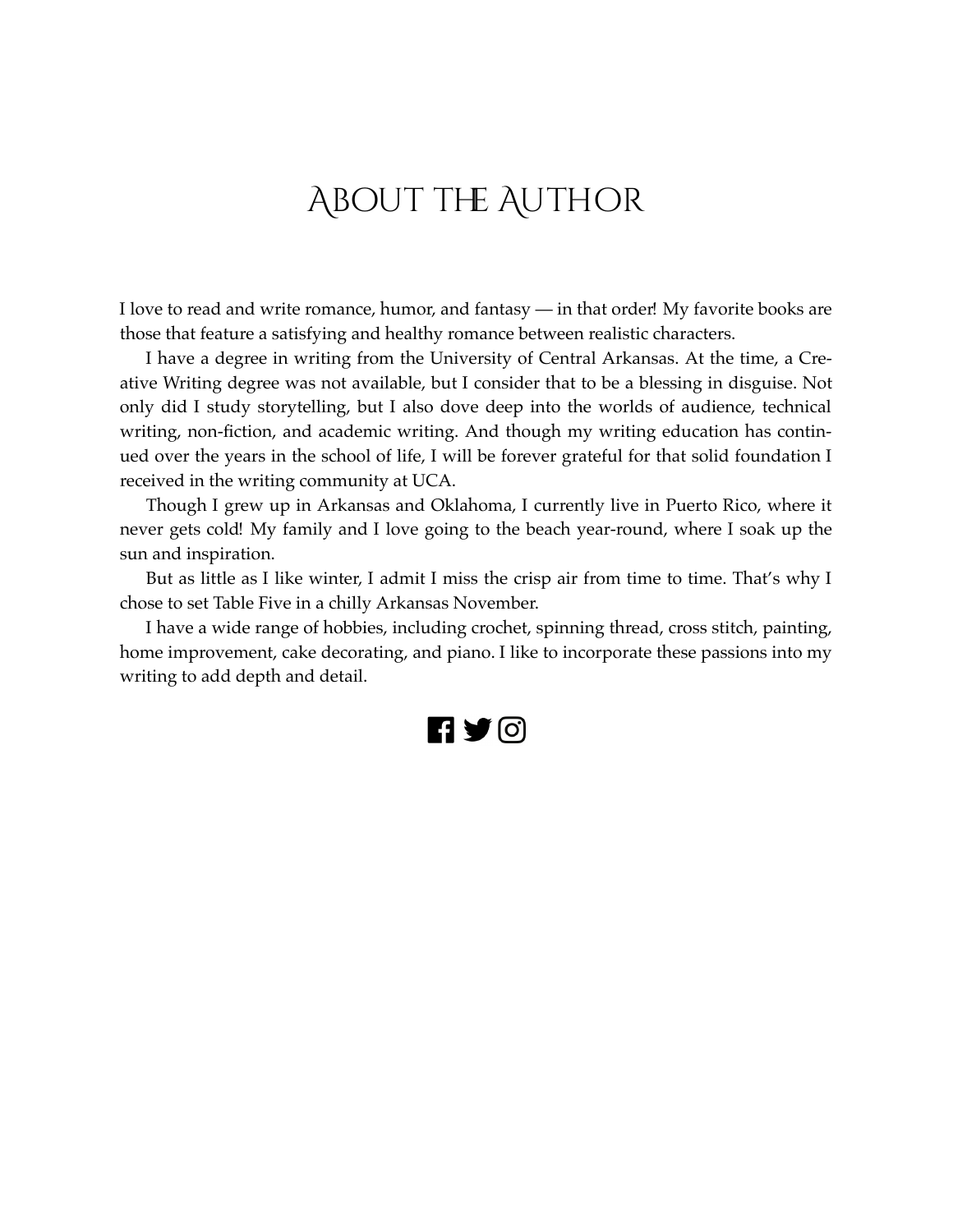# About the Author

I love to read and write romance, humor, and fantasy — in that order! My favorite books are those that feature a satisfying and healthy romance between realistic characters.

I have a degree in writing from the University of Central Arkansas. At the time, a Creative Writing degree was not available, but I consider that to be a blessing in disguise. Not only did I study storytelling, but I also dove deep into the worlds of audience, technical writing, non-fiction, and academic writing. And though my writing education has continued over the years in the school of life, I will be forever grateful for that solid foundation I received in the writing community at UCA.

Though I grew up in Arkansas and Oklahoma, I currently live in Puerto Rico, where it never gets cold! My family and I love going to the beach year-round, where I soak up the sun and inspiration.

But as little as I like winter, I admit I miss the crisp air from time to time. That's why I chose to set Table Five in a chilly Arkansas November.

I have a wide range of hobbies, including crochet, spinning thread, cross stitch, painting, home improvement, cake decorating, and piano. I like to incorporate these passions into my writing to add depth and detail.